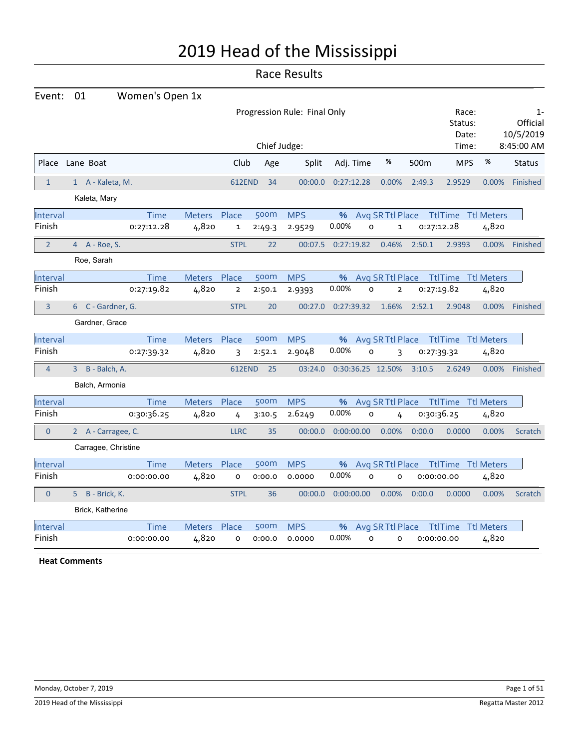# 2019 Head of the Mississippi

## Race Results

**Event:** 01 Women's Open 1x

Progression Rule: Final Only

Chief Judge:

Race: 1-
Status: Official
Date: 10/5/2019
Time: 8:45:00 AM

| Place | Lane | Boat | Club | Age | Split | Adj. Time | % | 500m | MPS | % | Status |
|---|---|---|---|---|---|---|---|---|---|---|---|
| 1 | 1 | A - Kaleta, M. | 612END | 34 | 00:00.0 | 0:27:12.28 | 0.00% | 2:49.3 | 2.9529 | 0.00% | Finished |

Kaleta, Mary

| Interval | Time | Meters | Place | 500m | MPS | % | Avg SR | Ttl Place | TtlTime | Ttl Meters |
|---|---|---|---|---|---|---|---|---|---|---|
| Finish | 0:27:12.28 | 4,820 | 1 | 2:49.3 | 2.9529 | 0.00% | 0 | 1 | 0:27:12.28 | 4,820 |

| Place | Lane | Boat | Club | Age | Split | Adj. Time | % | 500m | MPS | % | Status |
|---|---|---|---|---|---|---|---|---|---|---|---|
| 2 | 4 | A - Roe, S. | STPL | 22 | 00:07.5 | 0:27:19.82 | 0.46% | 2:50.1 | 2.9393 | 0.00% | Finished |

Roe, Sarah

| Interval | Time | Meters | Place | 500m | MPS | % | Avg SR | Ttl Place | TtlTime | Ttl Meters |
|---|---|---|---|---|---|---|---|---|---|---|
| Finish | 0:27:19.82 | 4,820 | 2 | 2:50.1 | 2.9393 | 0.00% | 0 | 2 | 0:27:19.82 | 4,820 |

| Place | Lane | Boat | Club | Age | Split | Adj. Time | % | 500m | MPS | % | Status |
|---|---|---|---|---|---|---|---|---|---|---|---|
| 3 | 6 | C - Gardner, G. | STPL | 20 | 00:27.0 | 0:27:39.32 | 1.66% | 2:52.1 | 2.9048 | 0.00% | Finished |

Gardner, Grace

| Interval | Time | Meters | Place | 500m | MPS | % | Avg SR | Ttl Place | TtlTime | Ttl Meters |
|---|---|---|---|---|---|---|---|---|---|---|
| Finish | 0:27:39.32 | 4,820 | 3 | 2:52.1 | 2.9048 | 0.00% | 0 | 3 | 0:27:39.32 | 4,820 |

| Place | Lane | Boat | Club | Age | Split | Adj. Time | % | 500m | MPS | % | Status |
|---|---|---|---|---|---|---|---|---|---|---|---|
| 4 | 3 | B - Balch, A. | 612END | 25 | 03:24.0 | 0:30:36.25 | 12.50% | 3:10.5 | 2.6249 | 0.00% | Finished |

Balch, Armonia

| Interval | Time | Meters | Place | 500m | MPS | % | Avg SR | Ttl Place | TtlTime | Ttl Meters |
|---|---|---|---|---|---|---|---|---|---|---|
| Finish | 0:30:36.25 | 4,820 | 4 | 3:10.5 | 2.6249 | 0.00% | 0 | 4 | 0:30:36.25 | 4,820 |

| Place | Lane | Boat | Club | Age | Split | Adj. Time | % | 500m | MPS | % | Status |
|---|---|---|---|---|---|---|---|---|---|---|---|
| 0 | 2 | A - Carragee, C. | LLRC | 35 | 00:00.0 | 0:00:00.00 | 0.00% | 0:00.0 | 0.0000 | 0.00% | Scratch |

Carragee, Christine

| Interval | Time | Meters | Place | 500m | MPS | % | Avg SR | Ttl Place | TtlTime | Ttl Meters |
|---|---|---|---|---|---|---|---|---|---|---|
| Finish | 0:00:00.00 | 4,820 | 0 | 0:00.0 | 0.0000 | 0.00% | 0 | 0 | 0:00:00.00 | 4,820 |

| Place | Lane | Boat | Club | Age | Split | Adj. Time | % | 500m | MPS | % | Status |
|---|---|---|---|---|---|---|---|---|---|---|---|
| 0 | 5 | B - Brick, K. | STPL | 36 | 00:00.0 | 0:00:00.00 | 0.00% | 0:00.0 | 0.0000 | 0.00% | Scratch |

Brick, Katherine

| Interval | Time | Meters | Place | 500m | MPS | % | Avg SR | Ttl Place | TtlTime | Ttl Meters |
|---|---|---|---|---|---|---|---|---|---|---|
| Finish | 0:00:00.00 | 4,820 | 0 | 0:00.0 | 0.0000 | 0.00% | 0 | 0 | 0:00:00.00 | 4,820 |

**Heat Comments**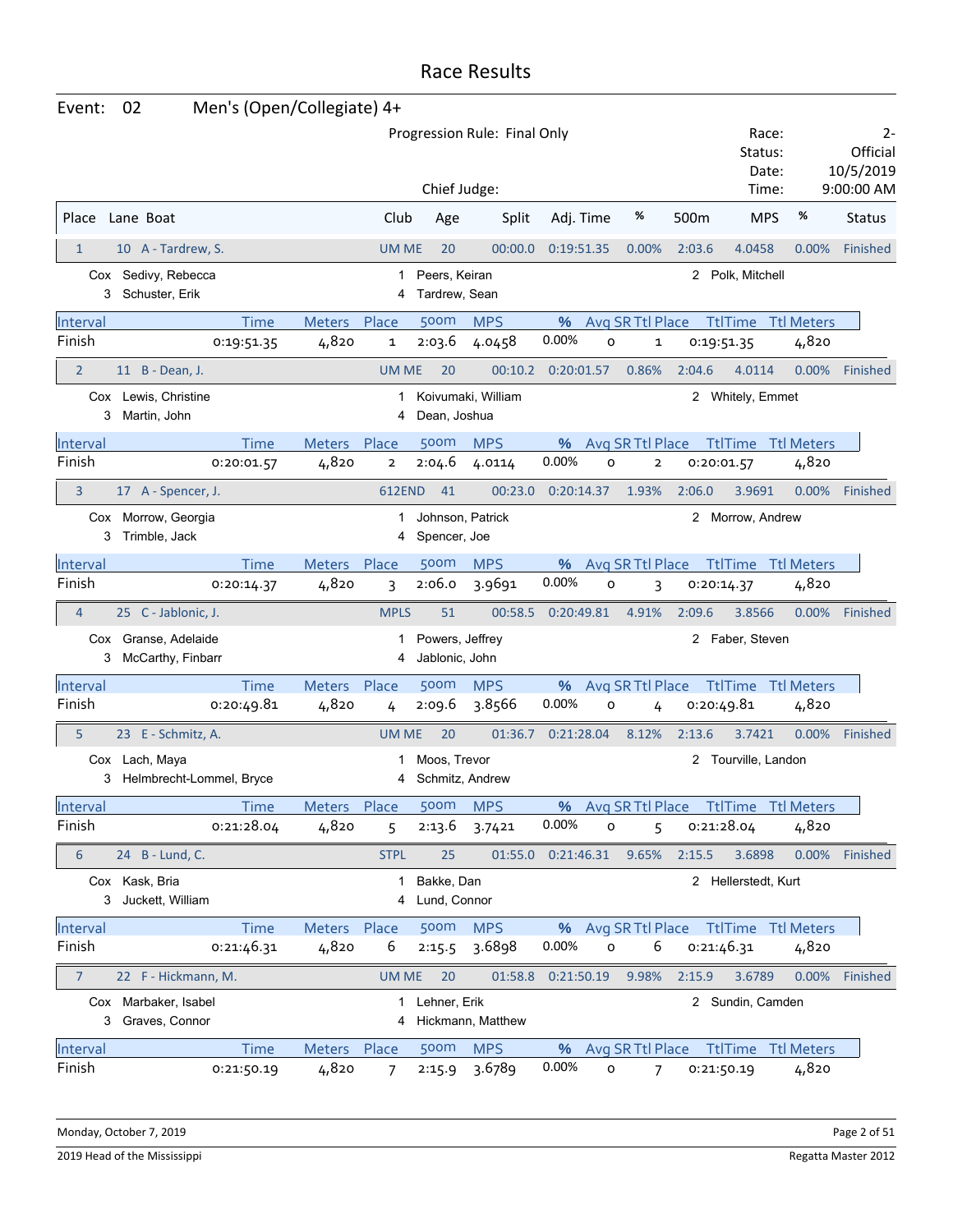# Race Results

**Event:** 02 Men's (Open/Collegiate) 4+

Progression Rule: Final Only

Chief Judge:

Race: 2-
Status: Official
Date: 10/5/2019
Time: 9:00:00 AM

| Place | Lane | Boat | Club | Age | Split | Adj. Time | % | 500m | MPS | % | Status |
|---|---|---|---|---|---|---|---|---|---|---|---|
| 1 | 10 | A - Tardrew, S. | UM ME | 20 | 00:00.0 | 0:19:51.35 | 0.00% | 2:03.6 | 4.0458 | 0.00% | Finished |

Cox Sedivy, Rebecca; 1 Peers, Keiran; 2 Polk, Mitchell; 3 Schuster, Erik; 4 Tardrew, Sean

| Interval | Time | Meters | Place | 500m | MPS | % | Avg SR | Ttl Place | TtlTime | Ttl Meters |
|---|---|---|---|---|---|---|---|---|---|---|
| Finish | 0:19:51.35 | 4,820 | 1 | 2:03.6 | 4.0458 | 0.00% | 0 | 1 | 0:19:51.35 | 4,820 |

| Place | Lane | Boat | Club | Age | Split | Adj. Time | % | 500m | MPS | % | Status |
|---|---|---|---|---|---|---|---|---|---|---|---|
| 2 | 11 | B - Dean, J. | UM ME | 20 | 00:10.2 | 0:20:01.57 | 0.86% | 2:04.6 | 4.0114 | 0.00% | Finished |

Cox Lewis, Christine; 1 Koivumaki, William; 2 Whitely, Emmet; 3 Martin, John; 4 Dean, Joshua

| Interval | Time | Meters | Place | 500m | MPS | % | Avg SR | Ttl Place | TtlTime | Ttl Meters |
|---|---|---|---|---|---|---|---|---|---|---|
| Finish | 0:20:01.57 | 4,820 | 2 | 2:04.6 | 4.0114 | 0.00% | 0 | 2 | 0:20:01.57 | 4,820 |

| Place | Lane | Boat | Club | Age | Split | Adj. Time | % | 500m | MPS | % | Status |
|---|---|---|---|---|---|---|---|---|---|---|---|
| 3 | 17 | A - Spencer, J. | 612END | 41 | 00:23.0 | 0:20:14.37 | 1.93% | 2:06.0 | 3.9691 | 0.00% | Finished |

Cox Morrow, Georgia; 1 Johnson, Patrick; 2 Morrow, Andrew; 3 Trimble, Jack; 4 Spencer, Joe

| Interval | Time | Meters | Place | 500m | MPS | % | Avg SR | Ttl Place | TtlTime | Ttl Meters |
|---|---|---|---|---|---|---|---|---|---|---|
| Finish | 0:20:14.37 | 4,820 | 3 | 2:06.0 | 3.9691 | 0.00% | 0 | 3 | 0:20:14.37 | 4,820 |

| Place | Lane | Boat | Club | Age | Split | Adj. Time | % | 500m | MPS | % | Status |
|---|---|---|---|---|---|---|---|---|---|---|---|
| 4 | 25 | C - Jablonic, J. | MPLS | 51 | 00:58.5 | 0:20:49.81 | 4.91% | 2:09.6 | 3.8566 | 0.00% | Finished |

Cox Granse, Adelaide; 1 Powers, Jeffrey; 2 Faber, Steven; 3 McCarthy, Finbarr; 4 Jablonic, John

| Interval | Time | Meters | Place | 500m | MPS | % | Avg SR | Ttl Place | TtlTime | Ttl Meters |
|---|---|---|---|---|---|---|---|---|---|---|
| Finish | 0:20:49.81 | 4,820 | 4 | 2:09.6 | 3.8566 | 0.00% | 0 | 4 | 0:20:49.81 | 4,820 |

| Place | Lane | Boat | Club | Age | Split | Adj. Time | % | 500m | MPS | % | Status |
|---|---|---|---|---|---|---|---|---|---|---|---|
| 5 | 23 | E - Schmitz, A. | UM ME | 20 | 01:36.7 | 0:21:28.04 | 8.12% | 2:13.6 | 3.7421 | 0.00% | Finished |

Cox Lach, Maya; 1 Moos, Trevor; 2 Tourville, Landon; 3 Helmbrecht-Lommel, Bryce; 4 Schmitz, Andrew

| Interval | Time | Meters | Place | 500m | MPS | % | Avg SR | Ttl Place | TtlTime | Ttl Meters |
|---|---|---|---|---|---|---|---|---|---|---|
| Finish | 0:21:28.04 | 4,820 | 5 | 2:13.6 | 3.7421 | 0.00% | 0 | 5 | 0:21:28.04 | 4,820 |

| Place | Lane | Boat | Club | Age | Split | Adj. Time | % | 500m | MPS | % | Status |
|---|---|---|---|---|---|---|---|---|---|---|---|
| 6 | 24 | B - Lund, C. | STPL | 25 | 01:55.0 | 0:21:46.31 | 9.65% | 2:15.5 | 3.6898 | 0.00% | Finished |

Cox Kask, Bria; 1 Bakke, Dan; 2 Hellerstedt, Kurt; 3 Juckett, William; 4 Lund, Connor

| Interval | Time | Meters | Place | 500m | MPS | % | Avg SR | Ttl Place | TtlTime | Ttl Meters |
|---|---|---|---|---|---|---|---|---|---|---|
| Finish | 0:21:46.31 | 4,820 | 6 | 2:15.5 | 3.6898 | 0.00% | 0 | 6 | 0:21:46.31 | 4,820 |

| Place | Lane | Boat | Club | Age | Split | Adj. Time | % | 500m | MPS | % | Status |
|---|---|---|---|---|---|---|---|---|---|---|---|
| 7 | 22 | F - Hickmann, M. | UM ME | 20 | 01:58.8 | 0:21:50.19 | 9.98% | 2:15.9 | 3.6789 | 0.00% | Finished |

Cox Marbaker, Isabel; 1 Lehner, Erik; 2 Sundin, Camden; 3 Graves, Connor; 4 Hickmann, Matthew

| Interval | Time | Meters | Place | 500m | MPS | % | Avg SR | Ttl Place | TtlTime | Ttl Meters |
|---|---|---|---|---|---|---|---|---|---|---|
| Finish | 0:21:50.19 | 4,820 | 7 | 2:15.9 | 3.6789 | 0.00% | 0 | 7 | 0:21:50.19 | 4,820 |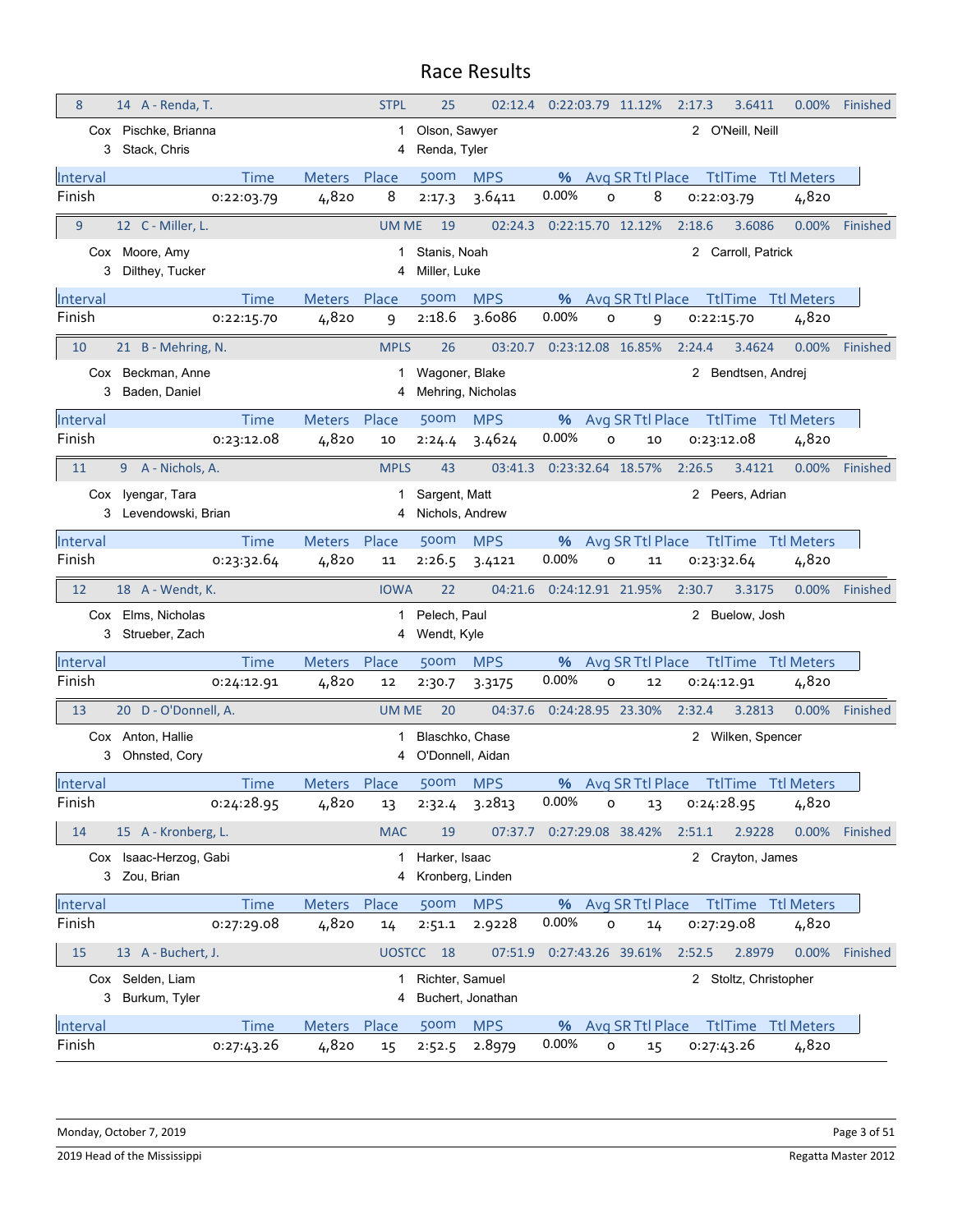# Race Results

| 8 | 14 A - Renda, T. | STPL | 25 | 02:12.4 | 0:22:03.79 | 11.12% | 2:17.3 | 3.6411 | 0.00% | Finished |
|---|---|---|---|---|---|---|---|---|---|---|

Cox Pischke, Brianna — 1 Olson, Sawyer — 2 O'Neill, Neill
3 Stack, Chris — 4 Renda, Tyler

| Interval | Time | Meters | Place | 500m | MPS | % | Avg SR | Ttl Place | TtlTime | Ttl Meters |
|---|---|---|---|---|---|---|---|---|---|---|
| Finish | 0:22:03.79 | 4,820 | 8 | 2:17.3 | 3.6411 | 0.00% | 0 | 8 | 0:22:03.79 | 4,820 |

| 9 | 12 C - Miller, L. | UM ME | 19 | 02:24.3 | 0:22:15.70 | 12.12% | 2:18.6 | 3.6086 | 0.00% | Finished |
|---|---|---|---|---|---|---|---|---|---|---|

Cox Moore, Amy — 1 Stanis, Noah — 2 Carroll, Patrick
3 Dilthey, Tucker — 4 Miller, Luke

| Interval | Time | Meters | Place | 500m | MPS | % | Avg SR | Ttl Place | TtlTime | Ttl Meters |
|---|---|---|---|---|---|---|---|---|---|---|
| Finish | 0:22:15.70 | 4,820 | 9 | 2:18.6 | 3.6086 | 0.00% | 0 | 9 | 0:22:15.70 | 4,820 |

| 10 | 21 B - Mehring, N. | MPLS | 26 | 03:20.7 | 0:23:12.08 | 16.85% | 2:24.4 | 3.4624 | 0.00% | Finished |
|---|---|---|---|---|---|---|---|---|---|---|

Cox Beckman, Anne — 1 Wagoner, Blake — 2 Bendtsen, Andrej
3 Baden, Daniel — 4 Mehring, Nicholas

| Interval | Time | Meters | Place | 500m | MPS | % | Avg SR | Ttl Place | TtlTime | Ttl Meters |
|---|---|---|---|---|---|---|---|---|---|---|
| Finish | 0:23:12.08 | 4,820 | 10 | 2:24.4 | 3.4624 | 0.00% | 0 | 10 | 0:23:12.08 | 4,820 |

| 11 | 9 A - Nichols, A. | MPLS | 43 | 03:41.3 | 0:23:32.64 | 18.57% | 2:26.5 | 3.4121 | 0.00% | Finished |
|---|---|---|---|---|---|---|---|---|---|---|

Cox Iyengar, Tara — 1 Sargent, Matt — 2 Peers, Adrian
3 Levendowski, Brian — 4 Nichols, Andrew

| Interval | Time | Meters | Place | 500m | MPS | % | Avg SR | Ttl Place | TtlTime | Ttl Meters |
|---|---|---|---|---|---|---|---|---|---|---|
| Finish | 0:23:32.64 | 4,820 | 11 | 2:26.5 | 3.4121 | 0.00% | 0 | 11 | 0:23:32.64 | 4,820 |

| 12 | 18 A - Wendt, K. | IOWA | 22 | 04:21.6 | 0:24:12.91 | 21.95% | 2:30.7 | 3.3175 | 0.00% | Finished |
|---|---|---|---|---|---|---|---|---|---|---|

Cox Elms, Nicholas — 1 Pelech, Paul — 2 Buelow, Josh
3 Strueber, Zach — 4 Wendt, Kyle

| Interval | Time | Meters | Place | 500m | MPS | % | Avg SR | Ttl Place | TtlTime | Ttl Meters |
|---|---|---|---|---|---|---|---|---|---|---|
| Finish | 0:24:12.91 | 4,820 | 12 | 2:30.7 | 3.3175 | 0.00% | 0 | 12 | 0:24:12.91 | 4,820 |

| 13 | 20 D - O'Donnell, A. | UM ME | 20 | 04:37.6 | 0:24:28.95 | 23.30% | 2:32.4 | 3.2813 | 0.00% | Finished |
|---|---|---|---|---|---|---|---|---|---|---|

Cox Anton, Hallie — 1 Blaschko, Chase — 2 Wilken, Spencer
3 Ohnsted, Cory — 4 O'Donnell, Aidan

| Interval | Time | Meters | Place | 500m | MPS | % | Avg SR | Ttl Place | TtlTime | Ttl Meters |
|---|---|---|---|---|---|---|---|---|---|---|
| Finish | 0:24:28.95 | 4,820 | 13 | 2:32.4 | 3.2813 | 0.00% | 0 | 13 | 0:24:28.95 | 4,820 |

| 14 | 15 A - Kronberg, L. | MAC | 19 | 07:37.7 | 0:27:29.08 | 38.42% | 2:51.1 | 2.9228 | 0.00% | Finished |
|---|---|---|---|---|---|---|---|---|---|---|

Cox Isaac-Herzog, Gabi — 1 Harker, Isaac — 2 Crayton, James
3 Zou, Brian — 4 Kronberg, Linden

| Interval | Time | Meters | Place | 500m | MPS | % | Avg SR | Ttl Place | TtlTime | Ttl Meters |
|---|---|---|---|---|---|---|---|---|---|---|
| Finish | 0:27:29.08 | 4,820 | 14 | 2:51.1 | 2.9228 | 0.00% | 0 | 14 | 0:27:29.08 | 4,820 |

| 15 | 13 A - Buchert, J. | UOSTCC | 18 | 07:51.9 | 0:27:43.26 | 39.61% | 2:52.5 | 2.8979 | 0.00% | Finished |
|---|---|---|---|---|---|---|---|---|---|---|

Cox Selden, Liam — 1 Richter, Samuel — 2 Stoltz, Christopher
3 Burkum, Tyler — 4 Buchert, Jonathan

| Interval | Time | Meters | Place | 500m | MPS | % | Avg SR | Ttl Place | TtlTime | Ttl Meters |
|---|---|---|---|---|---|---|---|---|---|---|
| Finish | 0:27:43.26 | 4,820 | 15 | 2:52.5 | 2.8979 | 0.00% | 0 | 15 | 0:27:43.26 | 4,820 |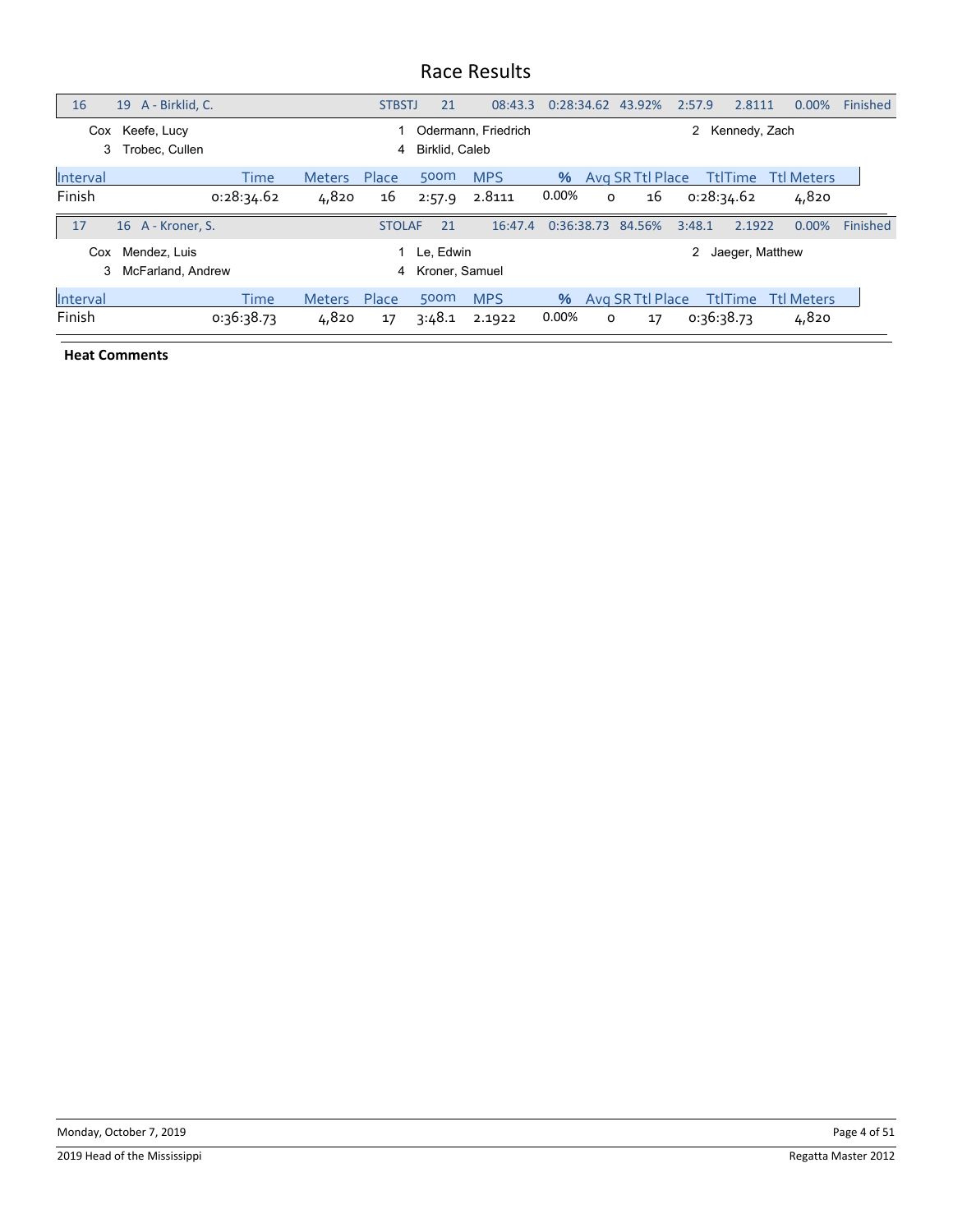# Race Results

| 16 | 19 A - Birklid, C. | STBSTJ | 21 | 08:43.3 | 0:28:34.62 | 43.92% | 2:57.9 | 2.8111 | 0.00% | Finished |
|---|---|---|---|---|---|---|---|---|---|---|

Cox Keefe, Lucy
1 Odermann, Friedrich
2 Kennedy, Zach
3 Trobec, Cullen
4 Birklid, Caleb

| Interval | Time | Meters | Place | 500m | MPS | % | Avg SR | Ttl Place | TtlTime | Ttl Meters |
|---|---|---|---|---|---|---|---|---|---|---|
| Finish | 0:28:34.62 | 4,820 | 16 | 2:57.9 | 2.8111 | 0.00% | 0 | 16 | 0:28:34.62 | 4,820 |

| 17 | 16 A - Kroner, S. | STOLAF | 21 | 16:47.4 | 0:36:38.73 | 84.56% | 3:48.1 | 2.1922 | 0.00% | Finished |
|---|---|---|---|---|---|---|---|---|---|---|

Cox Mendez, Luis
1 Le, Edwin
2 Jaeger, Matthew
3 McFarland, Andrew
4 Kroner, Samuel

| Interval | Time | Meters | Place | 500m | MPS | % | Avg SR | Ttl Place | TtlTime | Ttl Meters |
|---|---|---|---|---|---|---|---|---|---|---|
| Finish | 0:36:38.73 | 4,820 | 17 | 3:48.1 | 2.1922 | 0.00% | 0 | 17 | 0:36:38.73 | 4,820 |

**Heat Comments**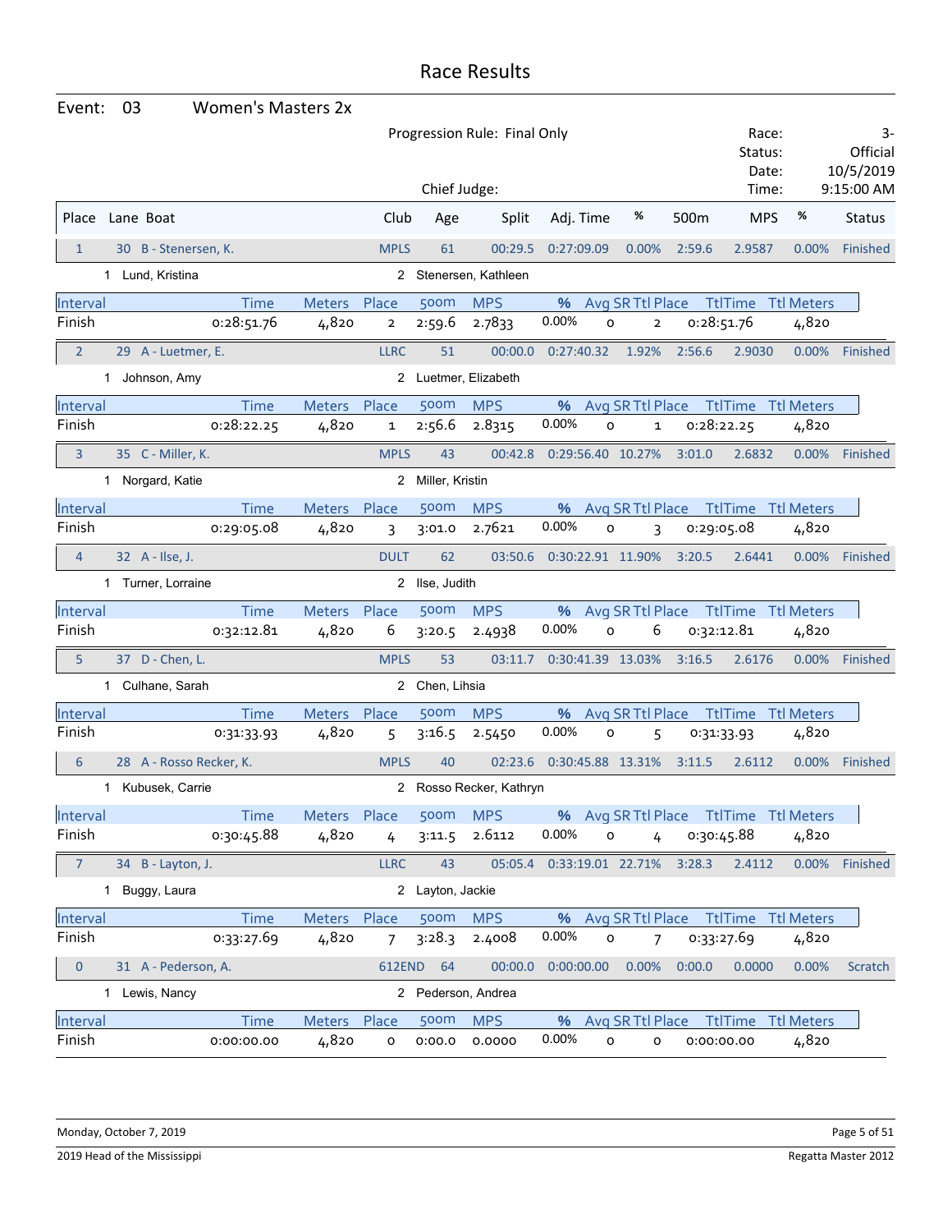# Race Results

**Event: 03 Women's Masters 2x**

Progression Rule: Final Only

Chief Judge:

Race: 3-
Status: Official
Date: 10/5/2019
Time: 9:15:00 AM

| Place | Lane | Boat | Club | Age | Split | Adj. Time | % | 500m | MPS | % | Status |
|---|---|---|---|---|---|---|---|---|---|---|---|
| 1 | 30 | B - Stenersen, K. | MPLS | 61 | 00:29.5 | 0:27:09.09 | 0.00% | 2:59.6 | 2.9587 | 0.00% | Finished |

1 Lund, Kristina — 2 Stenersen, Kathleen

| Interval | Time | Meters | Place | 500m | MPS | % | Avg SR | Ttl Place | TtlTime | Ttl Meters |
|---|---|---|---|---|---|---|---|---|---|---|
| Finish | 0:28:51.76 | 4,820 | 2 | 2:59.6 | 2.7833 | 0.00% | 0 | 2 | 0:28:51.76 | 4,820 |

| Place | Lane | Boat | Club | Age | Split | Adj. Time | % | 500m | MPS | % | Status |
|---|---|---|---|---|---|---|---|---|---|---|---|
| 2 | 29 | A - Luetmer, E. | LLRC | 51 | 00:00.0 | 0:27:40.32 | 1.92% | 2:56.6 | 2.9030 | 0.00% | Finished |

1 Johnson, Amy — 2 Luetmer, Elizabeth

| Interval | Time | Meters | Place | 500m | MPS | % | Avg SR | Ttl Place | TtlTime | Ttl Meters |
|---|---|---|---|---|---|---|---|---|---|---|
| Finish | 0:28:22.25 | 4,820 | 1 | 2:56.6 | 2.8315 | 0.00% | 0 | 1 | 0:28:22.25 | 4,820 |

| Place | Lane | Boat | Club | Age | Split | Adj. Time | % | 500m | MPS | % | Status |
|---|---|---|---|---|---|---|---|---|---|---|---|
| 3 | 35 | C - Miller, K. | MPLS | 43 | 00:42.8 | 0:29:56.40 | 10.27% | 3:01.0 | 2.6832 | 0.00% | Finished |

1 Norgard, Katie — 2 Miller, Kristin

| Interval | Time | Meters | Place | 500m | MPS | % | Avg SR | Ttl Place | TtlTime | Ttl Meters |
|---|---|---|---|---|---|---|---|---|---|---|
| Finish | 0:29:05.08 | 4,820 | 3 | 3:01.0 | 2.7621 | 0.00% | 0 | 3 | 0:29:05.08 | 4,820 |

| Place | Lane | Boat | Club | Age | Split | Adj. Time | % | 500m | MPS | % | Status |
|---|---|---|---|---|---|---|---|---|---|---|---|
| 4 | 32 | A - Ilse, J. | DULT | 62 | 03:50.6 | 0:30:22.91 | 11.90% | 3:20.5 | 2.6441 | 0.00% | Finished |

1 Turner, Lorraine — 2 Ilse, Judith

| Interval | Time | Meters | Place | 500m | MPS | % | Avg SR | Ttl Place | TtlTime | Ttl Meters |
|---|---|---|---|---|---|---|---|---|---|---|
| Finish | 0:32:12.81 | 4,820 | 6 | 3:20.5 | 2.4938 | 0.00% | 0 | 6 | 0:32:12.81 | 4,820 |

| Place | Lane | Boat | Club | Age | Split | Adj. Time | % | 500m | MPS | % | Status |
|---|---|---|---|---|---|---|---|---|---|---|---|
| 5 | 37 | D - Chen, L. | MPLS | 53 | 03:11.7 | 0:30:41.39 | 13.03% | 3:16.5 | 2.6176 | 0.00% | Finished |

1 Culhane, Sarah — 2 Chen, Lihsia

| Interval | Time | Meters | Place | 500m | MPS | % | Avg SR | Ttl Place | TtlTime | Ttl Meters |
|---|---|---|---|---|---|---|---|---|---|---|
| Finish | 0:31:33.93 | 4,820 | 5 | 3:16.5 | 2.5450 | 0.00% | 0 | 5 | 0:31:33.93 | 4,820 |

| Place | Lane | Boat | Club | Age | Split | Adj. Time | % | 500m | MPS | % | Status |
|---|---|---|---|---|---|---|---|---|---|---|---|
| 6 | 28 | A - Rosso Recker, K. | MPLS | 40 | 02:23.6 | 0:30:45.88 | 13.31% | 3:11.5 | 2.6112 | 0.00% | Finished |

1 Kubusek, Carrie — 2 Rosso Recker, Kathryn

| Interval | Time | Meters | Place | 500m | MPS | % | Avg SR | Ttl Place | TtlTime | Ttl Meters |
|---|---|---|---|---|---|---|---|---|---|---|
| Finish | 0:30:45.88 | 4,820 | 4 | 3:11.5 | 2.6112 | 0.00% | 0 | 4 | 0:30:45.88 | 4,820 |

| Place | Lane | Boat | Club | Age | Split | Adj. Time | % | 500m | MPS | % | Status |
|---|---|---|---|---|---|---|---|---|---|---|---|
| 7 | 34 | B - Layton, J. | LLRC | 43 | 05:05.4 | 0:33:19.01 | 22.71% | 3:28.3 | 2.4112 | 0.00% | Finished |

1 Buggy, Laura — 2 Layton, Jackie

| Interval | Time | Meters | Place | 500m | MPS | % | Avg SR | Ttl Place | TtlTime | Ttl Meters |
|---|---|---|---|---|---|---|---|---|---|---|
| Finish | 0:33:27.69 | 4,820 | 7 | 3:28.3 | 2.4008 | 0.00% | 0 | 7 | 0:33:27.69 | 4,820 |

| Place | Lane | Boat | Club | Age | Split | Adj. Time | % | 500m | MPS | % | Status |
|---|---|---|---|---|---|---|---|---|---|---|---|
| 0 | 31 | A - Pederson, A. | 612END | 64 | 00:00.0 | 0:00:00.00 | 0.00% | 0:00.0 | 0.0000 | 0.00% | Scratch |

1 Lewis, Nancy — 2 Pederson, Andrea

| Interval | Time | Meters | Place | 500m | MPS | % | Avg SR | Ttl Place | TtlTime | Ttl Meters |
|---|---|---|---|---|---|---|---|---|---|---|
| Finish | 0:00:00.00 | 4,820 | 0 | 0:00.0 | 0.0000 | 0.00% | 0 | 0 | 0:00:00.00 | 4,820 |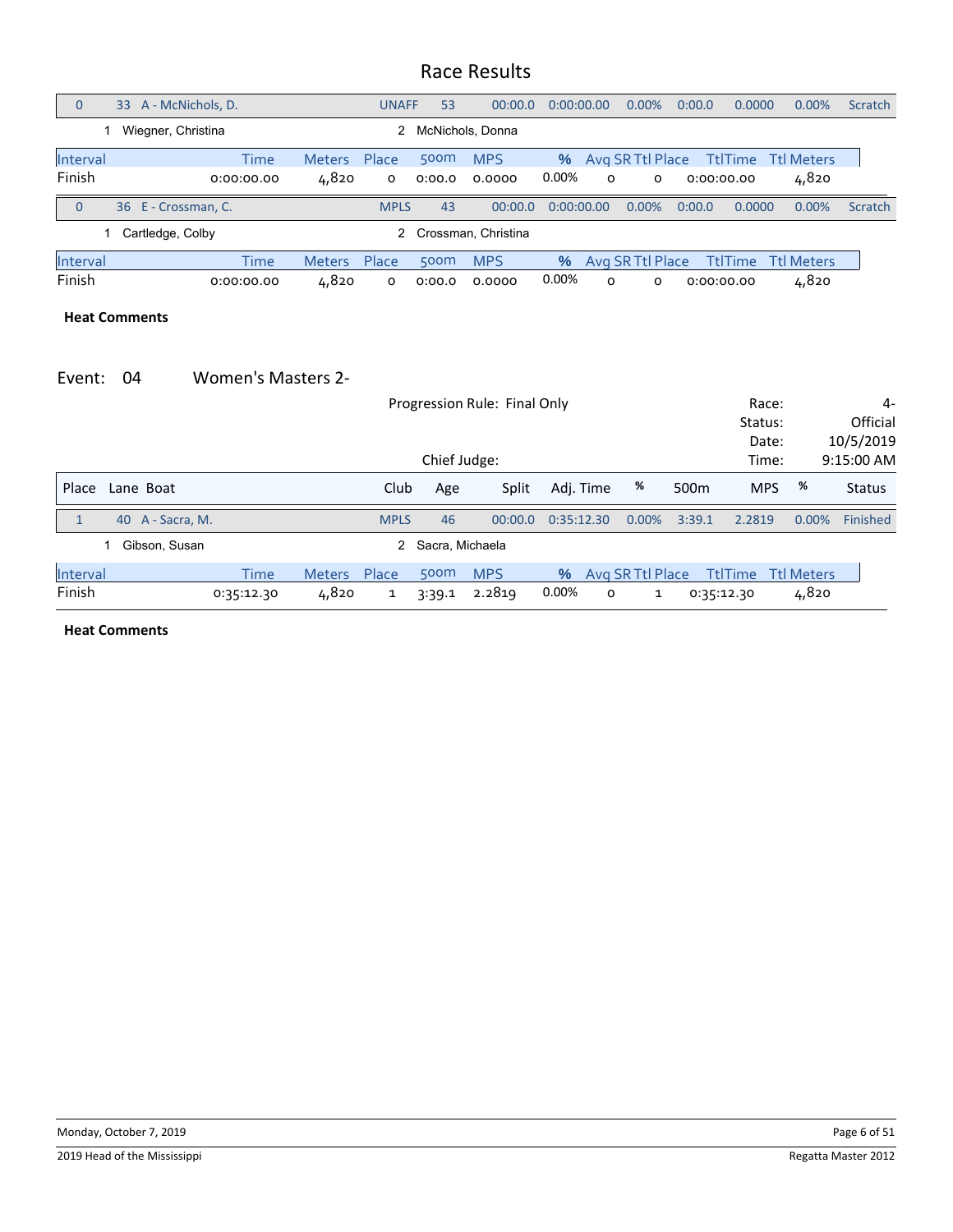## Race Results

| 0 | 33 A - McNichols, D. | UNAFF | 53 | 00:00.0 | 0:00:00.00 | 0.00% | 0:0.0 | 0.0000 | 0.00% | Scratch |
|---|---|---|---|---|---|---|---|---|---|---|

1 Wiegner, Christina    2 McNichols, Donna

| Interval | Time | Meters | Place | 500m | MPS | % | Avg SR | Ttl Place | TtlTime | Ttl Meters |
|---|---|---|---|---|---|---|---|---|---|---|
| Finish | 0:00:00.00 | 4,820 | 0 | 0:00.0 | 0.0000 | 0.00% | 0 | 0 | 0:00:00.00 | 4,820 |

| 0 | 36 E - Crossman, C. | MPLS | 43 | 00:00.0 | 0:00:00.00 | 0.00% | 0:0.0 | 0.0000 | 0.00% | Scratch |
|---|---|---|---|---|---|---|---|---|---|---|

1 Cartledge, Colby    2 Crossman, Christina

| Interval | Time | Meters | Place | 500m | MPS | % | Avg SR | Ttl Place | TtlTime | Ttl Meters |
|---|---|---|---|---|---|---|---|---|---|---|
| Finish | 0:00:00.00 | 4,820 | 0 | 0:00.0 | 0.0000 | 0.00% | 0 | 0 | 0:00:00.00 | 4,820 |

**Heat Comments**

## Event: 04 Women's Masters 2-

Progression Rule: Final Only

Chief Judge:

Race: 4-
Status: Official
Date: 10/5/2019
Time: 9:15:00 AM

| Place | Lane Boat | Club | Age | Split | Adj. Time | % | 500m | MPS | % | Status |
|---|---|---|---|---|---|---|---|---|---|---|
| 1 | 40 A - Sacra, M. | MPLS | 46 | 00:00.0 | 0:35:12.30 | 0.00% | 3:39.1 | 2.2819 | 0.00% | Finished |

1 Gibson, Susan    2 Sacra, Michaela

| Interval | Time | Meters | Place | 500m | MPS | % | Avg SR | Ttl Place | TtlTime | Ttl Meters |
|---|---|---|---|---|---|---|---|---|---|---|
| Finish | 0:35:12.30 | 4,820 | 1 | 3:39.1 | 2.2819 | 0.00% | 0 | 1 | 0:35:12.30 | 4,820 |

**Heat Comments**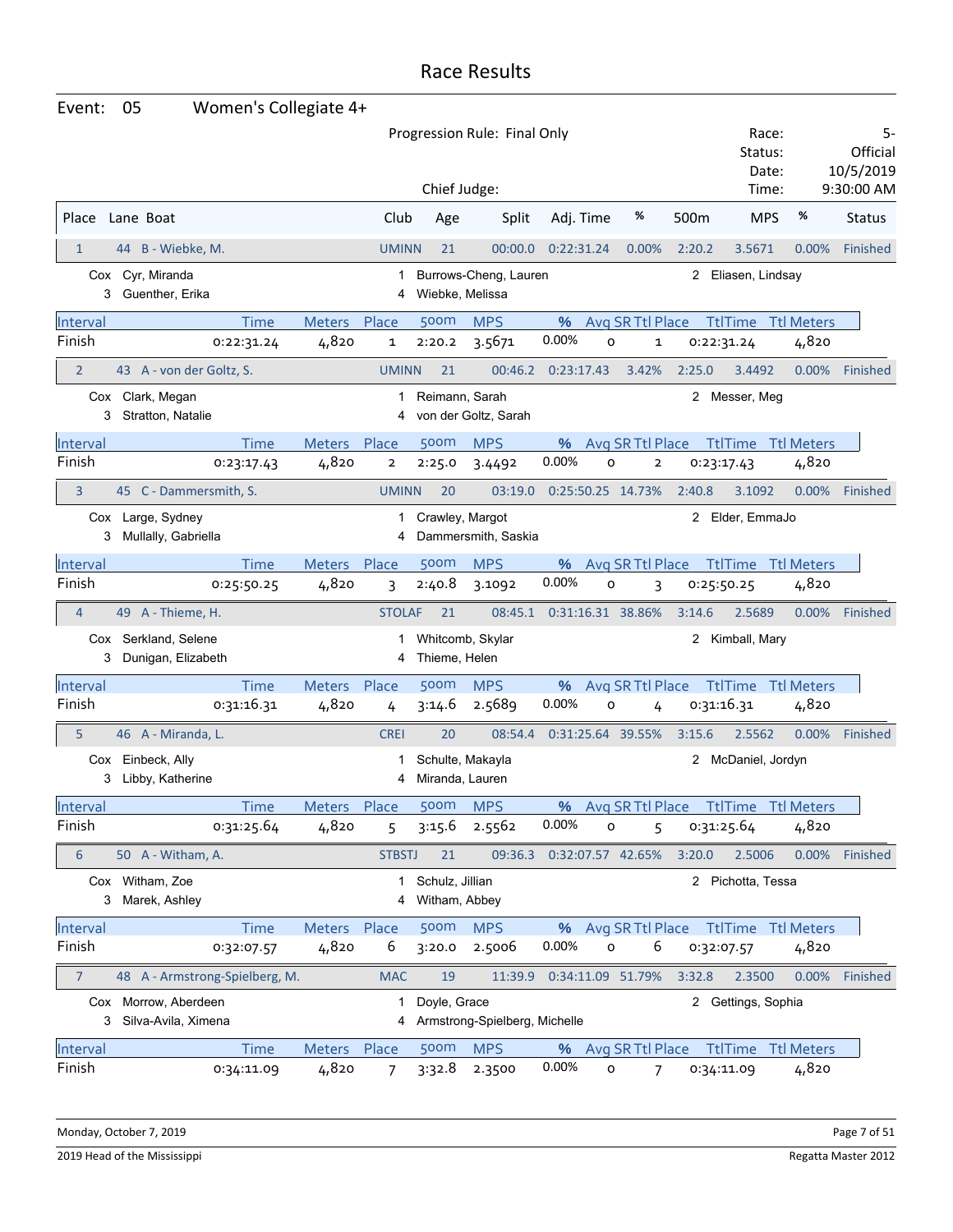# Race Results

**Event: 05 Women's Collegiate 4+**

Progression Rule: Final Only

Chief Judge:

Race: 5-
Status: Official
Date: 10/5/2019
Time: 9:30:00 AM

| Place | Lane | Boat | Club | Age | Split | Adj. Time | % | 500m | MPS | % | Status |
|---|---|---|---|---|---|---|---|---|---|---|---|
| 1 | 44 | B - Wiebke, M. | UMINN | 21 | 00:00.0 | 0:22:31.24 | 0.00% | 2:20.2 | 3.5671 | 0.00% | Finished |

Cox Cyr, Miranda; 1 Burrows-Cheng, Lauren; 2 Eliasen, Lindsay; 3 Guenther, Erika; 4 Wiebke, Melissa

| Interval | Time | Meters | Place | 500m | MPS | % | Avg SR | Ttl Place | TtlTime | Ttl Meters |
|---|---|---|---|---|---|---|---|---|---|---|
| Finish | 0:22:31.24 | 4,820 | 1 | 2:20.2 | 3.5671 | 0.00% | 0 | 1 | 0:22:31.24 | 4,820 |

| Place | Lane | Boat | Club | Age | Split | Adj. Time | % | 500m | MPS | % | Status |
|---|---|---|---|---|---|---|---|---|---|---|---|
| 2 | 43 | A - von der Goltz, S. | UMINN | 21 | 00:46.2 | 0:23:17.43 | 3.42% | 2:25.0 | 3.4492 | 0.00% | Finished |

Cox Clark, Megan; 1 Reimann, Sarah; 2 Messer, Meg; 3 Stratton, Natalie; 4 von der Goltz, Sarah

| Interval | Time | Meters | Place | 500m | MPS | % | Avg SR | Ttl Place | TtlTime | Ttl Meters |
|---|---|---|---|---|---|---|---|---|---|---|
| Finish | 0:23:17.43 | 4,820 | 2 | 2:25.0 | 3.4492 | 0.00% | 0 | 2 | 0:23:17.43 | 4,820 |

| Place | Lane | Boat | Club | Age | Split | Adj. Time | % | 500m | MPS | % | Status |
|---|---|---|---|---|---|---|---|---|---|---|---|
| 3 | 45 | C - Dammersmith, S. | UMINN | 20 | 03:19.0 | 0:25:50.25 | 14.73% | 2:40.8 | 3.1092 | 0.00% | Finished |

Cox Large, Sydney; 1 Crawley, Margot; 2 Elder, EmmaJo; 3 Mullally, Gabriella; 4 Dammersmith, Saskia

| Interval | Time | Meters | Place | 500m | MPS | % | Avg SR | Ttl Place | TtlTime | Ttl Meters |
|---|---|---|---|---|---|---|---|---|---|---|
| Finish | 0:25:50.25 | 4,820 | 3 | 2:40.8 | 3.1092 | 0.00% | 0 | 3 | 0:25:50.25 | 4,820 |

| Place | Lane | Boat | Club | Age | Split | Adj. Time | % | 500m | MPS | % | Status |
|---|---|---|---|---|---|---|---|---|---|---|---|
| 4 | 49 | A - Thieme, H. | STOLAF | 21 | 08:45.1 | 0:31:16.31 | 38.86% | 3:14.6 | 2.5689 | 0.00% | Finished |

Cox Serkland, Selene; 1 Whitcomb, Skylar; 2 Kimball, Mary; 3 Dunigan, Elizabeth; 4 Thieme, Helen

| Interval | Time | Meters | Place | 500m | MPS | % | Avg SR | Ttl Place | TtlTime | Ttl Meters |
|---|---|---|---|---|---|---|---|---|---|---|
| Finish | 0:31:16.31 | 4,820 | 4 | 3:14.6 | 2.5689 | 0.00% | 0 | 4 | 0:31:16.31 | 4,820 |

| Place | Lane | Boat | Club | Age | Split | Adj. Time | % | 500m | MPS | % | Status |
|---|---|---|---|---|---|---|---|---|---|---|---|
| 5 | 46 | A - Miranda, L. | CREI | 20 | 08:54.4 | 0:31:25.64 | 39.55% | 3:15.6 | 2.5562 | 0.00% | Finished |

Cox Einbeck, Ally; 1 Schulte, Makayla; 2 McDaniel, Jordyn; 3 Libby, Katherine; 4 Miranda, Lauren

| Interval | Time | Meters | Place | 500m | MPS | % | Avg SR | Ttl Place | TtlTime | Ttl Meters |
|---|---|---|---|---|---|---|---|---|---|---|
| Finish | 0:31:25.64 | 4,820 | 5 | 3:15.6 | 2.5562 | 0.00% | 0 | 5 | 0:31:25.64 | 4,820 |

| Place | Lane | Boat | Club | Age | Split | Adj. Time | % | 500m | MPS | % | Status |
|---|---|---|---|---|---|---|---|---|---|---|---|
| 6 | 50 | A - Witham, A. | STBSTJ | 21 | 09:36.3 | 0:32:07.57 | 42.65% | 3:20.0 | 2.5006 | 0.00% | Finished |

Cox Witham, Zoe; 1 Schulz, Jillian; 2 Pichotta, Tessa; 3 Marek, Ashley; 4 Witham, Abbey

| Interval | Time | Meters | Place | 500m | MPS | % | Avg SR | Ttl Place | TtlTime | Ttl Meters |
|---|---|---|---|---|---|---|---|---|---|---|
| Finish | 0:32:07.57 | 4,820 | 6 | 3:20.0 | 2.5006 | 0.00% | 0 | 6 | 0:32:07.57 | 4,820 |

| Place | Lane | Boat | Club | Age | Split | Adj. Time | % | 500m | MPS | % | Status |
|---|---|---|---|---|---|---|---|---|---|---|---|
| 7 | 48 | A - Armstrong-Spielberg, M. | MAC | 19 | 11:39.9 | 0:34:11.09 | 51.79% | 3:32.8 | 2.3500 | 0.00% | Finished |

Cox Morrow, Aberdeen; 1 Doyle, Grace; 2 Gettings, Sophia; 3 Silva-Avila, Ximena; 4 Armstrong-Spielberg, Michelle

| Interval | Time | Meters | Place | 500m | MPS | % | Avg SR | Ttl Place | TtlTime | Ttl Meters |
|---|---|---|---|---|---|---|---|---|---|---|
| Finish | 0:34:11.09 | 4,820 | 7 | 3:32.8 | 2.3500 | 0.00% | 0 | 7 | 0:34:11.09 | 4,820 |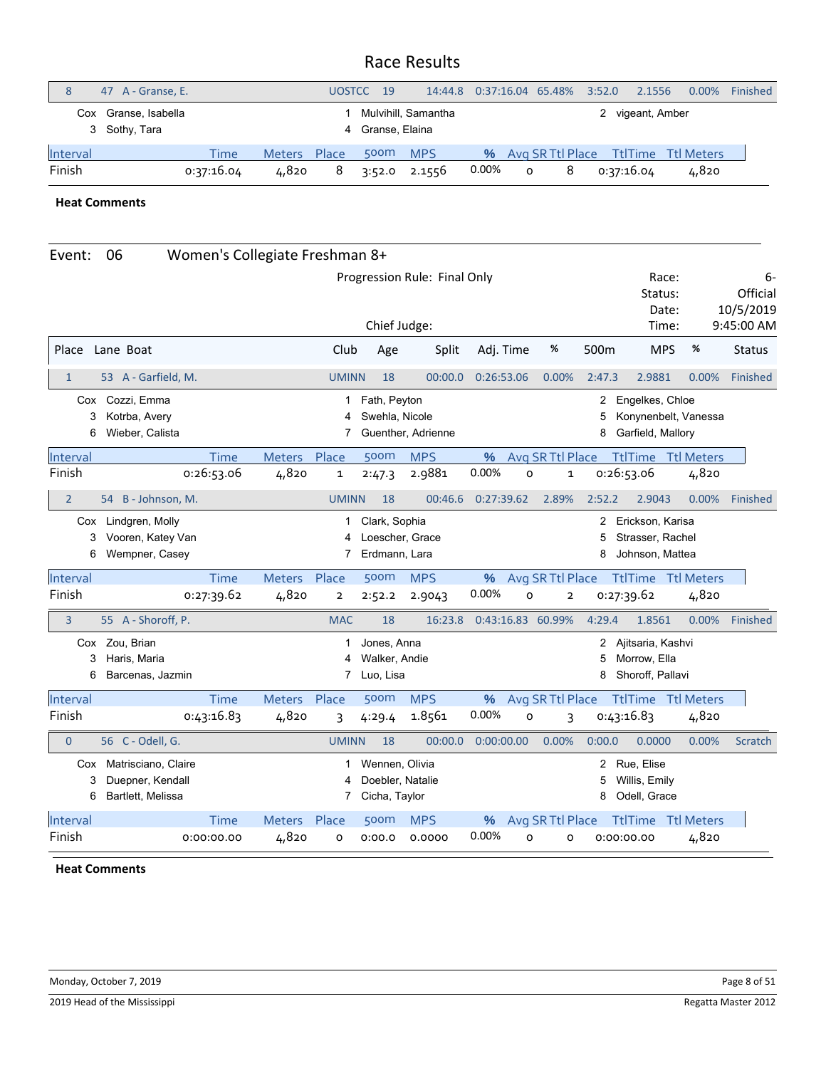# Race Results

| Place | Lane | Boat | Club | Age | Split | Adj. Time | % | 500m | MPS | % | Status |
|---|---|---|---|---|---|---|---|---|---|---|---|
| 8 | 47 | A - Granse, E. | UOSTCC | 19 | 14:44.8 | 0:37:16.04 | 65.48% | 3:52.0 | 2.1556 | 0.00% | Finished |

Cox Granse, Isabella; 1 Mulvihill, Samantha; 2 vigeant, Amber; 3 Sothy, Tara; 4 Granse, Elaina

| Interval | Time | Meters | Place | 500m | MPS | % | Avg SR | Ttl Place | TtlTime | Ttl Meters |
|---|---|---|---|---|---|---|---|---|---|---|
| Finish | 0:37:16.04 | 4,820 | 8 | 3:52.0 | 2.1556 | 0.00% | 0 | 8 | 0:37:16.04 | 4,820 |

**Heat Comments**

## Event: 06 Women's Collegiate Freshman 8+

Progression Rule: Final Only

Chief Judge:

Race: 6-
Status: Official
Date: 10/5/2019
Time: 9:45:00 AM

| Place | Lane | Boat | Club | Age | Split | Adj. Time | % | 500m | MPS | % | Status |
|---|---|---|---|---|---|---|---|---|---|---|---|
| 1 | 53 | A - Garfield, M. | UMINN | 18 | 00:00.0 | 0:26:53.06 | 0.00% | 2:47.3 | 2.9881 | 0.00% | Finished |

Cox Cozzi, Emma; 1 Fath, Peyton; 2 Engelkes, Chloe; 3 Kotrba, Avery; 4 Swehla, Nicole; 5 Konynenbelt, Vanessa; 6 Wieber, Calista; 7 Guenther, Adrienne; 8 Garfield, Mallory

| Interval | Time | Meters | Place | 500m | MPS | % | Avg SR | Ttl Place | TtlTime | Ttl Meters |
|---|---|---|---|---|---|---|---|---|---|---|
| Finish | 0:26:53.06 | 4,820 | 1 | 2:47.3 | 2.9881 | 0.00% | 0 | 1 | 0:26:53.06 | 4,820 |

| Place | Lane | Boat | Club | Age | Split | Adj. Time | % | 500m | MPS | % | Status |
|---|---|---|---|---|---|---|---|---|---|---|---|
| 2 | 54 | B - Johnson, M. | UMINN | 18 | 00:46.6 | 0:27:39.62 | 2.89% | 2:52.2 | 2.9043 | 0.00% | Finished |

Cox Lindgren, Molly; 1 Clark, Sophia; 2 Erickson, Karisa; 3 Vooren, Katey Van; 4 Loescher, Grace; 5 Strasser, Rachel; 6 Wempner, Casey; 7 Erdmann, Lara; 8 Johnson, Mattea

| Interval | Time | Meters | Place | 500m | MPS | % | Avg SR | Ttl Place | TtlTime | Ttl Meters |
|---|---|---|---|---|---|---|---|---|---|---|
| Finish | 0:27:39.62 | 4,820 | 2 | 2:52.2 | 2.9043 | 0.00% | 0 | 2 | 0:27:39.62 | 4,820 |

| Place | Lane | Boat | Club | Age | Split | Adj. Time | % | 500m | MPS | % | Status |
|---|---|---|---|---|---|---|---|---|---|---|---|
| 3 | 55 | A - Shoroff, P. | MAC | 18 | 16:23.8 | 0:43:16.83 | 60.99% | 4:29.4 | 1.8561 | 0.00% | Finished |

Cox Zou, Brian; 1 Jones, Anna; 2 Ajitsaria, Kashvi; 3 Haris, Maria; 4 Walker, Andie; 5 Morrow, Ella; 6 Barcenas, Jazmin; 7 Luo, Lisa; 8 Shoroff, Pallavi

| Interval | Time | Meters | Place | 500m | MPS | % | Avg SR | Ttl Place | TtlTime | Ttl Meters |
|---|---|---|---|---|---|---|---|---|---|---|
| Finish | 0:43:16.83 | 4,820 | 3 | 4:29.4 | 1.8561 | 0.00% | 0 | 3 | 0:43:16.83 | 4,820 |

| Place | Lane | Boat | Club | Age | Split | Adj. Time | % | 500m | MPS | % | Status |
|---|---|---|---|---|---|---|---|---|---|---|---|
| 0 | 56 | C - Odell, G. | UMINN | 18 | 00:00.0 | 0:00:00.00 | 0.00% | 0:00.0 | 0.0000 | 0.00% | Scratch |

Cox Matrisciano, Claire; 1 Wennen, Olivia; 2 Rue, Elise; 3 Duepner, Kendall; 4 Doebler, Natalie; 5 Willis, Emily; 6 Bartlett, Melissa; 7 Cicha, Taylor; 8 Odell, Grace

| Interval | Time | Meters | Place | 500m | MPS | % | Avg SR | Ttl Place | TtlTime | Ttl Meters |
|---|---|---|---|---|---|---|---|---|---|---|
| Finish | 0:00:00.00 | 4,820 | 0 | 0:00.0 | 0.0000 | 0.00% | 0 | 0 | 0:00:00.00 | 4,820 |

**Heat Comments**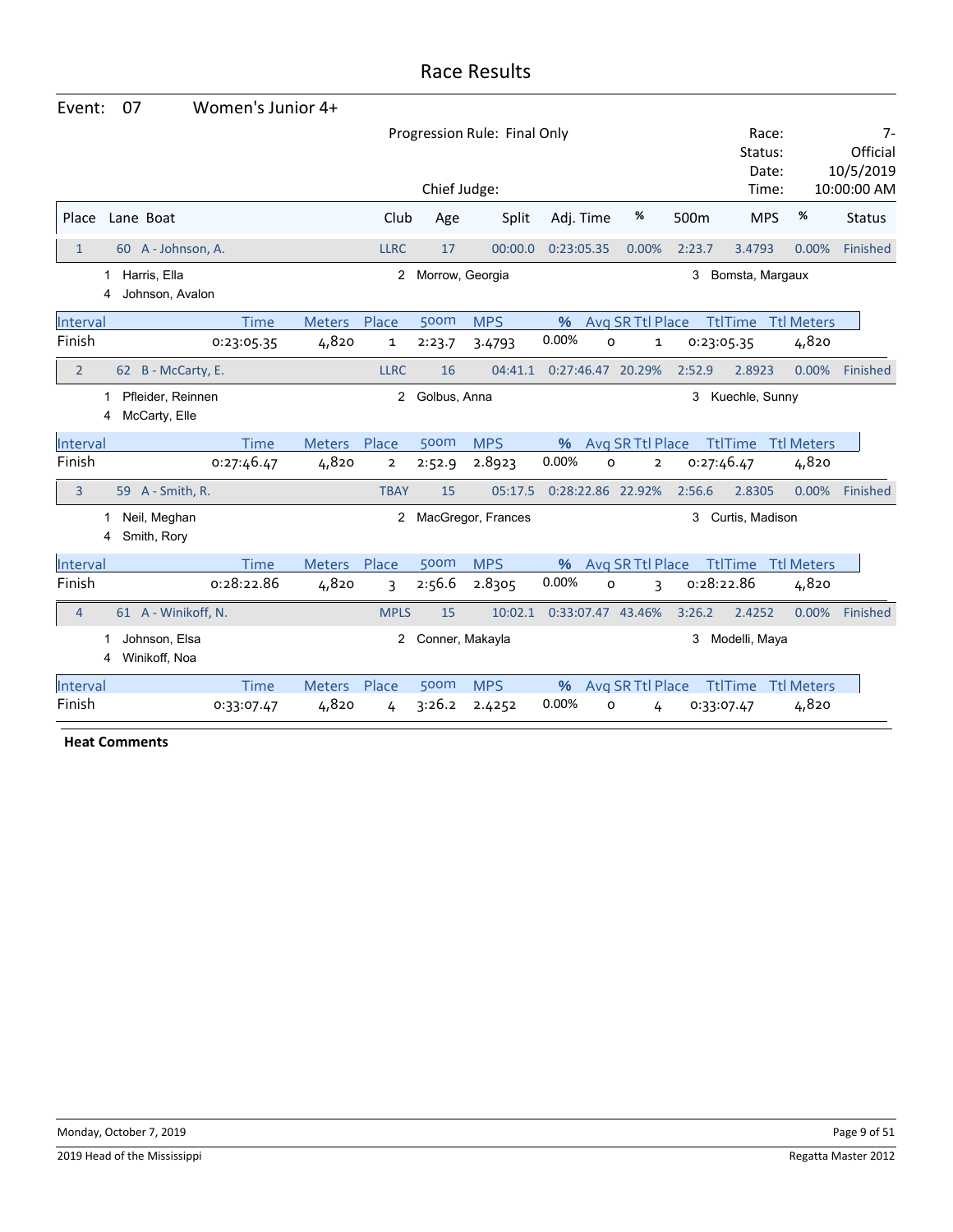# Race Results

**Event: 07 Women's Junior 4+**

Progression Rule: Final Only

Chief Judge:

Race: 7-
Status: Official
Date: 10/5/2019
Time: 10:00:00 AM

| Place | Lane | Boat | Club | Age | Split | Adj. Time | % | 500m | MPS | % | Status |
|---|---|---|---|---|---|---|---|---|---|---|---|
| 1 | 60 | A - Johnson, A. | LLRC | 17 | 00:00.0 | 0:23:05.35 | 0.00% | 2:23.7 | 3.4793 | 0.00% | Finished |

1 Harris, Ella; 2 Morrow, Georgia; 3 Bomsta, Margaux; 4 Johnson, Avalon

| Interval | Time | Meters | Place | 500m | MPS | % | Avg SR | Ttl Place | TtlTime | Ttl Meters |
|---|---|---|---|---|---|---|---|---|---|---|
| Finish | 0:23:05.35 | 4,820 | 1 | 2:23.7 | 3.4793 | 0.00% | 0 | 1 | 0:23:05.35 | 4,820 |

| Place | Lane | Boat | Club | Age | Split | Adj. Time | % | 500m | MPS | % | Status |
|---|---|---|---|---|---|---|---|---|---|---|---|
| 2 | 62 | B - McCarty, E. | LLRC | 16 | 04:41.1 | 0:27:46.47 | 20.29% | 2:52.9 | 2.8923 | 0.00% | Finished |

1 Pfleider, Reinnen; 2 Golbus, Anna; 3 Kuechle, Sunny; 4 McCarty, Elle

| Interval | Time | Meters | Place | 500m | MPS | % | Avg SR | Ttl Place | TtlTime | Ttl Meters |
|---|---|---|---|---|---|---|---|---|---|---|
| Finish | 0:27:46.47 | 4,820 | 2 | 2:52.9 | 2.8923 | 0.00% | 0 | 2 | 0:27:46.47 | 4,820 |

| Place | Lane | Boat | Club | Age | Split | Adj. Time | % | 500m | MPS | % | Status |
|---|---|---|---|---|---|---|---|---|---|---|---|
| 3 | 59 | A - Smith, R. | TBAY | 15 | 05:17.5 | 0:28:22.86 | 22.92% | 2:56.6 | 2.8305 | 0.00% | Finished |

1 Neil, Meghan; 2 MacGregor, Frances; 3 Curtis, Madison; 4 Smith, Rory

| Interval | Time | Meters | Place | 500m | MPS | % | Avg SR | Ttl Place | TtlTime | Ttl Meters |
|---|---|---|---|---|---|---|---|---|---|---|
| Finish | 0:28:22.86 | 4,820 | 3 | 2:56.6 | 2.8305 | 0.00% | 0 | 3 | 0:28:22.86 | 4,820 |

| Place | Lane | Boat | Club | Age | Split | Adj. Time | % | 500m | MPS | % | Status |
|---|---|---|---|---|---|---|---|---|---|---|---|
| 4 | 61 | A - Winikoff, N. | MPLS | 15 | 10:02.1 | 0:33:07.47 | 43.46% | 3:26.2 | 2.4252 | 0.00% | Finished |

1 Johnson, Elsa; 2 Conner, Makayla; 3 Modelli, Maya; 4 Winikoff, Noa

| Interval | Time | Meters | Place | 500m | MPS | % | Avg SR | Ttl Place | TtlTime | Ttl Meters |
|---|---|---|---|---|---|---|---|---|---|---|
| Finish | 0:33:07.47 | 4,820 | 4 | 3:26.2 | 2.4252 | 0.00% | 0 | 4 | 0:33:07.47 | 4,820 |

**Heat Comments**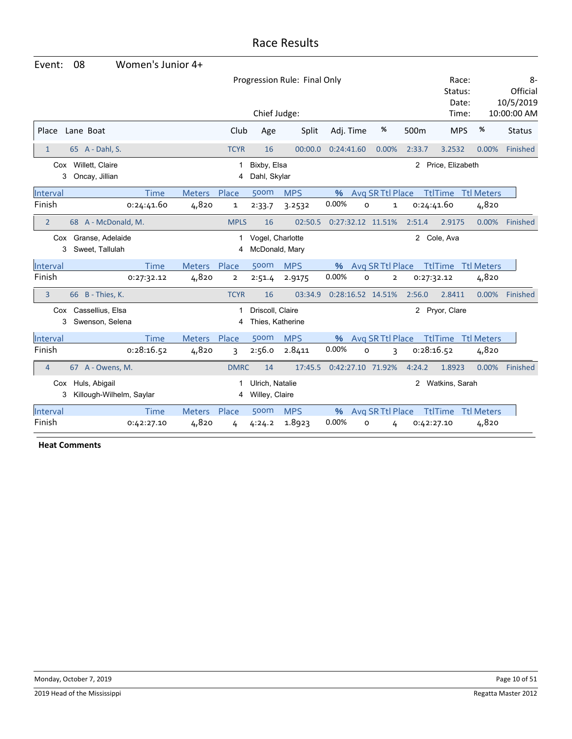# Race Results

**Event: 08 Women's Junior 4+**

Progression Rule: Final Only

Chief Judge:

Race: 8-
Status: Official
Date: 10/5/2019
Time: 10:00:00 AM

| Place | Lane | Boat | Club | Age | Split | Adj. Time | % | 500m | MPS | % | Status |
|---|---|---|---|---|---|---|---|---|---|---|---|
| 1 | 65 | A - Dahl, S. | TCYR | 16 | 00:00.0 | 0:24:41.60 | 0.00% | 2:33.7 | 3.2532 | 0.00% | Finished |

Cox Willett, Claire; 1 Bixby, Elsa; 2 Price, Elizabeth; 3 Oncay, Jillian; 4 Dahl, Skylar

| Interval | Time | Meters | Place | 500m | MPS | % | Avg SR | Ttl Place | TtlTime | Ttl Meters |
|---|---|---|---|---|---|---|---|---|---|---|
| Finish | 0:24:41.60 | 4,820 | 1 | 2:33.7 | 3.2532 | 0.00% | 0 | 1 | 0:24:41.60 | 4,820 |

| Place | Lane | Boat | Club | Age | Split | Adj. Time | % | 500m | MPS | % | Status |
|---|---|---|---|---|---|---|---|---|---|---|---|
| 2 | 68 | A - McDonald, M. | MPLS | 16 | 02:50.5 | 0:27:32.12 | 11.51% | 2:51.4 | 2.9175 | 0.00% | Finished |

Cox Granse, Adelaide; 1 Vogel, Charlotte; 2 Cole, Ava; 3 Sweet, Tallulah; 4 McDonald, Mary

| Interval | Time | Meters | Place | 500m | MPS | % | Avg SR | Ttl Place | TtlTime | Ttl Meters |
|---|---|---|---|---|---|---|---|---|---|---|
| Finish | 0:27:32.12 | 4,820 | 2 | 2:51.4 | 2.9175 | 0.00% | 0 | 2 | 0:27:32.12 | 4,820 |

| Place | Lane | Boat | Club | Age | Split | Adj. Time | % | 500m | MPS | % | Status |
|---|---|---|---|---|---|---|---|---|---|---|---|
| 3 | 66 | B - Thies, K. | TCYR | 16 | 03:34.9 | 0:28:16.52 | 14.51% | 2:56.0 | 2.8411 | 0.00% | Finished |

Cox Cassellius, Elsa; 1 Driscoll, Claire; 2 Pryor, Clare; 3 Swenson, Selena; 4 Thies, Katherine

| Interval | Time | Meters | Place | 500m | MPS | % | Avg SR | Ttl Place | TtlTime | Ttl Meters |
|---|---|---|---|---|---|---|---|---|---|---|
| Finish | 0:28:16.52 | 4,820 | 3 | 2:56.0 | 2.8411 | 0.00% | 0 | 3 | 0:28:16.52 | 4,820 |

| Place | Lane | Boat | Club | Age | Split | Adj. Time | % | 500m | MPS | % | Status |
|---|---|---|---|---|---|---|---|---|---|---|---|
| 4 | 67 | A - Owens, M. | DMRC | 14 | 17:45.5 | 0:42:27.10 | 71.92% | 4:24.2 | 1.8923 | 0.00% | Finished |

Cox Huls, Abigail; 1 Ulrich, Natalie; 2 Watkins, Sarah; 3 Killough-Wilhelm, Saylar; 4 Willey, Claire

| Interval | Time | Meters | Place | 500m | MPS | % | Avg SR | Ttl Place | TtlTime | Ttl Meters |
|---|---|---|---|---|---|---|---|---|---|---|
| Finish | 0:42:27.10 | 4,820 | 4 | 4:24.2 | 1.8923 | 0.00% | 0 | 4 | 0:42:27.10 | 4,820 |

**Heat Comments**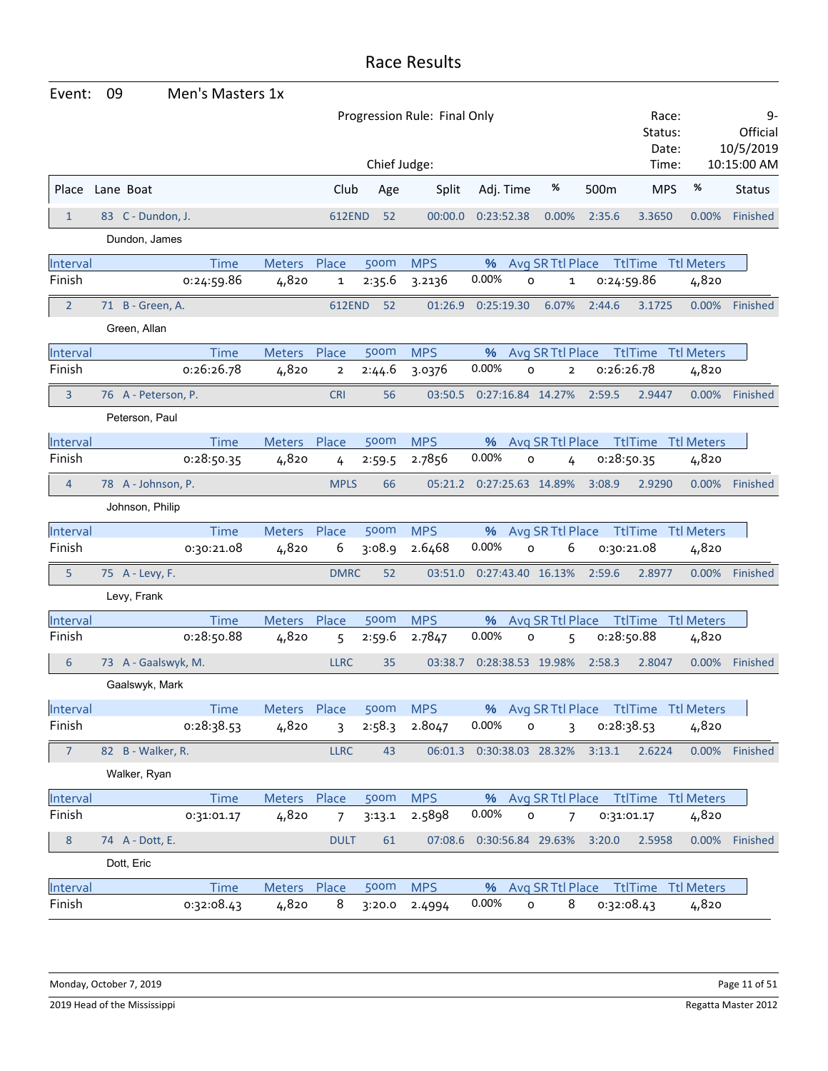# Race Results

**Event:** 09 Men's Masters 1x

Progression Rule: Final Only

Chief Judge:

Race: 9-
Status: Official
Date: 10/5/2019
Time: 10:15:00 AM

| Place | Lane | Boat | Club | Age | Split | Adj. Time | % | 500m | MPS | % | Status |
|---|---|---|---|---|---|---|---|---|---|---|---|
| 1 | 83 | C - Dundon, J. | 612END | 52 | 00:00.0 | 0:23:52.38 | 0.00% | 2:35.6 | 3.3650 | 0.00% | Finished |

Dundon, James

| Interval | Time | Meters | Place | 500m | MPS | % | Avg SR | Ttl Place | TtlTime | Ttl Meters |
|---|---|---|---|---|---|---|---|---|---|---|
| Finish | 0:24:59.86 | 4,820 | 1 | 2:35.6 | 3.2136 | 0.00% | 0 | 1 | 0:24:59.86 | 4,820 |

| Place | Lane | Boat | Club | Age | Split | Adj. Time | % | 500m | MPS | % | Status |
|---|---|---|---|---|---|---|---|---|---|---|---|
| 2 | 71 | B - Green, A. | 612END | 52 | 01:26.9 | 0:25:19.30 | 6.07% | 2:44.6 | 3.1725 | 0.00% | Finished |

Green, Allan

| Interval | Time | Meters | Place | 500m | MPS | % | Avg SR | Ttl Place | TtlTime | Ttl Meters |
|---|---|---|---|---|---|---|---|---|---|---|
| Finish | 0:26:26.78 | 4,820 | 2 | 2:44.6 | 3.0376 | 0.00% | 0 | 2 | 0:26:26.78 | 4,820 |

| Place | Lane | Boat | Club | Age | Split | Adj. Time | % | 500m | MPS | % | Status |
|---|---|---|---|---|---|---|---|---|---|---|---|
| 3 | 76 | A - Peterson, P. | CRI | 56 | 03:50.5 | 0:27:16.84 | 14.27% | 2:59.5 | 2.9447 | 0.00% | Finished |

Peterson, Paul

| Interval | Time | Meters | Place | 500m | MPS | % | Avg SR | Ttl Place | TtlTime | Ttl Meters |
|---|---|---|---|---|---|---|---|---|---|---|
| Finish | 0:28:50.35 | 4,820 | 4 | 2:59.5 | 2.7856 | 0.00% | 0 | 4 | 0:28:50.35 | 4,820 |

| Place | Lane | Boat | Club | Age | Split | Adj. Time | % | 500m | MPS | % | Status |
|---|---|---|---|---|---|---|---|---|---|---|---|
| 4 | 78 | A - Johnson, P. | MPLS | 66 | 05:21.2 | 0:27:25.63 | 14.89% | 3:08.9 | 2.9290 | 0.00% | Finished |

Johnson, Philip

| Interval | Time | Meters | Place | 500m | MPS | % | Avg SR | Ttl Place | TtlTime | Ttl Meters |
|---|---|---|---|---|---|---|---|---|---|---|
| Finish | 0:30:21.08 | 4,820 | 6 | 3:08.9 | 2.6468 | 0.00% | 0 | 6 | 0:30:21.08 | 4,820 |

| Place | Lane | Boat | Club | Age | Split | Adj. Time | % | 500m | MPS | % | Status |
|---|---|---|---|---|---|---|---|---|---|---|---|
| 5 | 75 | A - Levy, F. | DMRC | 52 | 03:51.0 | 0:27:43.40 | 16.13% | 2:59.6 | 2.8977 | 0.00% | Finished |

Levy, Frank

| Interval | Time | Meters | Place | 500m | MPS | % | Avg SR | Ttl Place | TtlTime | Ttl Meters |
|---|---|---|---|---|---|---|---|---|---|---|
| Finish | 0:28:50.88 | 4,820 | 5 | 2:59.6 | 2.7847 | 0.00% | 0 | 5 | 0:28:50.88 | 4,820 |

| Place | Lane | Boat | Club | Age | Split | Adj. Time | % | 500m | MPS | % | Status |
|---|---|---|---|---|---|---|---|---|---|---|---|
| 6 | 73 | A - Gaalswyk, M. | LLRC | 35 | 03:38.7 | 0:28:38.53 | 19.98% | 2:58.3 | 2.8047 | 0.00% | Finished |

Gaalswyk, Mark

| Interval | Time | Meters | Place | 500m | MPS | % | Avg SR | Ttl Place | TtlTime | Ttl Meters |
|---|---|---|---|---|---|---|---|---|---|---|
| Finish | 0:28:38.53 | 4,820 | 3 | 2:58.3 | 2.8047 | 0.00% | 0 | 3 | 0:28:38.53 | 4,820 |

| Place | Lane | Boat | Club | Age | Split | Adj. Time | % | 500m | MPS | % | Status |
|---|---|---|---|---|---|---|---|---|---|---|---|
| 7 | 82 | B - Walker, R. | LLRC | 43 | 06:01.3 | 0:30:38.03 | 28.32% | 3:13.1 | 2.6224 | 0.00% | Finished |

Walker, Ryan

| Interval | Time | Meters | Place | 500m | MPS | % | Avg SR | Ttl Place | TtlTime | Ttl Meters |
|---|---|---|---|---|---|---|---|---|---|---|
| Finish | 0:31:01.17 | 4,820 | 7 | 3:13.1 | 2.5898 | 0.00% | 0 | 7 | 0:31:01.17 | 4,820 |

| Place | Lane | Boat | Club | Age | Split | Adj. Time | % | 500m | MPS | % | Status |
|---|---|---|---|---|---|---|---|---|---|---|---|
| 8 | 74 | A - Dott, E. | DULT | 61 | 07:08.6 | 0:30:56.84 | 29.63% | 3:20.0 | 2.5958 | 0.00% | Finished |

Dott, Eric

| Interval | Time | Meters | Place | 500m | MPS | % | Avg SR | Ttl Place | TtlTime | Ttl Meters |
|---|---|---|---|---|---|---|---|---|---|---|
| Finish | 0:32:08.43 | 4,820 | 8 | 3:20.0 | 2.4994 | 0.00% | 0 | 8 | 0:32:08.43 | 4,820 |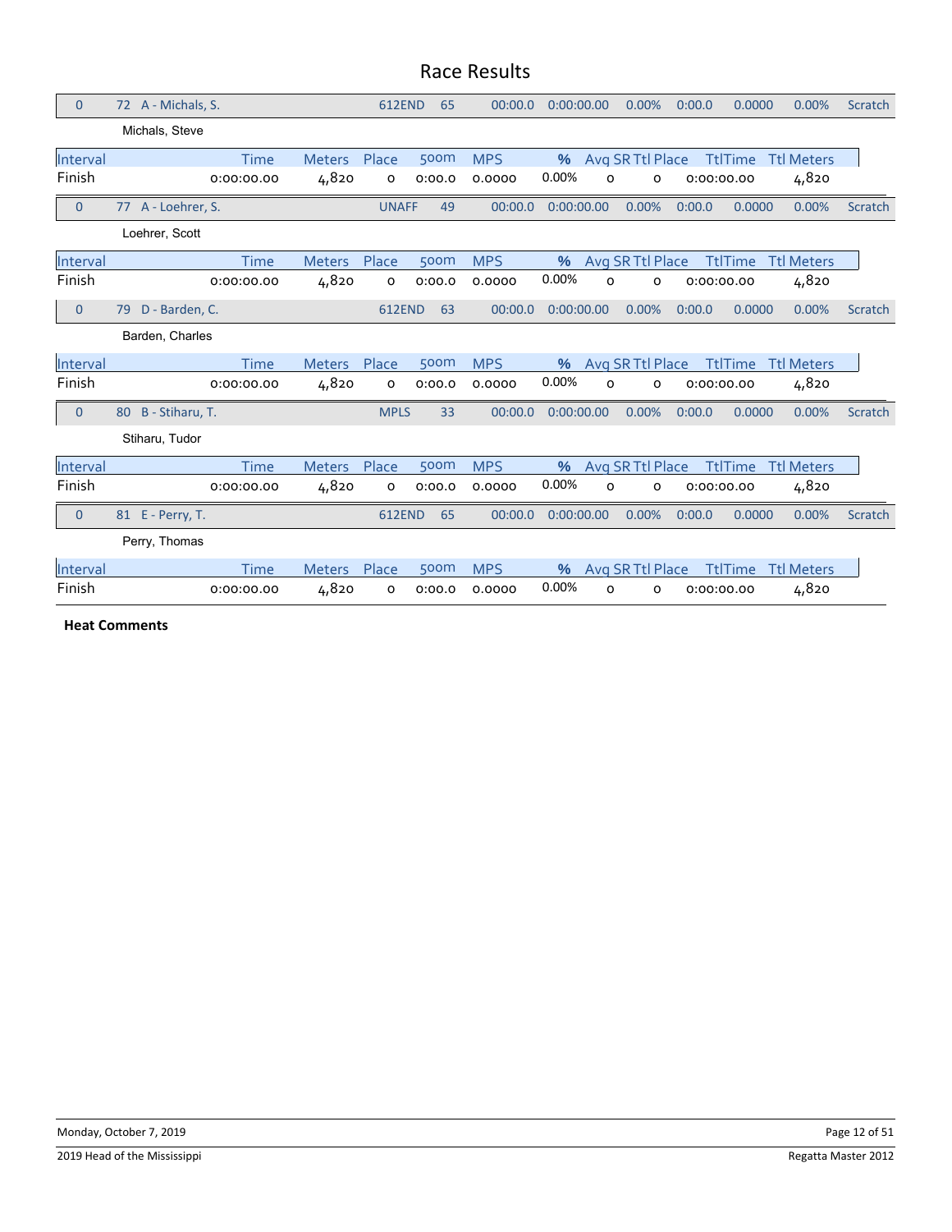# Race Results

| 0 | 72 A - Michals, S. | 612END | 65 | 00:00.0 | 0:00:00.00 | 0.00% | 0:00.0 | 0.0000 | 0.00% | Scratch |
|---|---|---|---|---|---|---|---|---|---|---|

Michals, Steve

| Interval | Time | Meters | Place | 500m | MPS | % | Avg SR | Ttl Place | TtlTime | Ttl Meters |
|---|---|---|---|---|---|---|---|---|---|---|
| Finish | 0:00:00.00 | 4,820 | 0 | 0:00.0 | 0.0000 | 0.00% | 0 | 0 | 0:00:00.00 | 4,820 |

| 0 | 77 A - Loehrer, S. | UNAFF | 49 | 00:00.0 | 0:00:00.00 | 0.00% | 0:00.0 | 0.0000 | 0.00% | Scratch |
|---|---|---|---|---|---|---|---|---|---|---|

Loehrer, Scott

| Interval | Time | Meters | Place | 500m | MPS | % | Avg SR | Ttl Place | TtlTime | Ttl Meters |
|---|---|---|---|---|---|---|---|---|---|---|
| Finish | 0:00:00.00 | 4,820 | 0 | 0:00.0 | 0.0000 | 0.00% | 0 | 0 | 0:00:00.00 | 4,820 |

| 0 | 79 D - Barden, C. | 612END | 63 | 00:00.0 | 0:00:00.00 | 0.00% | 0:00.0 | 0.0000 | 0.00% | Scratch |
|---|---|---|---|---|---|---|---|---|---|---|

Barden, Charles

| Interval | Time | Meters | Place | 500m | MPS | % | Avg SR | Ttl Place | TtlTime | Ttl Meters |
|---|---|---|---|---|---|---|---|---|---|---|
| Finish | 0:00:00.00 | 4,820 | 0 | 0:00.0 | 0.0000 | 0.00% | 0 | 0 | 0:00:00.00 | 4,820 |

| 0 | 80 B - Stiharu, T. | MPLS | 33 | 00:00.0 | 0:00:00.00 | 0.00% | 0:00.0 | 0.0000 | 0.00% | Scratch |
|---|---|---|---|---|---|---|---|---|---|---|

Stiharu, Tudor

| Interval | Time | Meters | Place | 500m | MPS | % | Avg SR | Ttl Place | TtlTime | Ttl Meters |
|---|---|---|---|---|---|---|---|---|---|---|
| Finish | 0:00:00.00 | 4,820 | 0 | 0:00.0 | 0.0000 | 0.00% | 0 | 0 | 0:00:00.00 | 4,820 |

| 0 | 81 E - Perry, T. | 612END | 65 | 00:00.0 | 0:00:00.00 | 0.00% | 0:00.0 | 0.0000 | 0.00% | Scratch |
|---|---|---|---|---|---|---|---|---|---|---|

Perry, Thomas

| Interval | Time | Meters | Place | 500m | MPS | % | Avg SR | Ttl Place | TtlTime | Ttl Meters |
|---|---|---|---|---|---|---|---|---|---|---|
| Finish | 0:00:00.00 | 4,820 | 0 | 0:00.0 | 0.0000 | 0.00% | 0 | 0 | 0:00:00.00 | 4,820 |

**Heat Comments**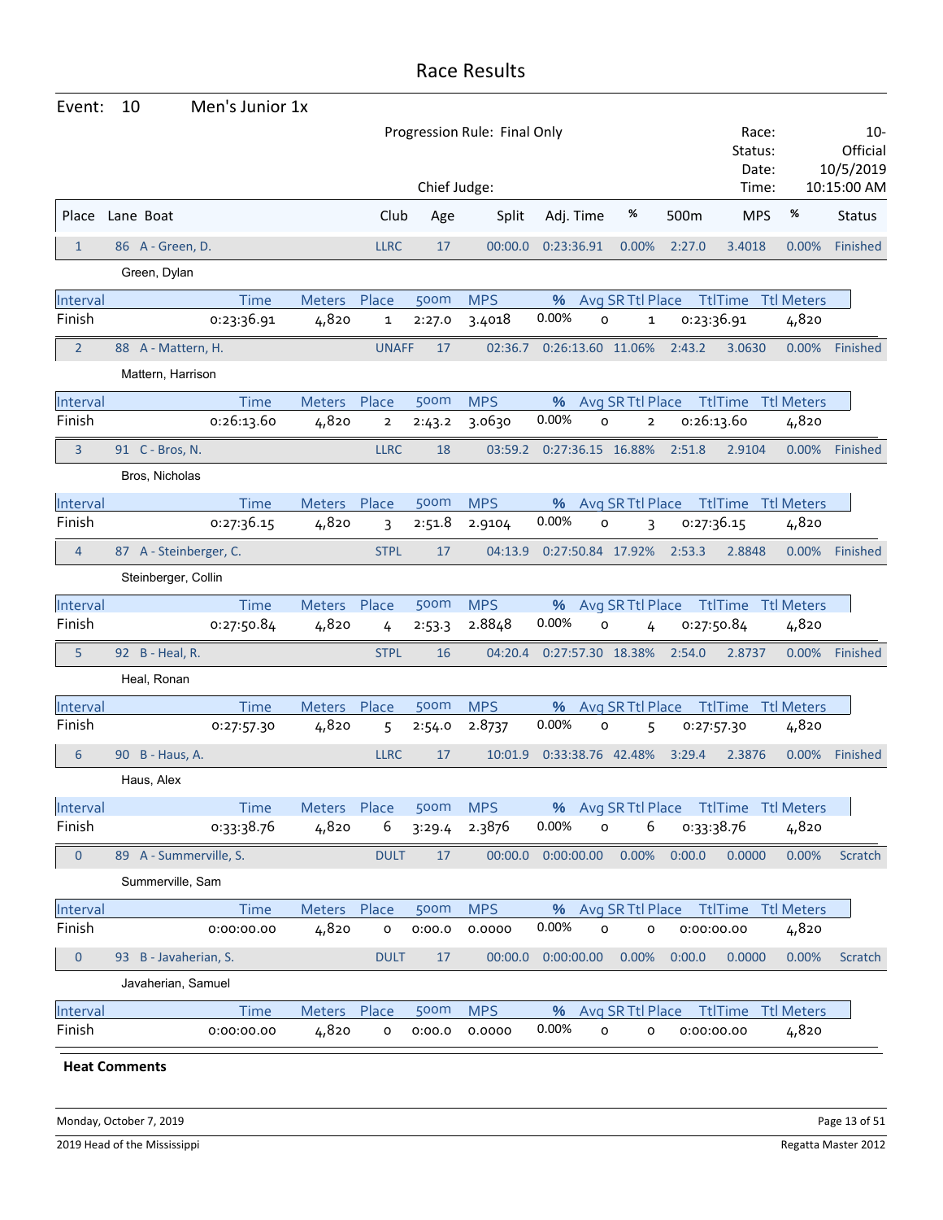# Race Results

**Event:** 10 Men's Junior 1x

Progression Rule: Final Only

Chief Judge:

Race: 10-
Status: Official
Date: 10/5/2019
Time: 10:15:00 AM

| Place | Lane | Boat | Club | Age | Split | Adj. Time | % | 500m | MPS | % | Status |
|---|---|---|---|---|---|---|---|---|---|---|---|
| 1 | 86 | A - Green, D. | LLRC | 17 | 00:00.0 | 0:23:36.91 | 0.00% | 2:27.0 | 3.4018 | 0.00% | Finished |

Green, Dylan

| Interval | Time | Meters | Place | 500m | MPS | % | Avg SR | Ttl Place | TtlTime | Ttl Meters |
|---|---|---|---|---|---|---|---|---|---|---|
| Finish | 0:23:36.91 | 4,820 | 1 | 2:27.0 | 3.4018 | 0.00% | 0 | 1 | 0:23:36.91 | 4,820 |

| Place | Lane | Boat | Club | Age | Split | Adj. Time | % | 500m | MPS | % | Status |
|---|---|---|---|---|---|---|---|---|---|---|---|
| 2 | 88 | A - Mattern, H. | UNAFF | 17 | 02:36.7 | 0:26:13.60 | 11.06% | 2:43.2 | 3.0630 | 0.00% | Finished |

Mattern, Harrison

| Interval | Time | Meters | Place | 500m | MPS | % | Avg SR | Ttl Place | TtlTime | Ttl Meters |
|---|---|---|---|---|---|---|---|---|---|---|
| Finish | 0:26:13.60 | 4,820 | 2 | 2:43.2 | 3.0630 | 0.00% | 0 | 2 | 0:26:13.60 | 4,820 |

| Place | Lane | Boat | Club | Age | Split | Adj. Time | % | 500m | MPS | % | Status |
|---|---|---|---|---|---|---|---|---|---|---|---|
| 3 | 91 | C - Bros, N. | LLRC | 18 | 03:59.2 | 0:27:36.15 | 16.88% | 2:51.8 | 2.9104 | 0.00% | Finished |

Bros, Nicholas

| Interval | Time | Meters | Place | 500m | MPS | % | Avg SR | Ttl Place | TtlTime | Ttl Meters |
|---|---|---|---|---|---|---|---|---|---|---|
| Finish | 0:27:36.15 | 4,820 | 3 | 2:51.8 | 2.9104 | 0.00% | 0 | 3 | 0:27:36.15 | 4,820 |

| Place | Lane | Boat | Club | Age | Split | Adj. Time | % | 500m | MPS | % | Status |
|---|---|---|---|---|---|---|---|---|---|---|---|
| 4 | 87 | A - Steinberger, C. | STPL | 17 | 04:13.9 | 0:27:50.84 | 17.92% | 2:53.3 | 2.8848 | 0.00% | Finished |

Steinberger, Collin

| Interval | Time | Meters | Place | 500m | MPS | % | Avg SR | Ttl Place | TtlTime | Ttl Meters |
|---|---|---|---|---|---|---|---|---|---|---|
| Finish | 0:27:50.84 | 4,820 | 4 | 2:53.3 | 2.8848 | 0.00% | 0 | 4 | 0:27:50.84 | 4,820 |

| Place | Lane | Boat | Club | Age | Split | Adj. Time | % | 500m | MPS | % | Status |
|---|---|---|---|---|---|---|---|---|---|---|---|
| 5 | 92 | B - Heal, R. | STPL | 16 | 04:20.4 | 0:27:57.30 | 18.38% | 2:54.0 | 2.8737 | 0.00% | Finished |

Heal, Ronan

| Interval | Time | Meters | Place | 500m | MPS | % | Avg SR | Ttl Place | TtlTime | Ttl Meters |
|---|---|---|---|---|---|---|---|---|---|---|
| Finish | 0:27:57.30 | 4,820 | 5 | 2:54.0 | 2.8737 | 0.00% | 0 | 5 | 0:27:57.30 | 4,820 |

| Place | Lane | Boat | Club | Age | Split | Adj. Time | % | 500m | MPS | % | Status |
|---|---|---|---|---|---|---|---|---|---|---|---|
| 6 | 90 | B - Haus, A. | LLRC | 17 | 10:01.9 | 0:33:38.76 | 42.48% | 3:29.4 | 2.3876 | 0.00% | Finished |

Haus, Alex

| Interval | Time | Meters | Place | 500m | MPS | % | Avg SR | Ttl Place | TtlTime | Ttl Meters |
|---|---|---|---|---|---|---|---|---|---|---|
| Finish | 0:33:38.76 | 4,820 | 6 | 3:29.4 | 2.3876 | 0.00% | 0 | 6 | 0:33:38.76 | 4,820 |

| Place | Lane | Boat | Club | Age | Split | Adj. Time | % | 500m | MPS | % | Status |
|---|---|---|---|---|---|---|---|---|---|---|---|
| 0 | 89 | A - Summerville, S. | DULT | 17 | 00:00.0 | 0:00:00.00 | 0.00% | 0:00.0 | 0.0000 | 0.00% | Scratch |

Summerville, Sam

| Interval | Time | Meters | Place | 500m | MPS | % | Avg SR | Ttl Place | TtlTime | Ttl Meters |
|---|---|---|---|---|---|---|---|---|---|---|
| Finish | 0:00:00.00 | 4,820 | 0 | 0:00.0 | 0.0000 | 0.00% | 0 | 0 | 0:00:00.00 | 4,820 |

| Place | Lane | Boat | Club | Age | Split | Adj. Time | % | 500m | MPS | % | Status |
|---|---|---|---|---|---|---|---|---|---|---|---|
| 0 | 93 | B - Javaherian, S. | DULT | 17 | 00:00.0 | 0:00:00.00 | 0.00% | 0:00.0 | 0.0000 | 0.00% | Scratch |

Javaherian, Samuel

| Interval | Time | Meters | Place | 500m | MPS | % | Avg SR | Ttl Place | TtlTime | Ttl Meters |
|---|---|---|---|---|---|---|---|---|---|---|
| Finish | 0:00:00.00 | 4,820 | 0 | 0:00.0 | 0.0000 | 0.00% | 0 | 0 | 0:00:00.00 | 4,820 |

**Heat Comments**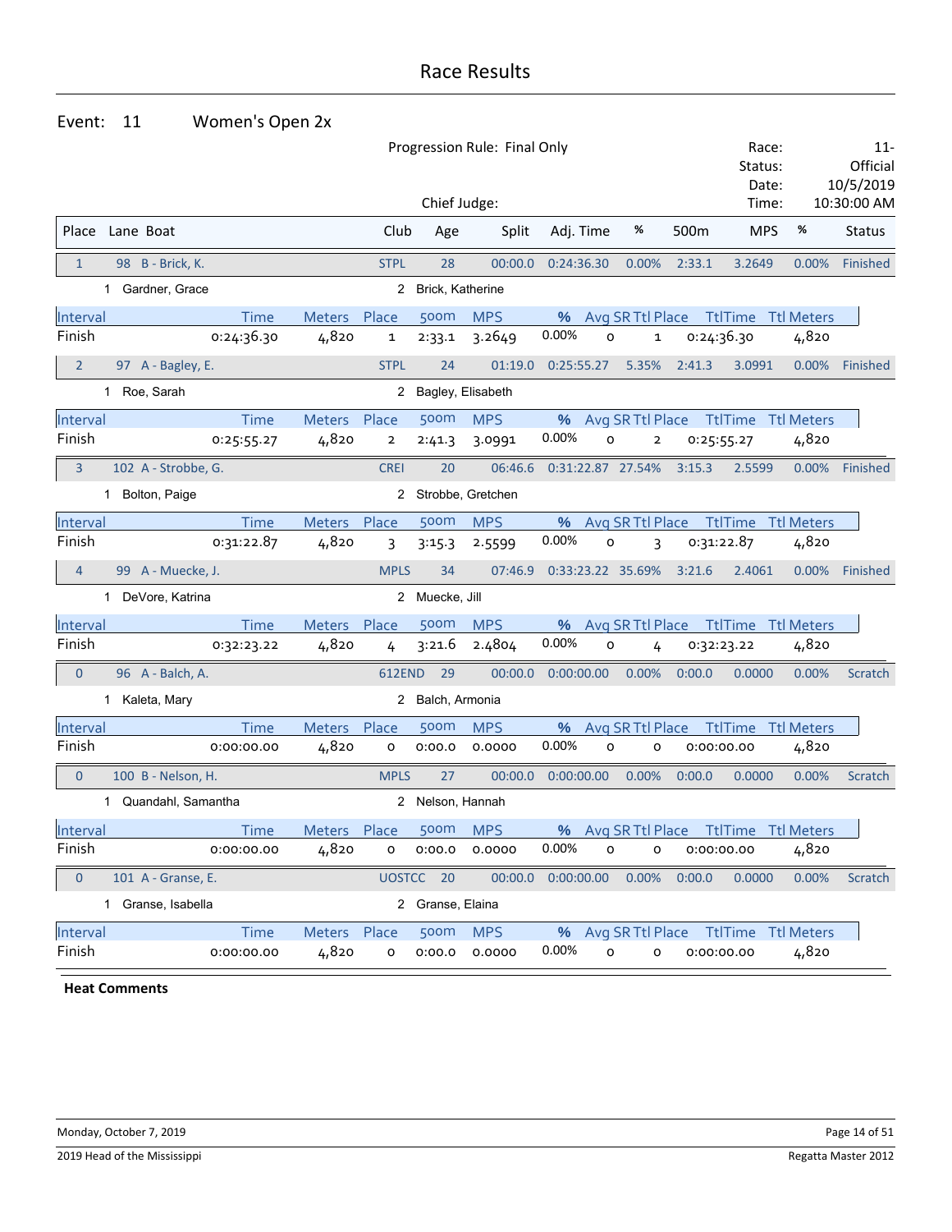# Race Results

## Event: 11 Women's Open 2x

Progression Rule: Final Only

Chief Judge:

Race: 11-
Status: Official
Date: 10/5/2019
Time: 10:30:00 AM

| Place | Lane | Boat | Club | Age | Split | Adj. Time | % | 500m | MPS | % | Status |
|---|---|---|---|---|---|---|---|---|---|---|---|
| 1 | 98 | B - Brick, K. | STPL | 28 | 00:00.0 | 0:24:36.30 | 0.00% | 2:33.1 | 3.2649 | 0.00% | Finished |

1 Gardner, Grace    2 Brick, Katherine

| Interval | Time | Meters | Place | 500m | MPS | % | Avg SR | Ttl Place | TtlTime | Ttl Meters |
|---|---|---|---|---|---|---|---|---|---|---|
| Finish | 0:24:36.30 | 4,820 | 1 | 2:33.1 | 3.2649 | 0.00% | 0 | 1 | 0:24:36.30 | 4,820 |

| Place | Lane | Boat | Club | Age | Split | Adj. Time | % | 500m | MPS | % | Status |
|---|---|---|---|---|---|---|---|---|---|---|---|
| 2 | 97 | A - Bagley, E. | STPL | 24 | 01:19.0 | 0:25:55.27 | 5.35% | 2:41.3 | 3.0991 | 0.00% | Finished |

1 Roe, Sarah    2 Bagley, Elisabeth

| Interval | Time | Meters | Place | 500m | MPS | % | Avg SR | Ttl Place | TtlTime | Ttl Meters |
|---|---|---|---|---|---|---|---|---|---|---|
| Finish | 0:25:55.27 | 4,820 | 2 | 2:41.3 | 3.0991 | 0.00% | 0 | 2 | 0:25:55.27 | 4,820 |

| Place | Lane | Boat | Club | Age | Split | Adj. Time | % | 500m | MPS | % | Status |
|---|---|---|---|---|---|---|---|---|---|---|---|
| 3 | 102 | A - Strobbe, G. | CREI | 20 | 06:46.6 | 0:31:22.87 | 27.54% | 3:15.3 | 2.5599 | 0.00% | Finished |

1 Bolton, Paige    2 Strobbe, Gretchen

| Interval | Time | Meters | Place | 500m | MPS | % | Avg SR | Ttl Place | TtlTime | Ttl Meters |
|---|---|---|---|---|---|---|---|---|---|---|
| Finish | 0:31:22.87 | 4,820 | 3 | 3:15.3 | 2.5599 | 0.00% | 0 | 3 | 0:31:22.87 | 4,820 |

| Place | Lane | Boat | Club | Age | Split | Adj. Time | % | 500m | MPS | % | Status |
|---|---|---|---|---|---|---|---|---|---|---|---|
| 4 | 99 | A - Muecke, J. | MPLS | 34 | 07:46.9 | 0:33:23.22 | 35.69% | 3:21.6 | 2.4061 | 0.00% | Finished |

1 DeVore, Katrina    2 Muecke, Jill

| Interval | Time | Meters | Place | 500m | MPS | % | Avg SR | Ttl Place | TtlTime | Ttl Meters |
|---|---|---|---|---|---|---|---|---|---|---|
| Finish | 0:32:23.22 | 4,820 | 4 | 3:21.6 | 2.4804 | 0.00% | 0 | 4 | 0:32:23.22 | 4,820 |

| Place | Lane | Boat | Club | Age | Split | Adj. Time | % | 500m | MPS | % | Status |
|---|---|---|---|---|---|---|---|---|---|---|---|
| 0 | 96 | A - Balch, A. | 612END | 29 | 00:00.0 | 0:00:00.00 | 0.00% | 0:00.0 | 0.0000 | 0.00% | Scratch |

1 Kaleta, Mary    2 Balch, Armonia

| Interval | Time | Meters | Place | 500m | MPS | % | Avg SR | Ttl Place | TtlTime | Ttl Meters |
|---|---|---|---|---|---|---|---|---|---|---|
| Finish | 0:00:00.00 | 4,820 | 0 | 0:00.0 | 0.0000 | 0.00% | 0 | 0 | 0:00:00.00 | 4,820 |

| Place | Lane | Boat | Club | Age | Split | Adj. Time | % | 500m | MPS | % | Status |
|---|---|---|---|---|---|---|---|---|---|---|---|
| 0 | 100 | B - Nelson, H. | MPLS | 27 | 00:00.0 | 0:00:00.00 | 0.00% | 0:00.0 | 0.0000 | 0.00% | Scratch |

1 Quandahl, Samantha    2 Nelson, Hannah

| Interval | Time | Meters | Place | 500m | MPS | % | Avg SR | Ttl Place | TtlTime | Ttl Meters |
|---|---|---|---|---|---|---|---|---|---|---|
| Finish | 0:00:00.00 | 4,820 | 0 | 0:00.0 | 0.0000 | 0.00% | 0 | 0 | 0:00:00.00 | 4,820 |

| Place | Lane | Boat | Club | Age | Split | Adj. Time | % | 500m | MPS | % | Status |
|---|---|---|---|---|---|---|---|---|---|---|---|
| 0 | 101 | A - Granse, E. | UOSTCC | 20 | 00:00.0 | 0:00:00.00 | 0.00% | 0:00.0 | 0.0000 | 0.00% | Scratch |

1 Granse, Isabella    2 Granse, Elaina

| Interval | Time | Meters | Place | 500m | MPS | % | Avg SR | Ttl Place | TtlTime | Ttl Meters |
|---|---|---|---|---|---|---|---|---|---|---|
| Finish | 0:00:00.00 | 4,820 | 0 | 0:00.0 | 0.0000 | 0.00% | 0 | 0 | 0:00:00.00 | 4,820 |

**Heat Comments**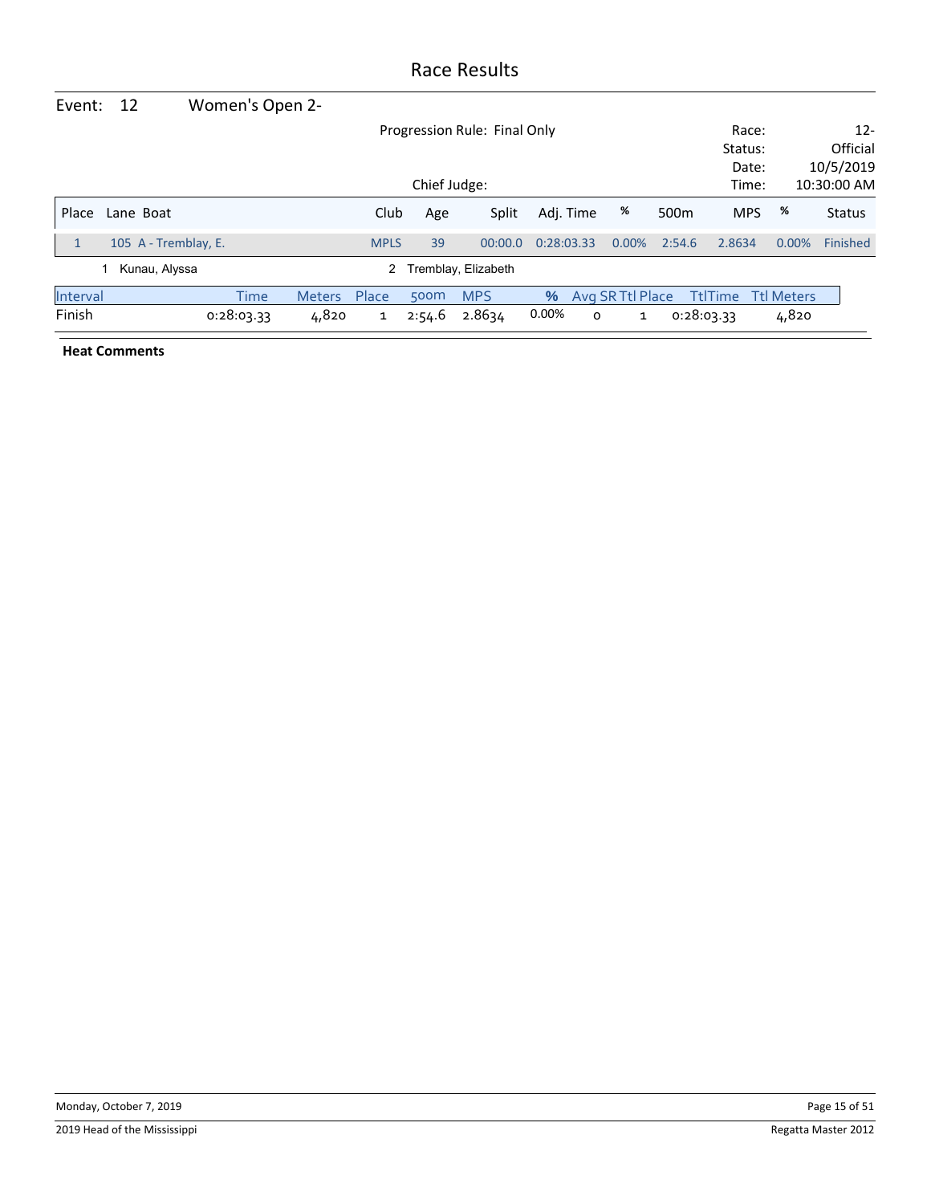# Race Results

**Event: 12 Women's Open 2-**

Progression Rule: Final Only

Chief Judge:

Race: 12-
Status: Official
Date: 10/5/2019
Time: 10:30:00 AM

| Place | Lane | Boat | Club | Age | Split | Adj. Time | % | 500m | MPS | % | Status |
|---|---|---|---|---|---|---|---|---|---|---|---|
| 1 | 105 | A - Tremblay, E. | MPLS | 39 | 00:00.0 | 0:28:03.33 | 0.00% | 2:54.6 | 2.8634 | 0.00% | Finished |

1 Kunau, Alyssa
2 Tremblay, Elizabeth

| Interval | Time | Meters | Place | 500m | MPS | % | Avg SR | Ttl Place | TtlTime | Ttl Meters |
|---|---|---|---|---|---|---|---|---|---|---|
| Finish | 0:28:03.33 | 4,820 | 1 | 2:54.6 | 2.8634 | 0.00% | 0 | 1 | 0:28:03.33 | 4,820 |

**Heat Comments**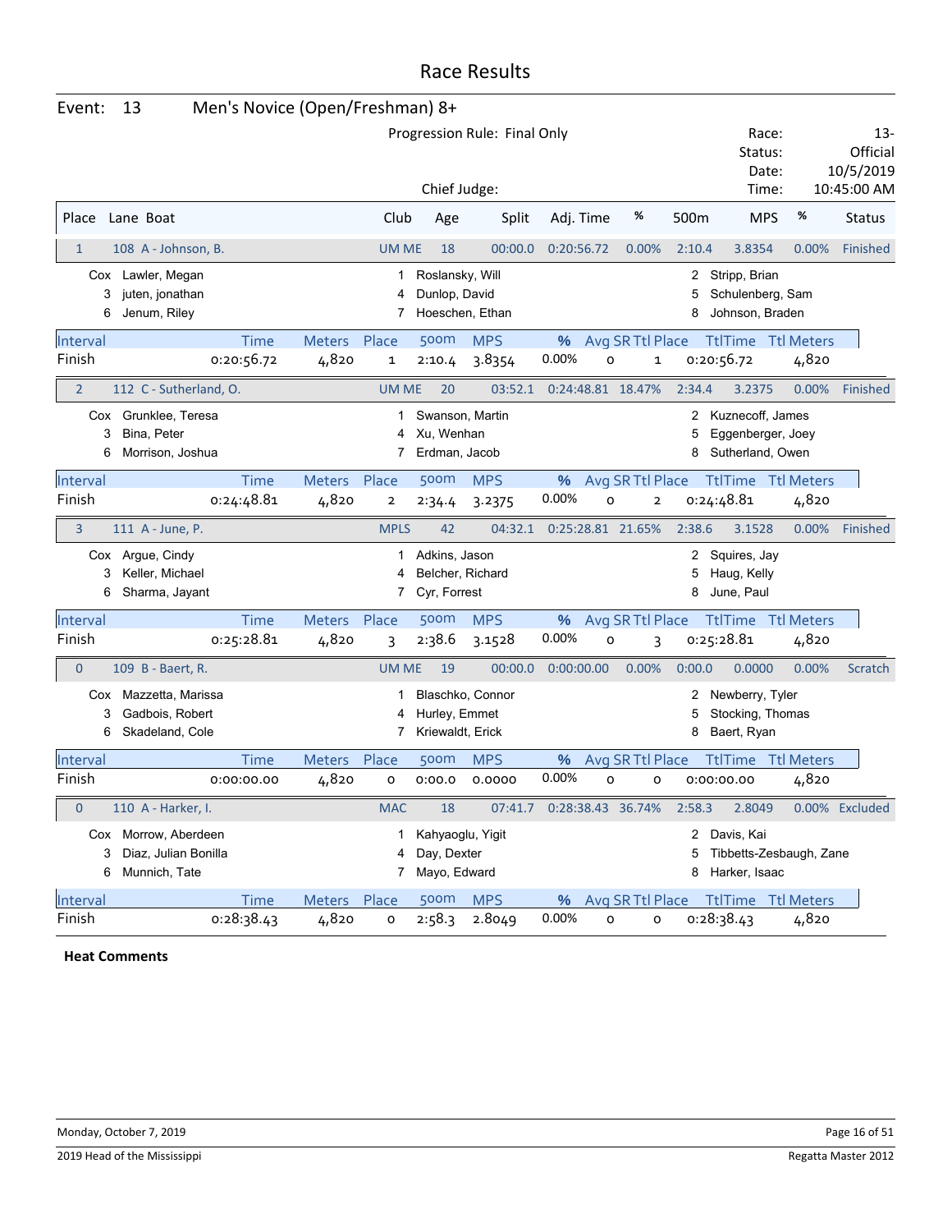# Race Results

## Event: 13 Men's Novice (Open/Freshman) 8+

Progression Rule: Final Only

Chief Judge:

Race: 13-
Status: Official
Date: 10/5/2019
Time: 10:45:00 AM

| Place | Lane Boat | Club | Age | Split | Adj. Time | % | 500m | MPS | % | Status |
|---|---|---|---|---|---|---|---|---|---|---|
| 1 | 108 A - Johnson, B. | UM ME | 18 | 00:00.0 | 0:20:56.72 | 0.00% | 2:10.4 | 3.8354 | 0.00% | Finished |

Cox Lawler, Megan; 1 Roslansky, Will; 2 Stripp, Brian; 3 juten, jonathan; 4 Dunlop, David; 5 Schulenberg, Sam; 6 Jenum, Riley; 7 Hoeschen, Ethan; 8 Johnson, Braden

| Interval | Time | Meters | Place | 500m | MPS | % | Avg SR | Ttl Place | TtlTime | Ttl Meters |
|---|---|---|---|---|---|---|---|---|---|---|
| Finish | 0:20:56.72 | 4,820 | 1 | 2:10.4 | 3.8354 | 0.00% | 0 | 1 | 0:20:56.72 | 4,820 |

| Place | Lane Boat | Club | Age | Split | Adj. Time | % | 500m | MPS | % | Status |
|---|---|---|---|---|---|---|---|---|---|---|
| 2 | 112 C - Sutherland, O. | UM ME | 20 | 03:52.1 | 0:24:48.81 | 18.47% | 2:34.4 | 3.2375 | 0.00% | Finished |

Cox Grunklee, Teresa; 1 Swanson, Martin; 2 Kuznecoff, James; 3 Bina, Peter; 4 Xu, Wenhan; 5 Eggenberger, Joey; 6 Morrison, Joshua; 7 Erdman, Jacob; 8 Sutherland, Owen

| Interval | Time | Meters | Place | 500m | MPS | % | Avg SR | Ttl Place | TtlTime | Ttl Meters |
|---|---|---|---|---|---|---|---|---|---|---|
| Finish | 0:24:48.81 | 4,820 | 2 | 2:34.4 | 3.2375 | 0.00% | 0 | 2 | 0:24:48.81 | 4,820 |

| Place | Lane Boat | Club | Age | Split | Adj. Time | % | 500m | MPS | % | Status |
|---|---|---|---|---|---|---|---|---|---|---|
| 3 | 111 A - June, P. | MPLS | 42 | 04:32.1 | 0:25:28.81 | 21.65% | 2:38.6 | 3.1528 | 0.00% | Finished |

Cox Argue, Cindy; 1 Adkins, Jason; 2 Squires, Jay; 3 Keller, Michael; 4 Belcher, Richard; 5 Haug, Kelly; 6 Sharma, Jayant; 7 Cyr, Forrest; 8 June, Paul

| Interval | Time | Meters | Place | 500m | MPS | % | Avg SR | Ttl Place | TtlTime | Ttl Meters |
|---|---|---|---|---|---|---|---|---|---|---|
| Finish | 0:25:28.81 | 4,820 | 3 | 2:38.6 | 3.1528 | 0.00% | 0 | 3 | 0:25:28.81 | 4,820 |

| Place | Lane Boat | Club | Age | Split | Adj. Time | % | 500m | MPS | % | Status |
|---|---|---|---|---|---|---|---|---|---|---|
| 0 | 109 B - Baert, R. | UM ME | 19 | 00:00.0 | 0:00:00.00 | 0.00% | 0:00.0 | 0.0000 | 0.00% | Scratch |

Cox Mazzetta, Marissa; 1 Blaschko, Connor; 2 Newberry, Tyler; 3 Gadbois, Robert; 4 Hurley, Emmet; 5 Stocking, Thomas; 6 Skadeland, Cole; 7 Kriewaldt, Erick; 8 Baert, Ryan

| Interval | Time | Meters | Place | 500m | MPS | % | Avg SR | Ttl Place | TtlTime | Ttl Meters |
|---|---|---|---|---|---|---|---|---|---|---|
| Finish | 0:00:00.00 | 4,820 | 0 | 0:00.0 | 0.0000 | 0.00% | 0 | 0 | 0:00:00.00 | 4,820 |

| Place | Lane Boat | Club | Age | Split | Adj. Time | % | 500m | MPS | % | Status |
|---|---|---|---|---|---|---|---|---|---|---|
| 0 | 110 A - Harker, I. | MAC | 18 | 07:41.7 | 0:28:38.43 | 36.74% | 2:58.3 | 2.8049 | 0.00% | Excluded |

Cox Morrow, Aberdeen; 1 Kahyaoglu, Yigit; 2 Davis, Kai; 3 Diaz, Julian Bonilla; 4 Day, Dexter; 5 Tibbetts-Zesbaugh, Zane; 6 Munnich, Tate; 7 Mayo, Edward; 8 Harker, Isaac

| Interval | Time | Meters | Place | 500m | MPS | % | Avg SR | Ttl Place | TtlTime | Ttl Meters |
|---|---|---|---|---|---|---|---|---|---|---|
| Finish | 0:28:38.43 | 4,820 | 0 | 2:58.3 | 2.8049 | 0.00% | 0 | 0 | 0:28:38.43 | 4,820 |

**Heat Comments**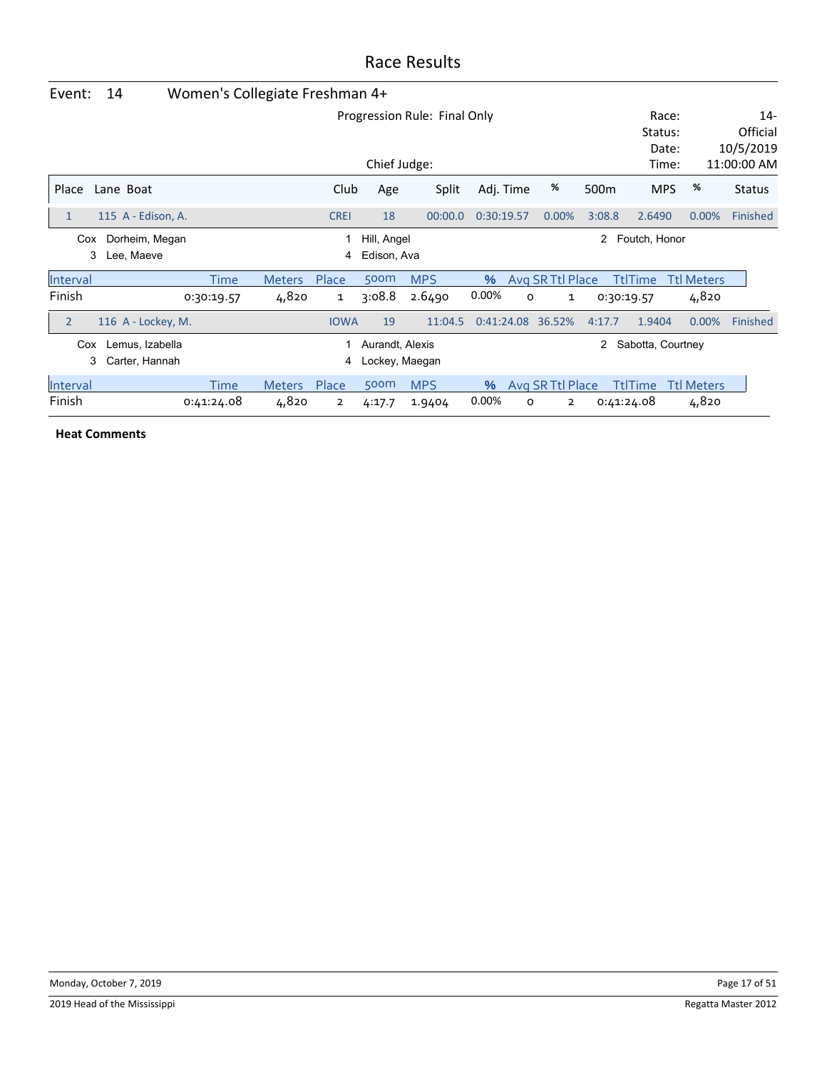# Race Results

## Event: 14 Women's Collegiate Freshman 4+

Progression Rule: Final Only

Chief Judge:

Race: 14-
Status: Official
Date: 10/5/2019
Time: 11:00:00 AM

| Place | Lane | Boat | Club | Age | Split | Adj. Time | % | 500m | MPS | % | Status |
|---|---|---|---|---|---|---|---|---|---|---|---|
| 1 | 115 | A - Edison, A. | CREI | 18 | 00:00.0 | 0:30:19.57 | 0.00% | 3:08.8 | 2.6490 | 0.00% | Finished |

Cox Dorheim, Megan; 1 Hill, Angel; 2 Foutch, Honor; 3 Lee, Maeve; 4 Edison, Ava

| Interval | Time | Meters | Place | 500m | MPS | % | Avg SR | Ttl Place | TtlTime | Ttl Meters |
|---|---|---|---|---|---|---|---|---|---|---|
| Finish | 0:30:19.57 | 4,820 | 1 | 3:08.8 | 2.6490 | 0.00% | 0 | 1 | 0:30:19.57 | 4,820 |

| Place | Lane | Boat | Club | Age | Split | Adj. Time | % | 500m | MPS | % | Status |
|---|---|---|---|---|---|---|---|---|---|---|---|
| 2 | 116 | A - Lockey, M. | IOWA | 19 | 11:04.5 | 0:41:24.08 | 36.52% | 4:17.7 | 1.9404 | 0.00% | Finished |

Cox Lemus, Izabella; 1 Aurandt, Alexis; 2 Sabotta, Courtney; 3 Carter, Hannah; 4 Lockey, Maegan

| Interval | Time | Meters | Place | 500m | MPS | % | Avg SR | Ttl Place | TtlTime | Ttl Meters |
|---|---|---|---|---|---|---|---|---|---|---|
| Finish | 0:41:24.08 | 4,820 | 2 | 4:17.7 | 1.9404 | 0.00% | 0 | 2 | 0:41:24.08 | 4,820 |

**Heat Comments**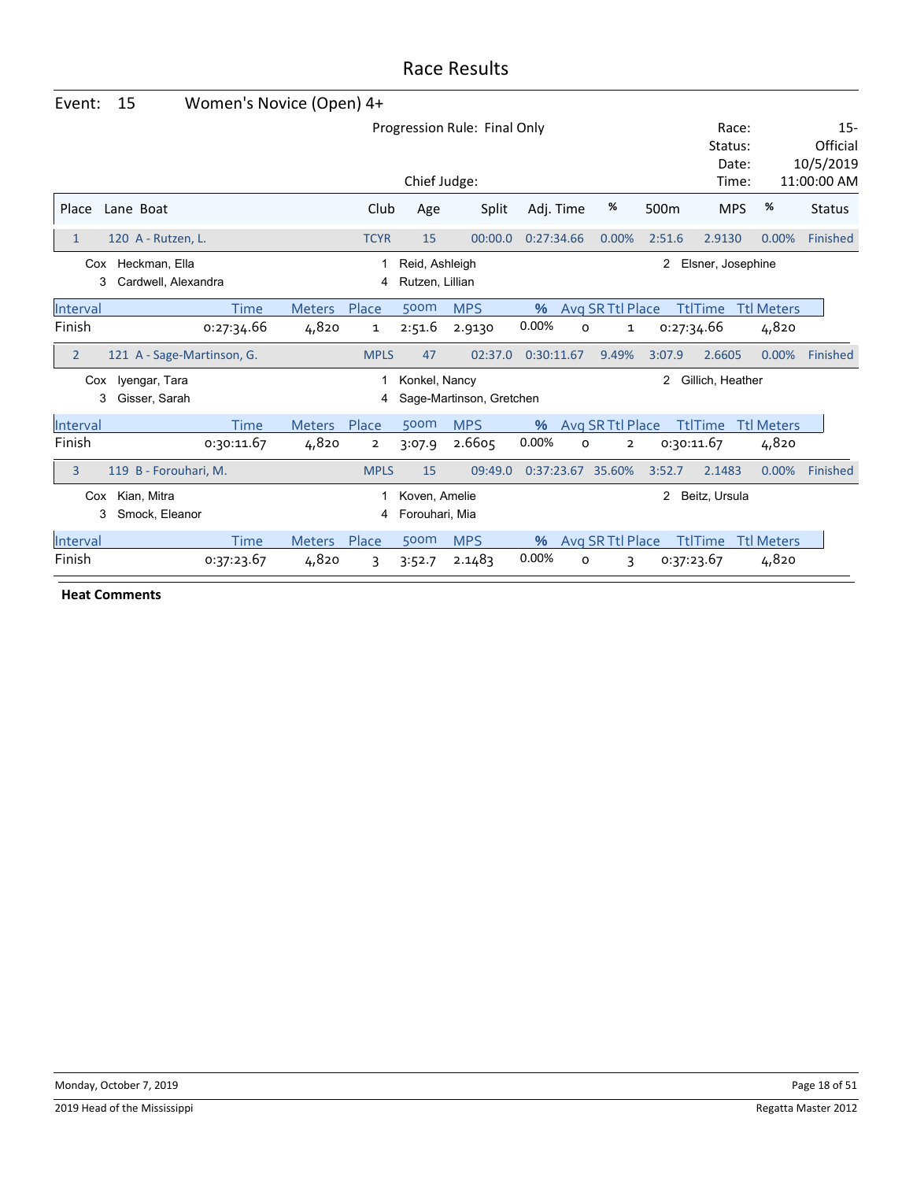# Race Results

## Event: 15 Women's Novice (Open) 4+

Progression Rule: Final Only

Chief Judge:

Race: 15-
Status: Official
Date: 10/5/2019
Time: 11:00:00 AM

| Place | Lane Boat | Club | Age | Split | Adj. Time | % | 500m | MPS | % | Status |
|---|---|---|---|---|---|---|---|---|---|---|
| 1 | 120 A - Rutzen, L. | TCYR | 15 | 00:00.0 | 0:27:34.66 | 0.00% | 2:51.6 | 2.9130 | 0.00% | Finished |

Cox Heckman, Ella; 1 Reid, Ashleigh; 2 Elsner, Josephine; 3 Cardwell, Alexandra; 4 Rutzen, Lillian

| Interval | Time | Meters | Place | 500m | MPS | % | Avg SR | Ttl Place | TtlTime | Ttl Meters |
|---|---|---|---|---|---|---|---|---|---|---|
| Finish | 0:27:34.66 | 4,820 | 1 | 2:51.6 | 2.9130 | 0.00% | 0 | 1 | 0:27:34.66 | 4,820 |

| Place | Lane Boat | Club | Age | Split | Adj. Time | % | 500m | MPS | % | Status |
|---|---|---|---|---|---|---|---|---|---|---|
| 2 | 121 A - Sage-Martinson, G. | MPLS | 47 | 02:37.0 | 0:30:11.67 | 9.49% | 3:07.9 | 2.6605 | 0.00% | Finished |

Cox Iyengar, Tara; 1 Konkel, Nancy; 2 Gillich, Heather; 3 Gisser, Sarah; 4 Sage-Martinson, Gretchen

| Interval | Time | Meters | Place | 500m | MPS | % | Avg SR | Ttl Place | TtlTime | Ttl Meters |
|---|---|---|---|---|---|---|---|---|---|---|
| Finish | 0:30:11.67 | 4,820 | 2 | 3:07.9 | 2.6605 | 0.00% | 0 | 2 | 0:30:11.67 | 4,820 |

| Place | Lane Boat | Club | Age | Split | Adj. Time | % | 500m | MPS | % | Status |
|---|---|---|---|---|---|---|---|---|---|---|
| 3 | 119 B - Forouhari, M. | MPLS | 15 | 09:49.0 | 0:37:23.67 | 35.60% | 3:52.7 | 2.1483 | 0.00% | Finished |

Cox Kian, Mitra; 1 Koven, Amelie; 2 Beitz, Ursula; 3 Smock, Eleanor; 4 Forouhari, Mia

| Interval | Time | Meters | Place | 500m | MPS | % | Avg SR | Ttl Place | TtlTime | Ttl Meters |
|---|---|---|---|---|---|---|---|---|---|---|
| Finish | 0:37:23.67 | 4,820 | 3 | 3:52.7 | 2.1483 | 0.00% | 0 | 3 | 0:37:23.67 | 4,820 |

**Heat Comments**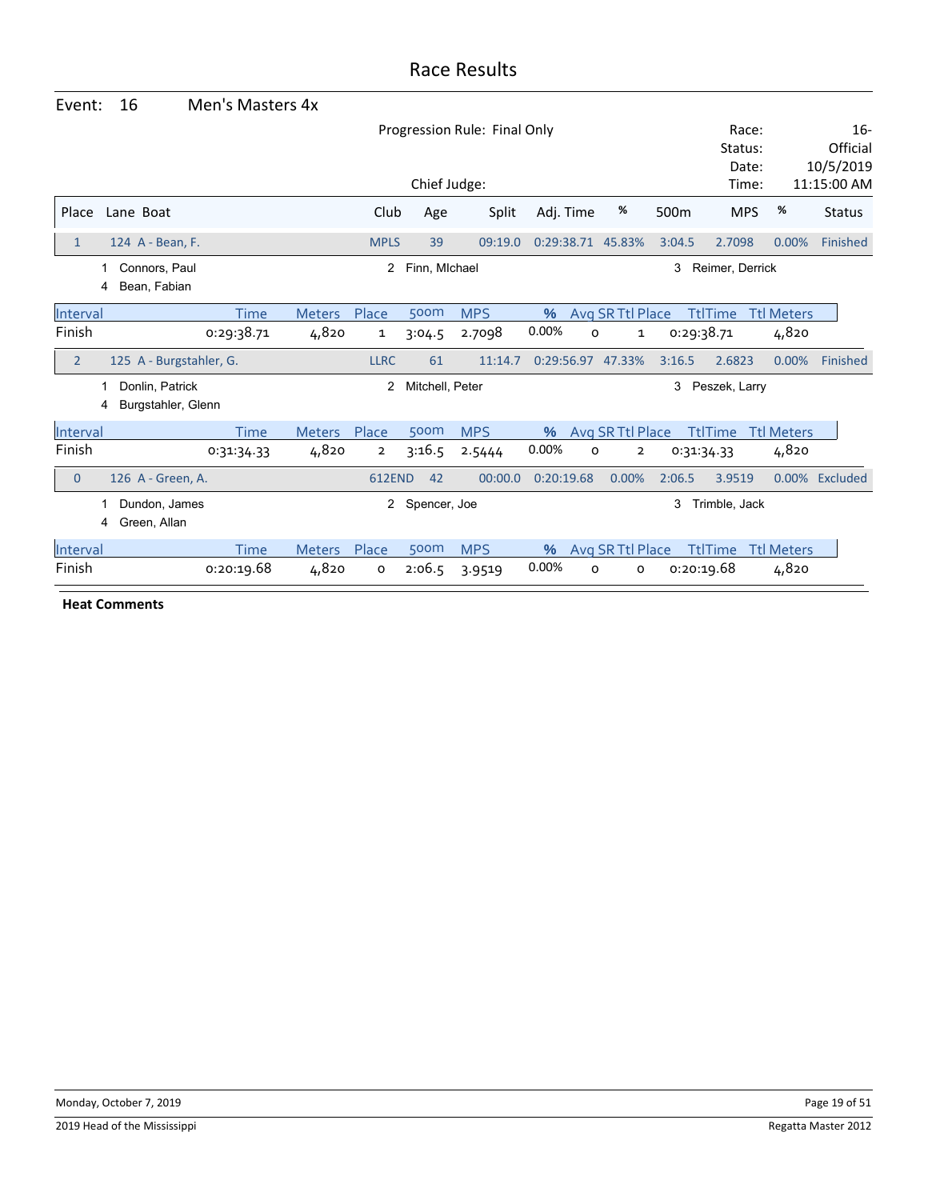# Race Results

**Event: 16 Men's Masters 4x**

Progression Rule: Final Only

Chief Judge:

Race: 16-
Status: Official
Date: 10/5/2019
Time: 11:15:00 AM

| Place | Lane | Boat | Club | Age | Split | Adj. Time | % | 500m | MPS | % | Status |
|---|---|---|---|---|---|---|---|---|---|---|---|
| 1 | 124 | A - Bean, F. | MPLS | 39 | 09:19.0 | 0:29:38.71 | 45.83% | 3:04.5 | 2.7098 | 0.00% | Finished |

1 Connors, Paul; 2 Finn, MIchael; 3 Reimer, Derrick; 4 Bean, Fabian

| Interval | Time | Meters | Place | 500m | MPS | % | Avg SR | Ttl Place | TtlTime | Ttl Meters |
|---|---|---|---|---|---|---|---|---|---|---|
| Finish | 0:29:38.71 | 4,820 | 1 | 3:04.5 | 2.7098 | 0.00% | 0 | 1 | 0:29:38.71 | 4,820 |

| Place | Lane | Boat | Club | Age | Split | Adj. Time | % | 500m | MPS | % | Status |
|---|---|---|---|---|---|---|---|---|---|---|---|
| 2 | 125 | A - Burgstahler, G. | LLRC | 61 | 11:14.7 | 0:29:56.97 | 47.33% | 3:16.5 | 2.6823 | 0.00% | Finished |

1 Donlin, Patrick; 2 Mitchell, Peter; 3 Peszek, Larry; 4 Burgstahler, Glenn

| Interval | Time | Meters | Place | 500m | MPS | % | Avg SR | Ttl Place | TtlTime | Ttl Meters |
|---|---|---|---|---|---|---|---|---|---|---|
| Finish | 0:31:34.33 | 4,820 | 2 | 3:16.5 | 2.5444 | 0.00% | 0 | 2 | 0:31:34.33 | 4,820 |

| Place | Lane | Boat | Club | Age | Split | Adj. Time | % | 500m | MPS | % | Status |
|---|---|---|---|---|---|---|---|---|---|---|---|
| 0 | 126 | A - Green, A. | 612END | 42 | 00:00.0 | 0:20:19.68 | 0.00% | 2:06.5 | 3.9519 | 0.00% | Excluded |

1 Dundon, James; 2 Spencer, Joe; 3 Trimble, Jack; 4 Green, Allan

| Interval | Time | Meters | Place | 500m | MPS | % | Avg SR | Ttl Place | TtlTime | Ttl Meters |
|---|---|---|---|---|---|---|---|---|---|---|
| Finish | 0:20:19.68 | 4,820 | 0 | 2:06.5 | 3.9519 | 0.00% | 0 | 0 | 0:20:19.68 | 4,820 |

**Heat Comments**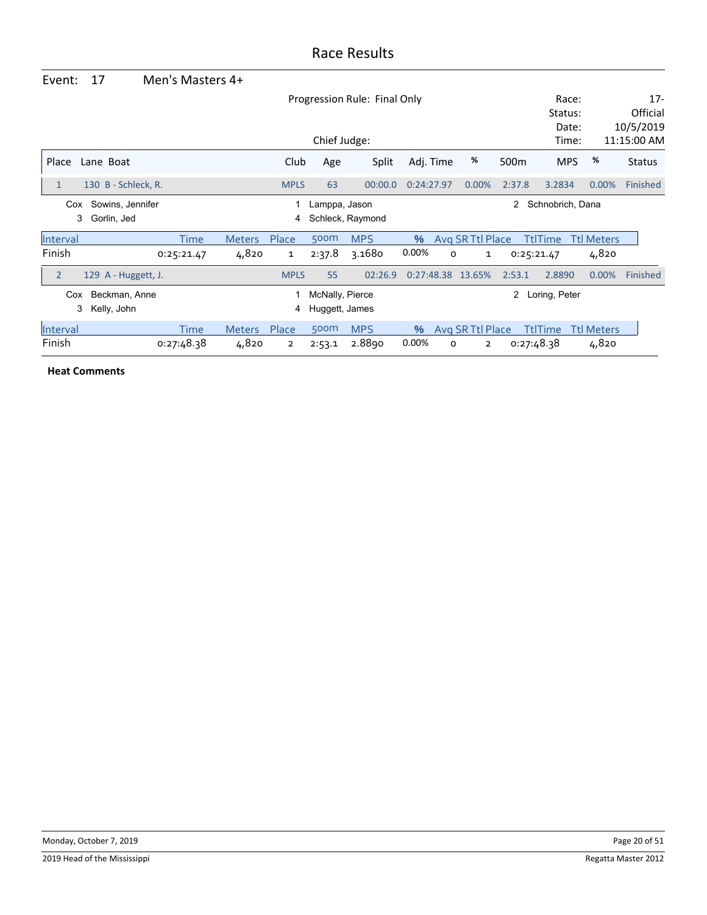# Race Results

## Event: 17 Men's Masters 4+

Progression Rule: Final Only

Chief Judge:

Race: 17-
Status: Official
Date: 10/5/2019
Time: 11:15:00 AM

| Place | Lane | Boat | Club | Age | Split | Adj. Time | % | 500m | MPS | % | Status |
|---|---|---|---|---|---|---|---|---|---|---|---|
| 1 | 130 | B - Schleck, R. | MPLS | 63 | 00:00.0 | 0:24:27.97 | 0.00% | 2:37.8 | 3.2834 | 0.00% | Finished |

Cox Sowins, Jennifer; 1 Lamppa, Jason; 2 Schnobrich, Dana; 3 Gorlin, Jed; 4 Schleck, Raymond

| Interval | Time | Meters | Place | 500m | MPS | % | Avg SR | Ttl Place | TtlTime | Ttl Meters |
|---|---|---|---|---|---|---|---|---|---|---|
| Finish | 0:25:21.47 | 4,820 | 1 | 2:37.8 | 3.1680 | 0.00% | 0 | 1 | 0:25:21.47 | 4,820 |

| Place | Lane | Boat | Club | Age | Split | Adj. Time | % | 500m | MPS | % | Status |
|---|---|---|---|---|---|---|---|---|---|---|---|
| 2 | 129 | A - Huggett, J. | MPLS | 55 | 02:26.9 | 0:27:48.38 | 13.65% | 2:53.1 | 2.8890 | 0.00% | Finished |

Cox Beckman, Anne; 1 McNally, Pierce; 2 Loring, Peter; 3 Kelly, John; 4 Huggett, James

| Interval | Time | Meters | Place | 500m | MPS | % | Avg SR | Ttl Place | TtlTime | Ttl Meters |
|---|---|---|---|---|---|---|---|---|---|---|
| Finish | 0:27:48.38 | 4,820 | 2 | 2:53.1 | 2.8890 | 0.00% | 0 | 2 | 0:27:48.38 | 4,820 |

**Heat Comments**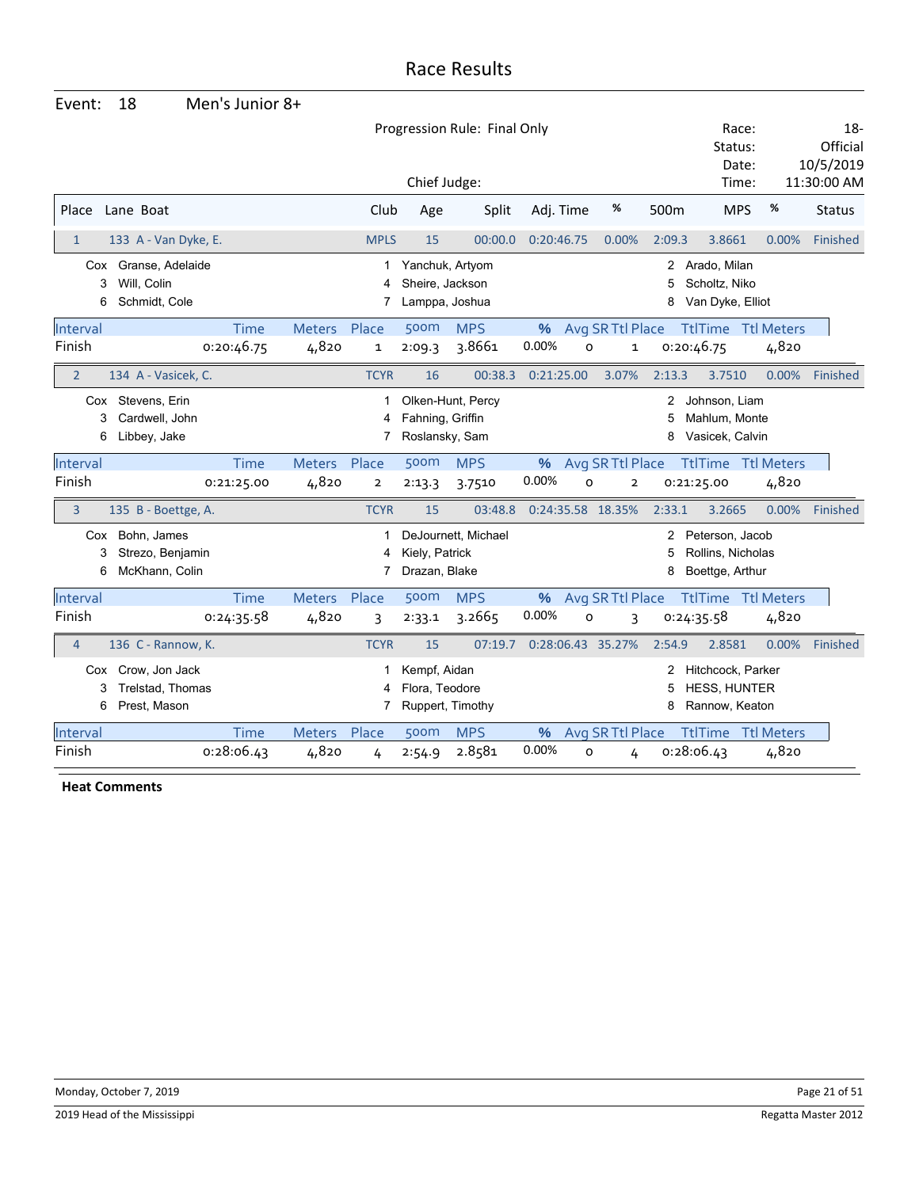# Race Results

**Event:** 18 Men's Junior 8+

Progression Rule: Final Only

Chief Judge:

Race: 18-
Status: Official
Date: 10/5/2019
Time: 11:30:00 AM

| Place | Lane | Boat | Club | Age | Split | Adj. Time | % | 500m | MPS | % | Status |
|---|---|---|---|---|---|---|---|---|---|---|---|
| 1 | 133 | A - Van Dyke, E. | MPLS | 15 | 00:00.0 | 0:20:46.75 | 0.00% | 2:09.3 | 3.8661 | 0.00% | Finished |

Cox Granse, Adelaide; 1 Yanchuk, Artyom; 2 Arado, Milan; 3 Will, Colin; 4 Sheire, Jackson; 5 Scholtz, Niko; 6 Schmidt, Cole; 7 Lamppa, Joshua; 8 Van Dyke, Elliot

| Interval | Time | Meters | Place | 500m | MPS | % | Avg SR | Ttl Place | TtlTime | Ttl Meters |
|---|---|---|---|---|---|---|---|---|---|---|
| Finish | 0:20:46.75 | 4,820 | 1 | 2:09.3 | 3.8661 | 0.00% | 0 | 1 | 0:20:46.75 | 4,820 |

| Place | Lane | Boat | Club | Age | Split | Adj. Time | % | 500m | MPS | % | Status |
|---|---|---|---|---|---|---|---|---|---|---|---|
| 2 | 134 | A - Vasicek, C. | TCYR | 16 | 00:38.3 | 0:21:25.00 | 3.07% | 2:13.3 | 3.7510 | 0.00% | Finished |

Cox Stevens, Erin; 1 Olken-Hunt, Percy; 2 Johnson, Liam; 3 Cardwell, John; 4 Fahning, Griffin; 5 Mahlum, Monte; 6 Libbey, Jake; 7 Roslansky, Sam; 8 Vasicek, Calvin

| Interval | Time | Meters | Place | 500m | MPS | % | Avg SR | Ttl Place | TtlTime | Ttl Meters |
|---|---|---|---|---|---|---|---|---|---|---|
| Finish | 0:21:25.00 | 4,820 | 2 | 2:13.3 | 3.7510 | 0.00% | 0 | 2 | 0:21:25.00 | 4,820 |

| Place | Lane | Boat | Club | Age | Split | Adj. Time | % | 500m | MPS | % | Status |
|---|---|---|---|---|---|---|---|---|---|---|---|
| 3 | 135 | B - Boettge, A. | TCYR | 15 | 03:48.8 | 0:24:35.58 | 18.35% | 2:33.1 | 3.2665 | 0.00% | Finished |

Cox Bohn, James; 1 DeJournett, Michael; 2 Peterson, Jacob; 3 Strezo, Benjamin; 4 Kiely, Patrick; 5 Rollins, Nicholas; 6 McKhann, Colin; 7 Drazan, Blake; 8 Boettge, Arthur

| Interval | Time | Meters | Place | 500m | MPS | % | Avg SR | Ttl Place | TtlTime | Ttl Meters |
|---|---|---|---|---|---|---|---|---|---|---|
| Finish | 0:24:35.58 | 4,820 | 3 | 2:33.1 | 3.2665 | 0.00% | 0 | 3 | 0:24:35.58 | 4,820 |

| Place | Lane | Boat | Club | Age | Split | Adj. Time | % | 500m | MPS | % | Status |
|---|---|---|---|---|---|---|---|---|---|---|---|
| 4 | 136 | C - Rannow, K. | TCYR | 15 | 07:19.7 | 0:28:06.43 | 35.27% | 2:54.9 | 2.8581 | 0.00% | Finished |

Cox Crow, Jon Jack; 1 Kempf, Aidan; 2 Hitchcock, Parker; 3 Trelstad, Thomas; 4 Flora, Teodore; 5 HESS, HUNTER; 6 Prest, Mason; 7 Ruppert, Timothy; 8 Rannow, Keaton

| Interval | Time | Meters | Place | 500m | MPS | % | Avg SR | Ttl Place | TtlTime | Ttl Meters |
|---|---|---|---|---|---|---|---|---|---|---|
| Finish | 0:28:06.43 | 4,820 | 4 | 2:54.9 | 2.8581 | 0.00% | 0 | 4 | 0:28:06.43 | 4,820 |

**Heat Comments**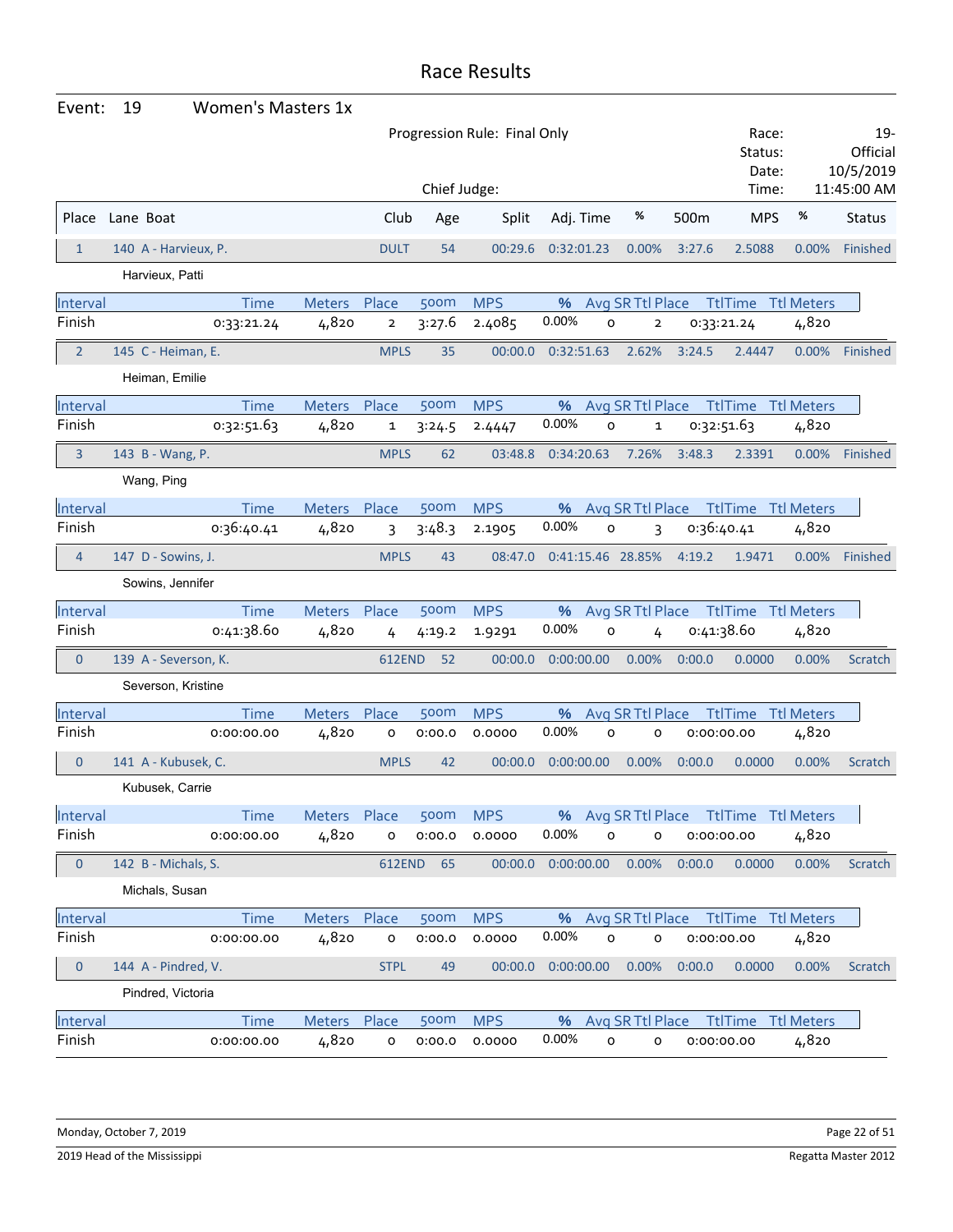# Race Results

**Event: 19 Women's Masters 1x**

Progression Rule: Final Only

Chief Judge:

Race: 19-
Status: Official
Date: 10/5/2019
Time: 11:45:00 AM

| Place | Lane | Boat | Club | Age | Split | Adj. Time | % | 500m | MPS | % | Status |
|---|---|---|---|---|---|---|---|---|---|---|---|
| 1 | 140 | A - Harvieux, P. | DULT | 54 | 00:29.6 | 0:32:01.23 | 0.00% | 3:27.6 | 2.5088 | 0.00% | Finished |

Harvieux, Patti

| Interval | Time | Meters | Place | 500m | MPS | % | Avg SR | Ttl Place | TtlTime | Ttl Meters |
|---|---|---|---|---|---|---|---|---|---|---|
| Finish | 0:33:21.24 | 4,820 | 2 | 3:27.6 | 2.4085 | 0.00% | 0 | 2 | 0:33:21.24 | 4,820 |

| Place | Lane | Boat | Club | Age | Split | Adj. Time | % | 500m | MPS | % | Status |
|---|---|---|---|---|---|---|---|---|---|---|---|
| 2 | 145 | C - Heiman, E. | MPLS | 35 | 00:00.0 | 0:32:51.63 | 2.62% | 3:24.5 | 2.4447 | 0.00% | Finished |

Heiman, Emilie

| Interval | Time | Meters | Place | 500m | MPS | % | Avg SR | Ttl Place | TtlTime | Ttl Meters |
|---|---|---|---|---|---|---|---|---|---|---|
| Finish | 0:32:51.63 | 4,820 | 1 | 3:24.5 | 2.4447 | 0.00% | 0 | 1 | 0:32:51.63 | 4,820 |

| Place | Lane | Boat | Club | Age | Split | Adj. Time | % | 500m | MPS | % | Status |
|---|---|---|---|---|---|---|---|---|---|---|---|
| 3 | 143 | B - Wang, P. | MPLS | 62 | 03:48.8 | 0:34:20.63 | 7.26% | 3:48.3 | 2.3391 | 0.00% | Finished |

Wang, Ping

| Interval | Time | Meters | Place | 500m | MPS | % | Avg SR | Ttl Place | TtlTime | Ttl Meters |
|---|---|---|---|---|---|---|---|---|---|---|
| Finish | 0:36:40.41 | 4,820 | 3 | 3:48.3 | 2.1905 | 0.00% | 0 | 3 | 0:36:40.41 | 4,820 |

| Place | Lane | Boat | Club | Age | Split | Adj. Time | % | 500m | MPS | % | Status |
|---|---|---|---|---|---|---|---|---|---|---|---|
| 4 | 147 | D - Sowins, J. | MPLS | 43 | 08:47.0 | 0:41:15.46 | 28.85% | 4:19.2 | 1.9471 | 0.00% | Finished |

Sowins, Jennifer

| Interval | Time | Meters | Place | 500m | MPS | % | Avg SR | Ttl Place | TtlTime | Ttl Meters |
|---|---|---|---|---|---|---|---|---|---|---|
| Finish | 0:41:38.60 | 4,820 | 4 | 4:19.2 | 1.9291 | 0.00% | 0 | 4 | 0:41:38.60 | 4,820 |

| Place | Lane | Boat | Club | Age | Split | Adj. Time | % | 500m | MPS | % | Status |
|---|---|---|---|---|---|---|---|---|---|---|---|
| 0 | 139 | A - Severson, K. | 612END | 52 | 00:00.0 | 0:00:00.00 | 0.00% | 0:00.0 | 0.0000 | 0.00% | Scratch |

Severson, Kristine

| Interval | Time | Meters | Place | 500m | MPS | % | Avg SR | Ttl Place | TtlTime | Ttl Meters |
|---|---|---|---|---|---|---|---|---|---|---|
| Finish | 0:00:00.00 | 4,820 | 0 | 0:00.0 | 0.0000 | 0.00% | 0 | 0 | 0:00:00.00 | 4,820 |

| Place | Lane | Boat | Club | Age | Split | Adj. Time | % | 500m | MPS | % | Status |
|---|---|---|---|---|---|---|---|---|---|---|---|
| 0 | 141 | A - Kubusek, C. | MPLS | 42 | 00:00.0 | 0:00:00.00 | 0.00% | 0:00.0 | 0.0000 | 0.00% | Scratch |

Kubusek, Carrie

| Interval | Time | Meters | Place | 500m | MPS | % | Avg SR | Ttl Place | TtlTime | Ttl Meters |
|---|---|---|---|---|---|---|---|---|---|---|
| Finish | 0:00:00.00 | 4,820 | 0 | 0:00.0 | 0.0000 | 0.00% | 0 | 0 | 0:00:00.00 | 4,820 |

| Place | Lane | Boat | Club | Age | Split | Adj. Time | % | 500m | MPS | % | Status |
|---|---|---|---|---|---|---|---|---|---|---|---|
| 0 | 142 | B - Michals, S. | 612END | 65 | 00:00.0 | 0:00:00.00 | 0.00% | 0:00.0 | 0.0000 | 0.00% | Scratch |

Michals, Susan

| Interval | Time | Meters | Place | 500m | MPS | % | Avg SR | Ttl Place | TtlTime | Ttl Meters |
|---|---|---|---|---|---|---|---|---|---|---|
| Finish | 0:00:00.00 | 4,820 | 0 | 0:00.0 | 0.0000 | 0.00% | 0 | 0 | 0:00:00.00 | 4,820 |

| Place | Lane | Boat | Club | Age | Split | Adj. Time | % | 500m | MPS | % | Status |
|---|---|---|---|---|---|---|---|---|---|---|---|
| 0 | 144 | A - Pindred, V. | STPL | 49 | 00:00.0 | 0:00:00.00 | 0.00% | 0:00.0 | 0.0000 | 0.00% | Scratch |

Pindred, Victoria

| Interval | Time | Meters | Place | 500m | MPS | % | Avg SR | Ttl Place | TtlTime | Ttl Meters |
|---|---|---|---|---|---|---|---|---|---|---|
| Finish | 0:00:00.00 | 4,820 | 0 | 0:00.0 | 0.0000 | 0.00% | 0 | 0 | 0:00:00.00 | 4,820 |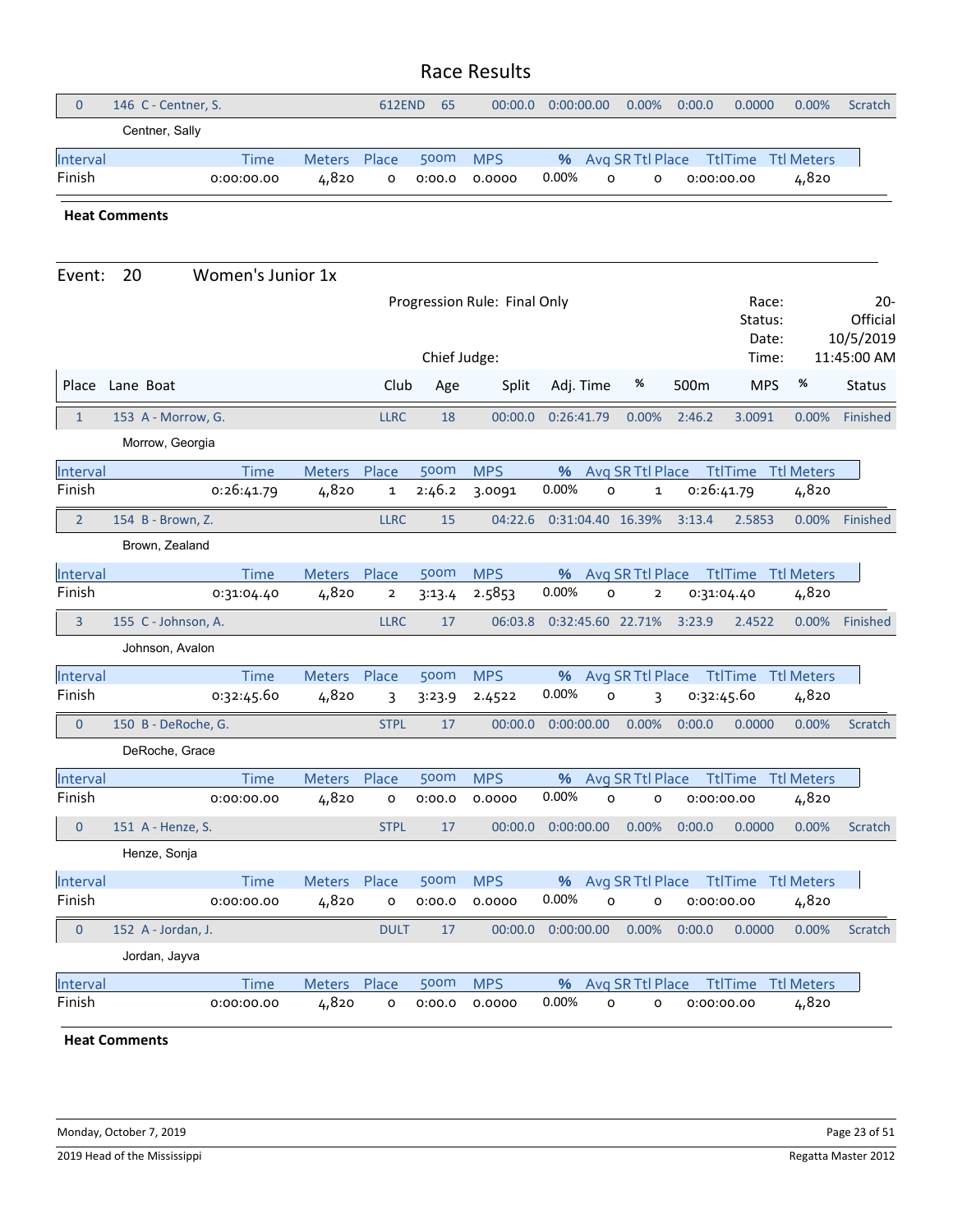# Race Results

| 0 | 146 C - Centner, S. | 612END | 65 | 00:00.0 | 0:00:00.00 | 0.00% | 0:00.0 | 0.0000 | 0.00% | Scratch |
|---|---|---|---|---|---|---|---|---|---|---|

Centner, Sally

| Interval | Time | Meters | Place | 500m | MPS | % | Avg SR | Ttl Place | TtlTime | Ttl Meters |
|---|---|---|---|---|---|---|---|---|---|---|
| Finish | 0:00:00.00 | 4,820 | 0 | 0:00.0 | 0.0000 | 0.00% | 0 | 0 | 0:00:00.00 | 4,820 |

**Heat Comments**

## Event: 20 Women's Junior 1x

Progression Rule: Final Only

Chief Judge:

Race: 20-
Status: Official
Date: 10/5/2019
Time: 11:45:00 AM

| Place | Lane Boat | Club | Age | Split | Adj. Time | % | 500m | MPS | % | Status |
|---|---|---|---|---|---|---|---|---|---|---|
| 1 | 153 A - Morrow, G. | LLRC | 18 | 00:00.0 | 0:26:41.79 | 0.00% | 2:46.2 | 3.0091 | 0.00% | Finished |

Morrow, Georgia

| Interval | Time | Meters | Place | 500m | MPS | % | Avg SR | Ttl Place | TtlTime | Ttl Meters |
|---|---|---|---|---|---|---|---|---|---|---|
| Finish | 0:26:41.79 | 4,820 | 1 | 2:46.2 | 3.0091 | 0.00% | 0 | 1 | 0:26:41.79 | 4,820 |

| 2 | 154 B - Brown, Z. | LLRC | 15 | 04:22.6 | 0:31:04.40 | 16.39% | 3:13.4 | 2.5853 | 0.00% | Finished |
|---|---|---|---|---|---|---|---|---|---|---|

Brown, Zealand

| Interval | Time | Meters | Place | 500m | MPS | % | Avg SR | Ttl Place | TtlTime | Ttl Meters |
|---|---|---|---|---|---|---|---|---|---|---|
| Finish | 0:31:04.40 | 4,820 | 2 | 3:13.4 | 2.5853 | 0.00% | 0 | 2 | 0:31:04.40 | 4,820 |

| 3 | 155 C - Johnson, A. | LLRC | 17 | 06:03.8 | 0:32:45.60 | 22.71% | 3:23.9 | 2.4522 | 0.00% | Finished |
|---|---|---|---|---|---|---|---|---|---|---|

Johnson, Avalon

| Interval | Time | Meters | Place | 500m | MPS | % | Avg SR | Ttl Place | TtlTime | Ttl Meters |
|---|---|---|---|---|---|---|---|---|---|---|
| Finish | 0:32:45.60 | 4,820 | 3 | 3:23.9 | 2.4522 | 0.00% | 0 | 3 | 0:32:45.60 | 4,820 |

| 0 | 150 B - DeRoche, G. | STPL | 17 | 00:00.0 | 0:00:00.00 | 0.00% | 0:00.0 | 0.0000 | 0.00% | Scratch |
|---|---|---|---|---|---|---|---|---|---|---|

DeRoche, Grace

| Interval | Time | Meters | Place | 500m | MPS | % | Avg SR | Ttl Place | TtlTime | Ttl Meters |
|---|---|---|---|---|---|---|---|---|---|---|
| Finish | 0:00:00.00 | 4,820 | 0 | 0:00.0 | 0.0000 | 0.00% | 0 | 0 | 0:00:00.00 | 4,820 |

| 0 | 151 A - Henze, S. | STPL | 17 | 00:00.0 | 0:00:00.00 | 0.00% | 0:00.0 | 0.0000 | 0.00% | Scratch |
|---|---|---|---|---|---|---|---|---|---|---|

Henze, Sonja

| Interval | Time | Meters | Place | 500m | MPS | % | Avg SR | Ttl Place | TtlTime | Ttl Meters |
|---|---|---|---|---|---|---|---|---|---|---|
| Finish | 0:00:00.00 | 4,820 | 0 | 0:00.0 | 0.0000 | 0.00% | 0 | 0 | 0:00:00.00 | 4,820 |

| 0 | 152 A - Jordan, J. | DULT | 17 | 00:00.0 | 0:00:00.00 | 0.00% | 0:00.0 | 0.0000 | 0.00% | Scratch |
|---|---|---|---|---|---|---|---|---|---|---|

Jordan, Jayva

| Interval | Time | Meters | Place | 500m | MPS | % | Avg SR | Ttl Place | TtlTime | Ttl Meters |
|---|---|---|---|---|---|---|---|---|---|---|
| Finish | 0:00:00.00 | 4,820 | 0 | 0:00.0 | 0.0000 | 0.00% | 0 | 0 | 0:00:00.00 | 4,820 |

**Heat Comments**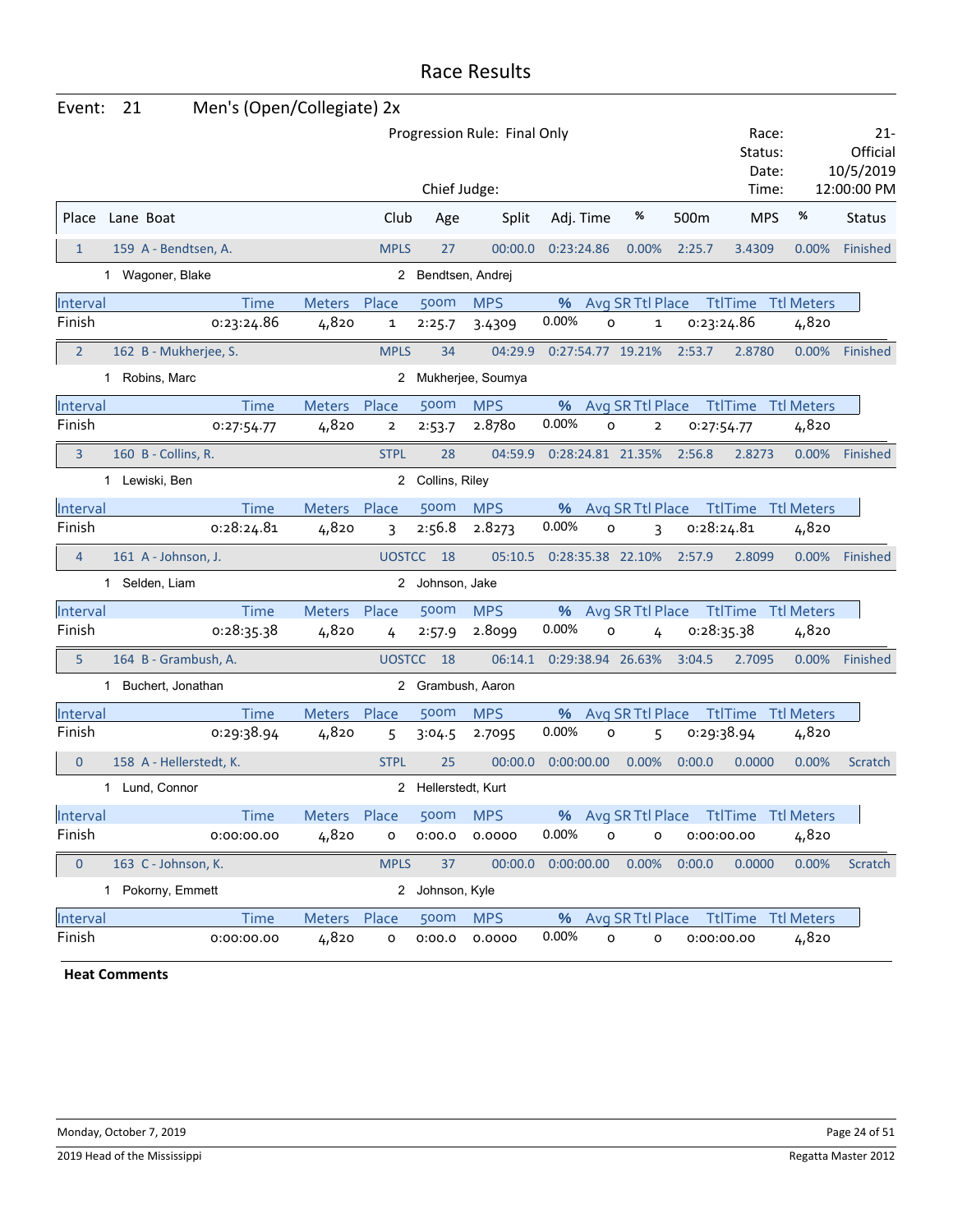# Race Results

**Event: 21 Men's (Open/Collegiate) 2x**

Progression Rule: Final Only

Chief Judge:

Race: 21-
Status: Official
Date: 10/5/2019
Time: 12:00:00 PM

| Place | Lane | Boat | Club | Age | Split | Adj. Time | % | 500m | MPS | % | Status |
|---|---|---|---|---|---|---|---|---|---|---|---|
| 1 | 159 | A - Bendtsen, A. | MPLS | 27 | 00:00.0 | 0:23:24.86 | 0.00% | 2:25.7 | 3.4309 | 0.00% | Finished |

1 Wagoner, Blake — 2 Bendtsen, Andrej

| Interval | Time | Meters | Place | 500m | MPS | % | Avg SR | Ttl Place | TtlTime | Ttl Meters |
|---|---|---|---|---|---|---|---|---|---|---|
| Finish | 0:23:24.86 | 4,820 | 1 | 2:25.7 | 3.4309 | 0.00% | 0 | 1 | 0:23:24.86 | 4,820 |

| Place | Lane | Boat | Club | Age | Split | Adj. Time | % | 500m | MPS | % | Status |
|---|---|---|---|---|---|---|---|---|---|---|---|
| 2 | 162 | B - Mukherjee, S. | MPLS | 34 | 04:29.9 | 0:27:54.77 | 19.21% | 2:53.7 | 2.8780 | 0.00% | Finished |

1 Robins, Marc — 2 Mukherjee, Soumya

| Interval | Time | Meters | Place | 500m | MPS | % | Avg SR | Ttl Place | TtlTime | Ttl Meters |
|---|---|---|---|---|---|---|---|---|---|---|
| Finish | 0:27:54.77 | 4,820 | 2 | 2:53.7 | 2.8780 | 0.00% | 0 | 2 | 0:27:54.77 | 4,820 |

| Place | Lane | Boat | Club | Age | Split | Adj. Time | % | 500m | MPS | % | Status |
|---|---|---|---|---|---|---|---|---|---|---|---|
| 3 | 160 | B - Collins, R. | STPL | 28 | 04:59.9 | 0:28:24.81 | 21.35% | 2:56.8 | 2.8273 | 0.00% | Finished |

1 Lewiski, Ben — 2 Collins, Riley

| Interval | Time | Meters | Place | 500m | MPS | % | Avg SR | Ttl Place | TtlTime | Ttl Meters |
|---|---|---|---|---|---|---|---|---|---|---|
| Finish | 0:28:24.81 | 4,820 | 3 | 2:56.8 | 2.8273 | 0.00% | 0 | 3 | 0:28:24.81 | 4,820 |

| Place | Lane | Boat | Club | Age | Split | Adj. Time | % | 500m | MPS | % | Status |
|---|---|---|---|---|---|---|---|---|---|---|---|
| 4 | 161 | A - Johnson, J. | UOSTCC | 18 | 05:10.5 | 0:28:35.38 | 22.10% | 2:57.9 | 2.8099 | 0.00% | Finished |

1 Selden, Liam — 2 Johnson, Jake

| Interval | Time | Meters | Place | 500m | MPS | % | Avg SR | Ttl Place | TtlTime | Ttl Meters |
|---|---|---|---|---|---|---|---|---|---|---|
| Finish | 0:28:35.38 | 4,820 | 4 | 2:57.9 | 2.8099 | 0.00% | 0 | 4 | 0:28:35.38 | 4,820 |

| Place | Lane | Boat | Club | Age | Split | Adj. Time | % | 500m | MPS | % | Status |
|---|---|---|---|---|---|---|---|---|---|---|---|
| 5 | 164 | B - Grambush, A. | UOSTCC | 18 | 06:14.1 | 0:29:38.94 | 26.63% | 3:04.5 | 2.7095 | 0.00% | Finished |

1 Buchert, Jonathan — 2 Grambush, Aaron

| Interval | Time | Meters | Place | 500m | MPS | % | Avg SR | Ttl Place | TtlTime | Ttl Meters |
|---|---|---|---|---|---|---|---|---|---|---|
| Finish | 0:29:38.94 | 4,820 | 5 | 3:04.5 | 2.7095 | 0.00% | 0 | 5 | 0:29:38.94 | 4,820 |

| Place | Lane | Boat | Club | Age | Split | Adj. Time | % | 500m | MPS | % | Status |
|---|---|---|---|---|---|---|---|---|---|---|---|
| 0 | 158 | A - Hellerstedt, K. | STPL | 25 | 00:00.0 | 0:00:00.00 | 0.00% | 0:00.0 | 0.0000 | 0.00% | Scratch |

1 Lund, Connor — 2 Hellerstedt, Kurt

| Interval | Time | Meters | Place | 500m | MPS | % | Avg SR | Ttl Place | TtlTime | Ttl Meters |
|---|---|---|---|---|---|---|---|---|---|---|
| Finish | 0:00:00.00 | 4,820 | 0 | 0:00.0 | 0.0000 | 0.00% | 0 | 0 | 0:00:00.00 | 4,820 |

| Place | Lane | Boat | Club | Age | Split | Adj. Time | % | 500m | MPS | % | Status |
|---|---|---|---|---|---|---|---|---|---|---|---|
| 0 | 163 | C - Johnson, K. | MPLS | 37 | 00:00.0 | 0:00:00.00 | 0.00% | 0:00.0 | 0.0000 | 0.00% | Scratch |

1 Pokorny, Emmett — 2 Johnson, Kyle

| Interval | Time | Meters | Place | 500m | MPS | % | Avg SR | Ttl Place | TtlTime | Ttl Meters |
|---|---|---|---|---|---|---|---|---|---|---|
| Finish | 0:00:00.00 | 4,820 | 0 | 0:00.0 | 0.0000 | 0.00% | 0 | 0 | 0:00:00.00 | 4,820 |

**Heat Comments**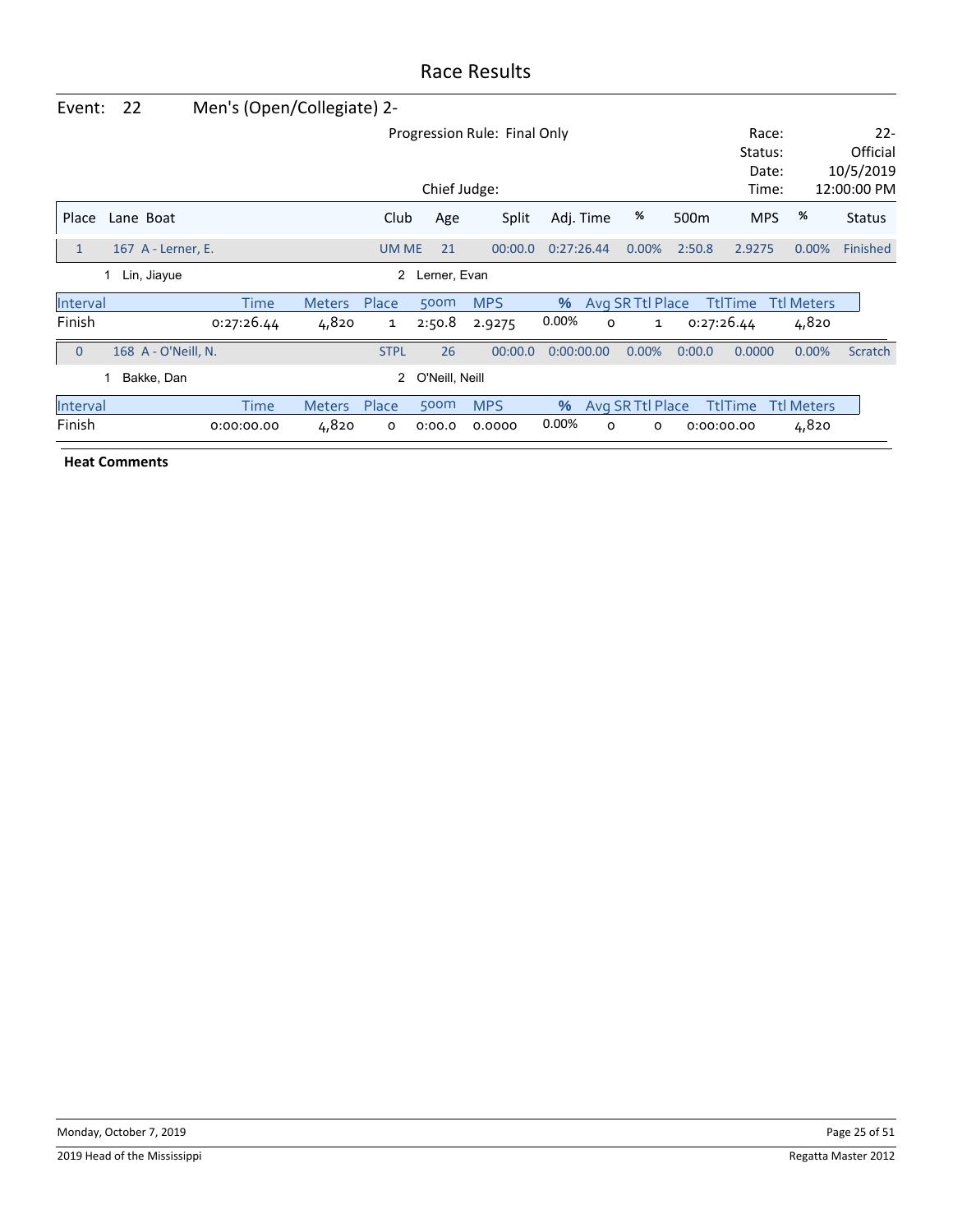# Race Results

**Event: 22 Men's (Open/Collegiate) 2-**

Progression Rule: Final Only

Chief Judge:

Race: 22-
Status: Official
Date: 10/5/2019
Time: 12:00:00 PM

| Place | Lane Boat | Club | Age | Split | Adj. Time | % | 500m | MPS | % | Status |
|---|---|---|---|---|---|---|---|---|---|---|
| 1 | 167 A - Lerner, E. | UM ME | 21 | 00:00.0 | 0:27:26.44 | 0.00% | 2:50.8 | 2.9275 | 0.00% | Finished |

1 Lin, Jiayue    2 Lerner, Evan

| Interval | Time | Meters | Place | 500m | MPS | % | Avg SR | Ttl Place | TtlTime | Ttl Meters |
|---|---|---|---|---|---|---|---|---|---|---|
| Finish | 0:27:26.44 | 4,820 | 1 | 2:50.8 | 2.9275 | 0.00% | 0 | 1 | 0:27:26.44 | 4,820 |

| Place | Lane Boat | Club | Age | Split | Adj. Time | % | 500m | MPS | % | Status |
|---|---|---|---|---|---|---|---|---|---|---|
| 0 | 168 A - O'Neill, N. | STPL | 26 | 00:00.0 | 0:00:00.00 | 0.00% | 0:00.0 | 0.0000 | 0.00% | Scratch |

1 Bakke, Dan    2 O'Neill, Neill

| Interval | Time | Meters | Place | 500m | MPS | % | Avg SR | Ttl Place | TtlTime | Ttl Meters |
|---|---|---|---|---|---|---|---|---|---|---|
| Finish | 0:00:00.00 | 4,820 | 0 | 0:00.0 | 0.0000 | 0.00% | 0 | 0 | 0:00:00.00 | 4,820 |

**Heat Comments**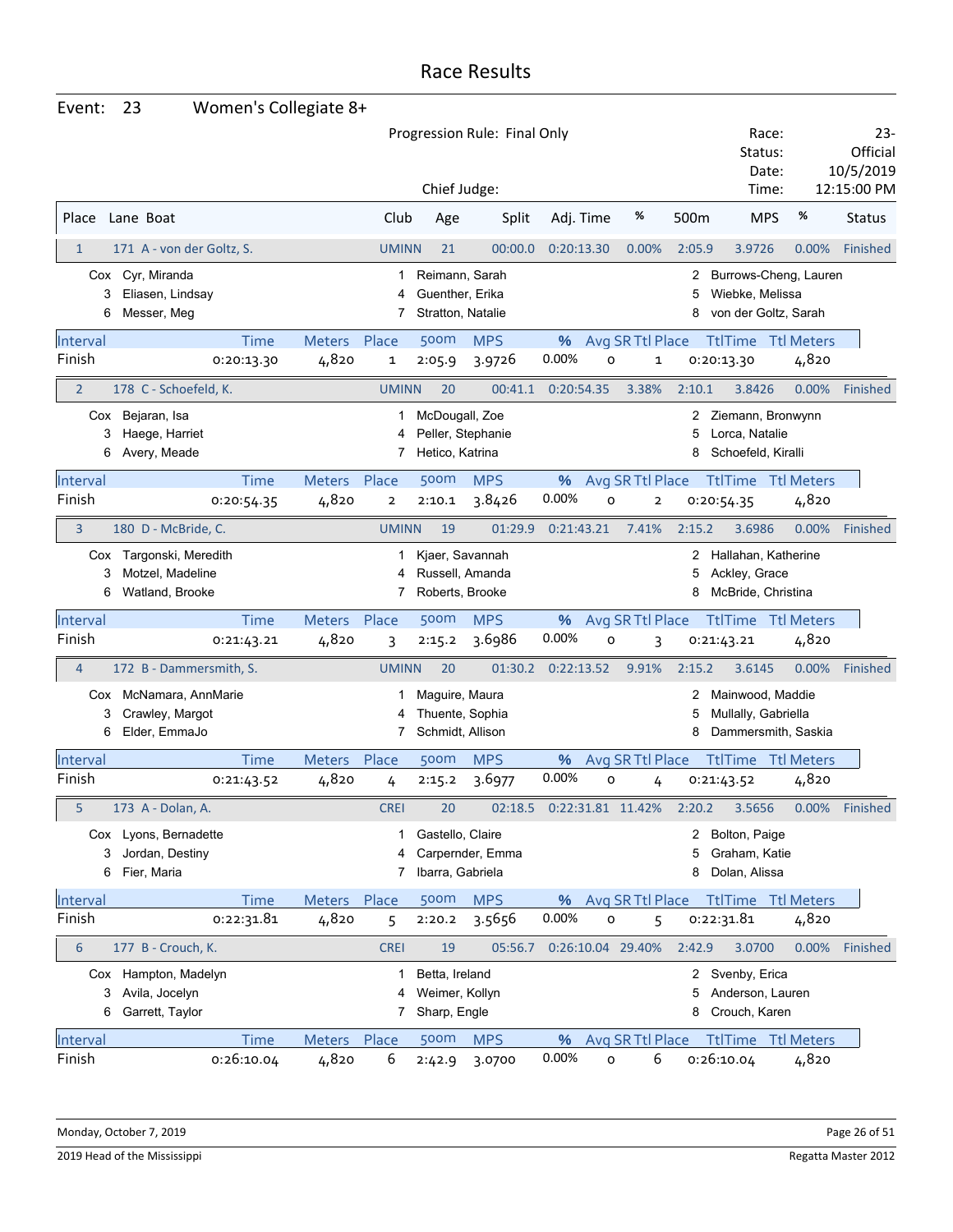# Race Results

**Event: 23 Women's Collegiate 8+**

Progression Rule: Final Only

Chief Judge:

Race: 23-
Status: Official
Date: 10/5/2019
Time: 12:15:00 PM

| Place | Lane | Boat | Club | Age | Split | Adj. Time | % | 500m | MPS | % | Status |
|---|---|---|---|---|---|---|---|---|---|---|---|
| 1 | 171 | A - von der Goltz, S. | UMINN | 21 | 00:00.0 | 0:20:13.30 | 0.00% | 2:05.9 | 3.9726 | 0.00% | Finished |

Cox Cyr, Miranda; 1 Reimann, Sarah; 2 Burrows-Cheng, Lauren; 3 Eliasen, Lindsay; 4 Guenther, Erika; 5 Wiebke, Melissa; 6 Messer, Meg; 7 Stratton, Natalie; 8 von der Goltz, Sarah

| Interval | Time | Meters | Place | 500m | MPS | % | Avg SR | Ttl Place | TtlTime | Ttl Meters |
|---|---|---|---|---|---|---|---|---|---|---|
| Finish | 0:20:13.30 | 4,820 | 1 | 2:05.9 | 3.9726 | 0.00% | 0 | 1 | 0:20:13.30 | 4,820 |

| Place | Lane | Boat | Club | Age | Split | Adj. Time | % | 500m | MPS | % | Status |
|---|---|---|---|---|---|---|---|---|---|---|---|
| 2 | 178 | C - Schoefeld, K. | UMINN | 20 | 00:41.1 | 0:20:54.35 | 3.38% | 2:10.1 | 3.8426 | 0.00% | Finished |

Cox Bejaran, Isa; 1 McDougall, Zoe; 2 Ziemann, Bronwynn; 3 Haege, Harriet; 4 Peller, Stephanie; 5 Lorca, Natalie; 6 Avery, Meade; 7 Hetico, Katrina; 8 Schoefeld, Kiralli

| Interval | Time | Meters | Place | 500m | MPS | % | Avg SR | Ttl Place | TtlTime | Ttl Meters |
|---|---|---|---|---|---|---|---|---|---|---|
| Finish | 0:20:54.35 | 4,820 | 2 | 2:10.1 | 3.8426 | 0.00% | 0 | 2 | 0:20:54.35 | 4,820 |

| Place | Lane | Boat | Club | Age | Split | Adj. Time | % | 500m | MPS | % | Status |
|---|---|---|---|---|---|---|---|---|---|---|---|
| 3 | 180 | D - McBride, C. | UMINN | 19 | 01:29.9 | 0:21:43.21 | 7.41% | 2:15.2 | 3.6986 | 0.00% | Finished |

Cox Targonski, Meredith; 1 Kjaer, Savannah; 2 Hallahan, Katherine; 3 Motzel, Madeline; 4 Russell, Amanda; 5 Ackley, Grace; 6 Watland, Brooke; 7 Roberts, Brooke; 8 McBride, Christina

| Interval | Time | Meters | Place | 500m | MPS | % | Avg SR | Ttl Place | TtlTime | Ttl Meters |
|---|---|---|---|---|---|---|---|---|---|---|
| Finish | 0:21:43.21 | 4,820 | 3 | 2:15.2 | 3.6986 | 0.00% | 0 | 3 | 0:21:43.21 | 4,820 |

| Place | Lane | Boat | Club | Age | Split | Adj. Time | % | 500m | MPS | % | Status |
|---|---|---|---|---|---|---|---|---|---|---|---|
| 4 | 172 | B - Dammersmith, S. | UMINN | 20 | 01:30.2 | 0:22:13.52 | 9.91% | 2:15.2 | 3.6145 | 0.00% | Finished |

Cox McNamara, AnnMarie; 1 Maguire, Maura; 2 Mainwood, Maddie; 3 Crawley, Margot; 4 Thuente, Sophia; 5 Mullally, Gabriella; 6 Elder, EmmaJo; 7 Schmidt, Allison; 8 Dammersmith, Saskia

| Interval | Time | Meters | Place | 500m | MPS | % | Avg SR | Ttl Place | TtlTime | Ttl Meters |
|---|---|---|---|---|---|---|---|---|---|---|
| Finish | 0:21:43.52 | 4,820 | 4 | 2:15.2 | 3.6977 | 0.00% | 0 | 4 | 0:21:43.52 | 4,820 |

| Place | Lane | Boat | Club | Age | Split | Adj. Time | % | 500m | MPS | % | Status |
|---|---|---|---|---|---|---|---|---|---|---|---|
| 5 | 173 | A - Dolan, A. | CREI | 20 | 02:18.5 | 0:22:31.81 | 11.42% | 2:20.2 | 3.5656 | 0.00% | Finished |

Cox Lyons, Bernadette; 1 Gastello, Claire; 2 Bolton, Paige; 3 Jordan, Destiny; 4 Carpernder, Emma; 5 Graham, Katie; 6 Fier, Maria; 7 Ibarra, Gabriela; 8 Dolan, Alissa

| Interval | Time | Meters | Place | 500m | MPS | % | Avg SR | Ttl Place | TtlTime | Ttl Meters |
|---|---|---|---|---|---|---|---|---|---|---|
| Finish | 0:22:31.81 | 4,820 | 5 | 2:20.2 | 3.5656 | 0.00% | 0 | 5 | 0:22:31.81 | 4,820 |

| Place | Lane | Boat | Club | Age | Split | Adj. Time | % | 500m | MPS | % | Status |
|---|---|---|---|---|---|---|---|---|---|---|---|
| 6 | 177 | B - Crouch, K. | CREI | 19 | 05:56.7 | 0:26:10.04 | 29.40% | 2:42.9 | 3.0700 | 0.00% | Finished |

Cox Hampton, Madelyn; 1 Betta, Ireland; 2 Svenby, Erica; 3 Avila, Jocelyn; 4 Weimer, Kollyn; 5 Anderson, Lauren; 6 Garrett, Taylor; 7 Sharp, Engle; 8 Crouch, Karen

| Interval | Time | Meters | Place | 500m | MPS | % | Avg SR | Ttl Place | TtlTime | Ttl Meters |
|---|---|---|---|---|---|---|---|---|---|---|
| Finish | 0:26:10.04 | 4,820 | 6 | 2:42.9 | 3.0700 | 0.00% | 0 | 6 | 0:26:10.04 | 4,820 |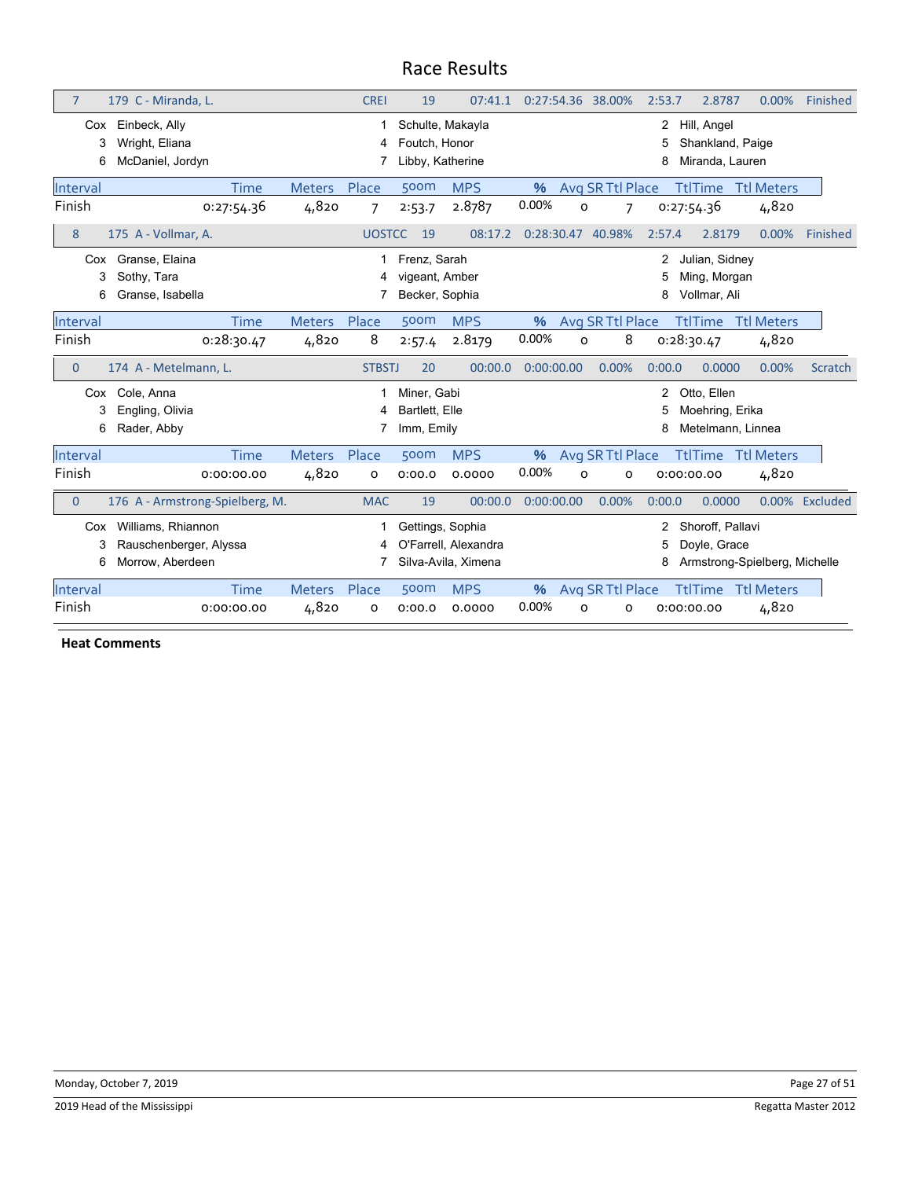# Race Results

| 7 | 179 C - Miranda, L. | CREI | 19 | 07:41.1 | 0:27:54.36 | 38.00% | 2:53.7 | 2.8787 | 0.00% | Finished |
|---|---|---|---|---|---|---|---|---|---|---|

Cox Einbeck, Ally · 1 Schulte, Makayla · 2 Hill, Angel
3 Wright, Eliana · 4 Foutch, Honor · 5 Shankland, Paige
6 McDaniel, Jordyn · 7 Libby, Katherine · 8 Miranda, Lauren

| Interval | Time | Meters | Place | 500m | MPS | % | Avg SR | Ttl Place | TtlTime | Ttl Meters |
|---|---|---|---|---|---|---|---|---|---|---|
| Finish | 0:27:54.36 | 4,820 | 7 | 2:53.7 | 2.8787 | 0.00% | 0 | 7 | 0:27:54.36 | 4,820 |

| 8 | 175 A - Vollmar, A. | UOSTCC | 19 | 08:17.2 | 0:28:30.47 | 40.98% | 2:57.4 | 2.8179 | 0.00% | Finished |
|---|---|---|---|---|---|---|---|---|---|---|

Cox Granse, Elaina · 1 Frenz, Sarah · 2 Julian, Sidney
3 Sothy, Tara · 4 vigeant, Amber · 5 Ming, Morgan
6 Granse, Isabella · 7 Becker, Sophia · 8 Vollmar, Ali

| Interval | Time | Meters | Place | 500m | MPS | % | Avg SR | Ttl Place | TtlTime | Ttl Meters |
|---|---|---|---|---|---|---|---|---|---|---|
| Finish | 0:28:30.47 | 4,820 | 8 | 2:57.4 | 2.8179 | 0.00% | 0 | 8 | 0:28:30.47 | 4,820 |

| 0 | 174 A - Metelmann, L. | STBSTJ | 20 | 00:00.0 | 0:00:00.00 | 0.00% | 0:00.0 | 0.0000 | 0.00% | Scratch |
|---|---|---|---|---|---|---|---|---|---|---|

Cox Cole, Anna · 1 Miner, Gabi · 2 Otto, Ellen
3 Engling, Olivia · 4 Bartlett, Elle · 5 Moehring, Erika
6 Rader, Abby · 7 Imm, Emily · 8 Metelmann, Linnea

| Interval | Time | Meters | Place | 500m | MPS | % | Avg SR | Ttl Place | TtlTime | Ttl Meters |
|---|---|---|---|---|---|---|---|---|---|---|
| Finish | 0:00:00.00 | 4,820 | 0 | 0:00.0 | 0.0000 | 0.00% | 0 | 0 | 0:00:00.00 | 4,820 |

| 0 | 176 A - Armstrong-Spielberg, M. | MAC | 19 | 00:00.0 | 0:00:00.00 | 0.00% | 0:00.0 | 0.0000 | 0.00% | Excluded |
|---|---|---|---|---|---|---|---|---|---|---|

Cox Williams, Rhiannon · 1 Gettings, Sophia · 2 Shoroff, Pallavi
3 Rauschenberger, Alyssa · 4 O'Farrell, Alexandra · 5 Doyle, Grace
6 Morrow, Aberdeen · 7 Silva-Avila, Ximena · 8 Armstrong-Spielberg, Michelle

| Interval | Time | Meters | Place | 500m | MPS | % | Avg SR | Ttl Place | TtlTime | Ttl Meters |
|---|---|---|---|---|---|---|---|---|---|---|
| Finish | 0:00:00.00 | 4,820 | 0 | 0:00.0 | 0.0000 | 0.00% | 0 | 0 | 0:00:00.00 | 4,820 |

**Heat Comments**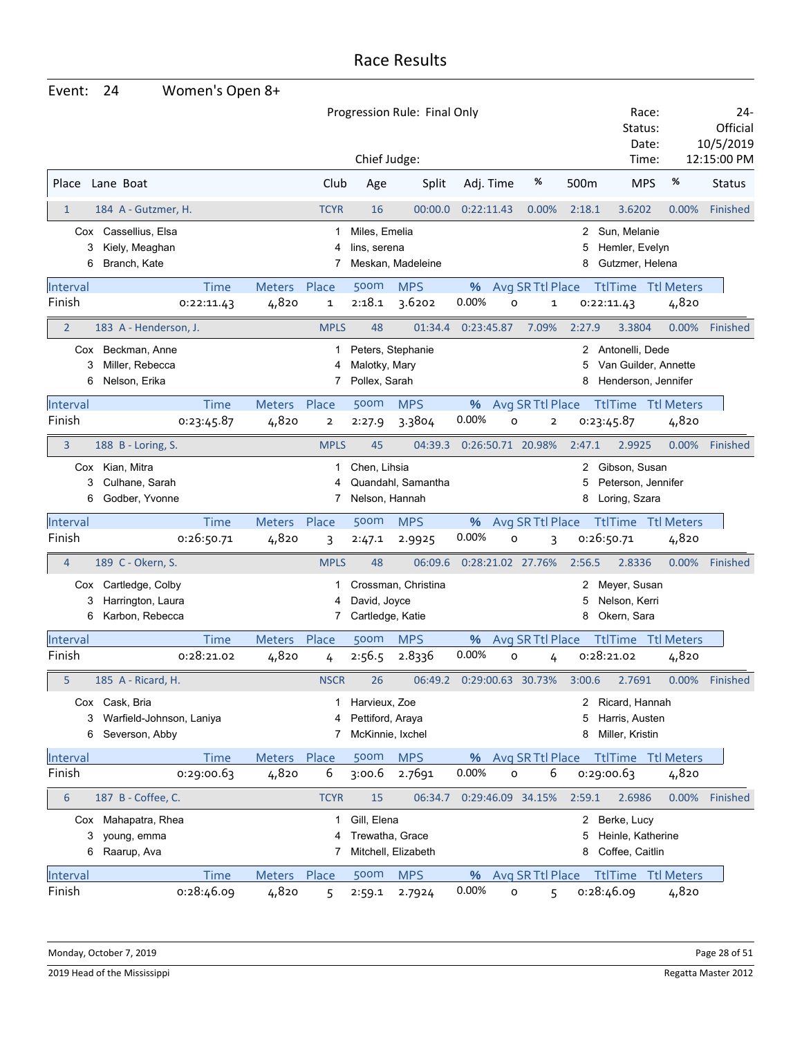# Race Results

**Event: 24 — Women's Open 8+**

Progression Rule: Final Only

Chief Judge:

Race: 24-
Status: Official
Date: 10/5/2019
Time: 12:15:00 PM

| Place | Lane | Boat | Club | Age | Split | Adj. Time | % | 500m | MPS | % | Status |
|---|---|---|---|---|---|---|---|---|---|---|---|
| 1 | 184 | A - Gutzmer, H. | TCYR | 16 | 00:00.0 | 0:22:11.43 | 0.00% | 2:18.1 | 3.6202 | 0.00% | Finished |

Cox Cassellius, Elsa; 1 Miles, Emelia; 2 Sun, Melanie; 3 Kiely, Meaghan; 4 lins, serena; 5 Hemler, Evelyn; 6 Branch, Kate; 7 Meskan, Madeleine; 8 Gutzmer, Helena

| Interval | Time | Meters | Place | 500m | MPS | % | Avg SR | Ttl Place | TtlTime | Ttl Meters |
|---|---|---|---|---|---|---|---|---|---|---|
| Finish | 0:22:11.43 | 4,820 | 1 | 2:18.1 | 3.6202 | 0.00% | 0 | 1 | 0:22:11.43 | 4,820 |

| Place | Lane | Boat | Club | Age | Split | Adj. Time | % | 500m | MPS | % | Status |
|---|---|---|---|---|---|---|---|---|---|---|---|
| 2 | 183 | A - Henderson, J. | MPLS | 48 | 01:34.4 | 0:23:45.87 | 7.09% | 2:27.9 | 3.3804 | 0.00% | Finished |

Cox Beckman, Anne; 1 Peters, Stephanie; 2 Antonelli, Dede; 3 Miller, Rebecca; 4 Malotky, Mary; 5 Van Guilder, Annette; 6 Nelson, Erika; 7 Pollex, Sarah; 8 Henderson, Jennifer

| Interval | Time | Meters | Place | 500m | MPS | % | Avg SR | Ttl Place | TtlTime | Ttl Meters |
|---|---|---|---|---|---|---|---|---|---|---|
| Finish | 0:23:45.87 | 4,820 | 2 | 2:27.9 | 3.3804 | 0.00% | 0 | 2 | 0:23:45.87 | 4,820 |

| Place | Lane | Boat | Club | Age | Split | Adj. Time | % | 500m | MPS | % | Status |
|---|---|---|---|---|---|---|---|---|---|---|---|
| 3 | 188 | B - Loring, S. | MPLS | 45 | 04:39.3 | 0:26:50.71 | 20.98% | 2:47.1 | 2.9925 | 0.00% | Finished |

Cox Kian, Mitra; 1 Chen, Lihsia; 2 Gibson, Susan; 3 Culhane, Sarah; 4 Quandahl, Samantha; 5 Peterson, Jennifer; 6 Godber, Yvonne; 7 Nelson, Hannah; 8 Loring, Szara

| Interval | Time | Meters | Place | 500m | MPS | % | Avg SR | Ttl Place | TtlTime | Ttl Meters |
|---|---|---|---|---|---|---|---|---|---|---|
| Finish | 0:26:50.71 | 4,820 | 3 | 2:47.1 | 2.9925 | 0.00% | 0 | 3 | 0:26:50.71 | 4,820 |

| Place | Lane | Boat | Club | Age | Split | Adj. Time | % | 500m | MPS | % | Status |
|---|---|---|---|---|---|---|---|---|---|---|---|
| 4 | 189 | C - Okern, S. | MPLS | 48 | 06:09.6 | 0:28:21.02 | 27.76% | 2:56.5 | 2.8336 | 0.00% | Finished |

Cox Cartledge, Colby; 1 Crossman, Christina; 2 Meyer, Susan; 3 Harrington, Laura; 4 David, Joyce; 5 Nelson, Kerri; 6 Karbon, Rebecca; 7 Cartledge, Katie; 8 Okern, Sara

| Interval | Time | Meters | Place | 500m | MPS | % | Avg SR | Ttl Place | TtlTime | Ttl Meters |
|---|---|---|---|---|---|---|---|---|---|---|
| Finish | 0:28:21.02 | 4,820 | 4 | 2:56.5 | 2.8336 | 0.00% | 0 | 4 | 0:28:21.02 | 4,820 |

| Place | Lane | Boat | Club | Age | Split | Adj. Time | % | 500m | MPS | % | Status |
|---|---|---|---|---|---|---|---|---|---|---|---|
| 5 | 185 | A - Ricard, H. | NSCR | 26 | 06:49.2 | 0:29:00.63 | 30.73% | 3:00.6 | 2.7691 | 0.00% | Finished |

Cox Cask, Bria; 1 Harvieux, Zoe; 2 Ricard, Hannah; 3 Warfield-Johnson, Laniya; 4 Pettiford, Araya; 5 Harris, Austen; 6 Severson, Abby; 7 McKinnie, Ixchel; 8 Miller, Kristin

| Interval | Time | Meters | Place | 500m | MPS | % | Avg SR | Ttl Place | TtlTime | Ttl Meters |
|---|---|---|---|---|---|---|---|---|---|---|
| Finish | 0:29:00.63 | 4,820 | 6 | 3:00.6 | 2.7691 | 0.00% | 0 | 6 | 0:29:00.63 | 4,820 |

| Place | Lane | Boat | Club | Age | Split | Adj. Time | % | 500m | MPS | % | Status |
|---|---|---|---|---|---|---|---|---|---|---|---|
| 6 | 187 | B - Coffee, C. | TCYR | 15 | 06:34.7 | 0:29:46.09 | 34.15% | 2:59.1 | 2.6986 | 0.00% | Finished |

Cox Mahapatra, Rhea; 1 Gill, Elena; 2 Berke, Lucy; 3 young, emma; 4 Trewatha, Grace; 5 Heinle, Katherine; 6 Raarup, Ava; 7 Mitchell, Elizabeth; 8 Coffee, Caitlin

| Interval | Time | Meters | Place | 500m | MPS | % | Avg SR | Ttl Place | TtlTime | Ttl Meters |
|---|---|---|---|---|---|---|---|---|---|---|
| Finish | 0:28:46.09 | 4,820 | 5 | 2:59.1 | 2.7924 | 0.00% | 0 | 5 | 0:28:46.09 | 4,820 |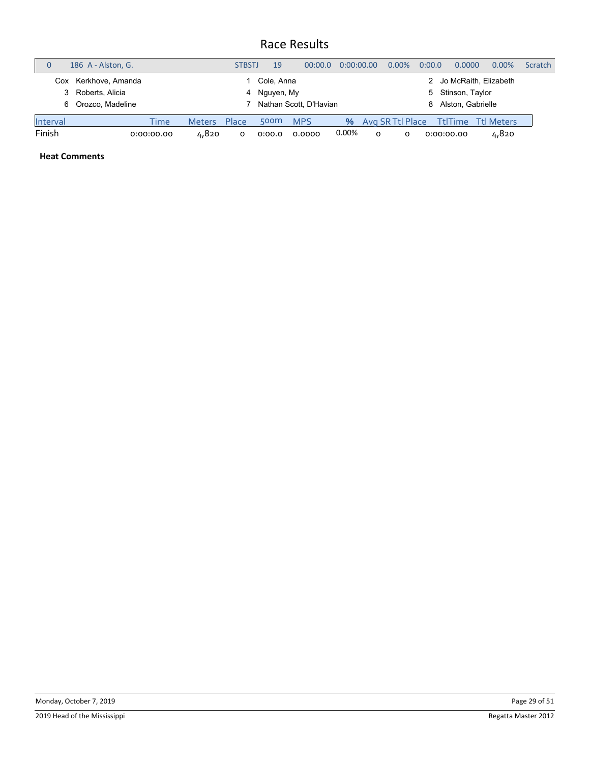# Race Results

| 0 | 186 A - Alston, G. | STBSTJ | 19 | 00:00.0 | 0:00:00.00 | 0.00% | 0:00.0 | 0.0000 | 0.00% | Scratch |
|---|---|---|---|---|---|---|---|---|---|---|

| | | | | | |
|---|---|---|---|---|---|
| Cox | Kerkhove, Amanda | 1 | Cole, Anna | 2 | Jo McRaith, Elizabeth |
| 3 | Roberts, Alicia | 4 | Nguyen, My | 5 | Stinson, Taylor |
| 6 | Orozco, Madeline | 7 | Nathan Scott, D'Havian | 8 | Alston, Gabrielle |

| Interval | Time | Meters | Place | 500m | MPS | % | Avg SR | Ttl Place | TtlTime | Ttl Meters |
|---|---|---|---|---|---|---|---|---|---|---|
| Finish | 0:00:00.00 | 4,820 | 0 | 0:00.0 | 0.0000 | 0.00% | 0 | 0 | 0:00:00.00 | 4,820 |

**Heat Comments**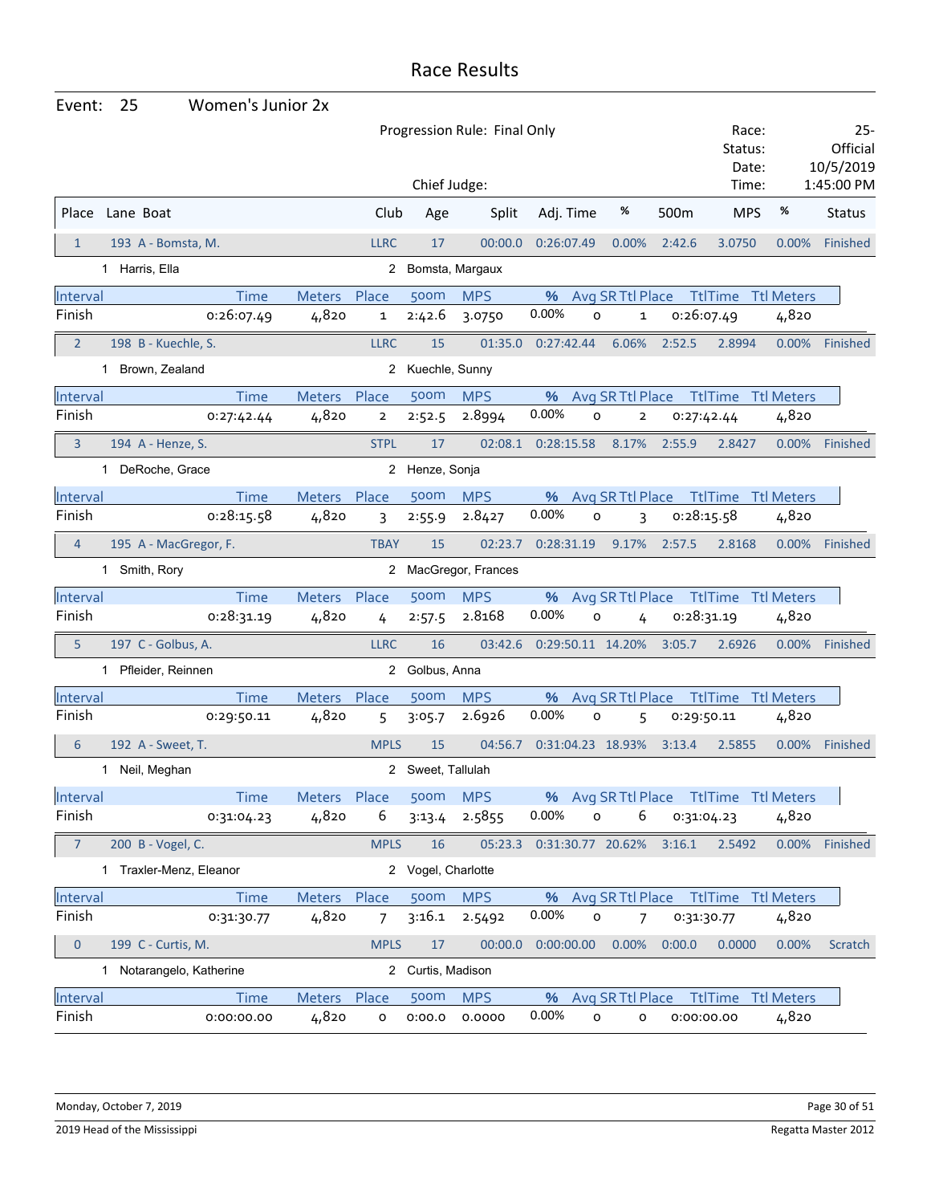# Race Results

**Event: 25 Women's Junior 2x**

Progression Rule: Final Only

Chief Judge:

Race: 25-
Status: Official
Date: 10/5/2019
Time: 1:45:00 PM

| Place | Lane Boat | Club | Age | Split | Adj. Time | % | 500m | MPS | % | Status |
|---|---|---|---|---|---|---|---|---|---|---|
| 1 | 193 A - Bomsta, M. | LLRC | 17 | 00:00.0 | 0:26:07.49 | 0.00% | 2:42.6 | 3.0750 | 0.00% | Finished |

1 Harris, Ella — 2 Bomsta, Margaux

| Interval | Time | Meters | Place | 500m | MPS | % | Avg SR | Ttl Place | TtlTime | Ttl Meters |
|---|---|---|---|---|---|---|---|---|---|---|
| Finish | 0:26:07.49 | 4,820 | 1 | 2:42.6 | 3.0750 | 0.00% | 0 | 1 | 0:26:07.49 | 4,820 |

| Place | Lane Boat | Club | Age | Split | Adj. Time | % | 500m | MPS | % | Status |
|---|---|---|---|---|---|---|---|---|---|---|
| 2 | 198 B - Kuechle, S. | LLRC | 15 | 01:35.0 | 0:27:42.44 | 6.06% | 2:52.5 | 2.8994 | 0.00% | Finished |

1 Brown, Zealand — 2 Kuechle, Sunny

| Interval | Time | Meters | Place | 500m | MPS | % | Avg SR | Ttl Place | TtlTime | Ttl Meters |
|---|---|---|---|---|---|---|---|---|---|---|
| Finish | 0:27:42.44 | 4,820 | 2 | 2:52.5 | 2.8994 | 0.00% | 0 | 2 | 0:27:42.44 | 4,820 |

| Place | Lane Boat | Club | Age | Split | Adj. Time | % | 500m | MPS | % | Status |
|---|---|---|---|---|---|---|---|---|---|---|
| 3 | 194 A - Henze, S. | STPL | 17 | 02:08.1 | 0:28:15.58 | 8.17% | 2:55.9 | 2.8427 | 0.00% | Finished |

1 DeRoche, Grace — 2 Henze, Sonja

| Interval | Time | Meters | Place | 500m | MPS | % | Avg SR | Ttl Place | TtlTime | Ttl Meters |
|---|---|---|---|---|---|---|---|---|---|---|
| Finish | 0:28:15.58 | 4,820 | 3 | 2:55.9 | 2.8427 | 0.00% | 0 | 3 | 0:28:15.58 | 4,820 |

| Place | Lane Boat | Club | Age | Split | Adj. Time | % | 500m | MPS | % | Status |
|---|---|---|---|---|---|---|---|---|---|---|
| 4 | 195 A - MacGregor, F. | TBAY | 15 | 02:23.7 | 0:28:31.19 | 9.17% | 2:57.5 | 2.8168 | 0.00% | Finished |

1 Smith, Rory — 2 MacGregor, Frances

| Interval | Time | Meters | Place | 500m | MPS | % | Avg SR | Ttl Place | TtlTime | Ttl Meters |
|---|---|---|---|---|---|---|---|---|---|---|
| Finish | 0:28:31.19 | 4,820 | 4 | 2:57.5 | 2.8168 | 0.00% | 0 | 4 | 0:28:31.19 | 4,820 |

| Place | Lane Boat | Club | Age | Split | Adj. Time | % | 500m | MPS | % | Status |
|---|---|---|---|---|---|---|---|---|---|---|
| 5 | 197 C - Golbus, A. | LLRC | 16 | 03:42.6 | 0:29:50.11 | 14.20% | 3:05.7 | 2.6926 | 0.00% | Finished |

1 Pfleider, Reinnen — 2 Golbus, Anna

| Interval | Time | Meters | Place | 500m | MPS | % | Avg SR | Ttl Place | TtlTime | Ttl Meters |
|---|---|---|---|---|---|---|---|---|---|---|
| Finish | 0:29:50.11 | 4,820 | 5 | 3:05.7 | 2.6926 | 0.00% | 0 | 5 | 0:29:50.11 | 4,820 |

| Place | Lane Boat | Club | Age | Split | Adj. Time | % | 500m | MPS | % | Status |
|---|---|---|---|---|---|---|---|---|---|---|
| 6 | 192 A - Sweet, T. | MPLS | 15 | 04:56.7 | 0:31:04.23 | 18.93% | 3:13.4 | 2.5855 | 0.00% | Finished |

1 Neil, Meghan — 2 Sweet, Tallulah

| Interval | Time | Meters | Place | 500m | MPS | % | Avg SR | Ttl Place | TtlTime | Ttl Meters |
|---|---|---|---|---|---|---|---|---|---|---|
| Finish | 0:31:04.23 | 4,820 | 6 | 3:13.4 | 2.5855 | 0.00% | 0 | 6 | 0:31:04.23 | 4,820 |

| Place | Lane Boat | Club | Age | Split | Adj. Time | % | 500m | MPS | % | Status |
|---|---|---|---|---|---|---|---|---|---|---|
| 7 | 200 B - Vogel, C. | MPLS | 16 | 05:23.3 | 0:31:30.77 | 20.62% | 3:16.1 | 2.5492 | 0.00% | Finished |

1 Traxler-Menz, Eleanor — 2 Vogel, Charlotte

| Interval | Time | Meters | Place | 500m | MPS | % | Avg SR | Ttl Place | TtlTime | Ttl Meters |
|---|---|---|---|---|---|---|---|---|---|---|
| Finish | 0:31:30.77 | 4,820 | 7 | 3:16.1 | 2.5492 | 0.00% | 0 | 7 | 0:31:30.77 | 4,820 |

| Place | Lane Boat | Club | Age | Split | Adj. Time | % | 500m | MPS | % | Status |
|---|---|---|---|---|---|---|---|---|---|---|
| 0 | 199 C - Curtis, M. | MPLS | 17 | 00:00.0 | 0:00:00.00 | 0.00% | 0:00.0 | 0.0000 | 0.00% | Scratch |

1 Notarangelo, Katherine — 2 Curtis, Madison

| Interval | Time | Meters | Place | 500m | MPS | % | Avg SR | Ttl Place | TtlTime | Ttl Meters |
|---|---|---|---|---|---|---|---|---|---|---|
| Finish | 0:00:00.00 | 4,820 | 0 | 0:00.0 | 0.0000 | 0.00% | 0 | 0 | 0:00:00.00 | 4,820 |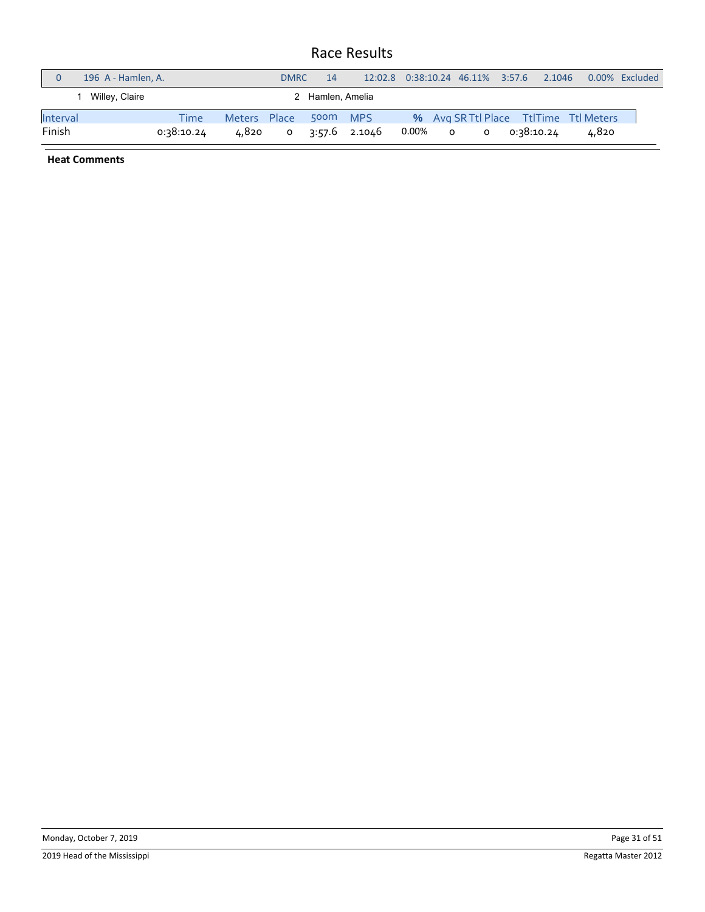# Race Results

| 0 | 196 A - Hamlen, A. | DMRC | 14 | 12:02.8 | 0:38:10.24 | 46.11% | 3:57.6 | 2.1046 | 0.00% | Excluded |
|---|---|---|---|---|---|---|---|---|---|---|

1 Willey, Claire    2 Hamlen, Amelia

| Interval | Time | Meters | Place | 500m | MPS | % | Avg SR | Ttl Place | TtlTime | Ttl Meters |
|---|---|---|---|---|---|---|---|---|---|---|
| Finish | 0:38:10.24 | 4,820 | 0 | 3:57.6 | 2.1046 | 0.00% | 0 | 0 | 0:38:10.24 | 4,820 |

**Heat Comments**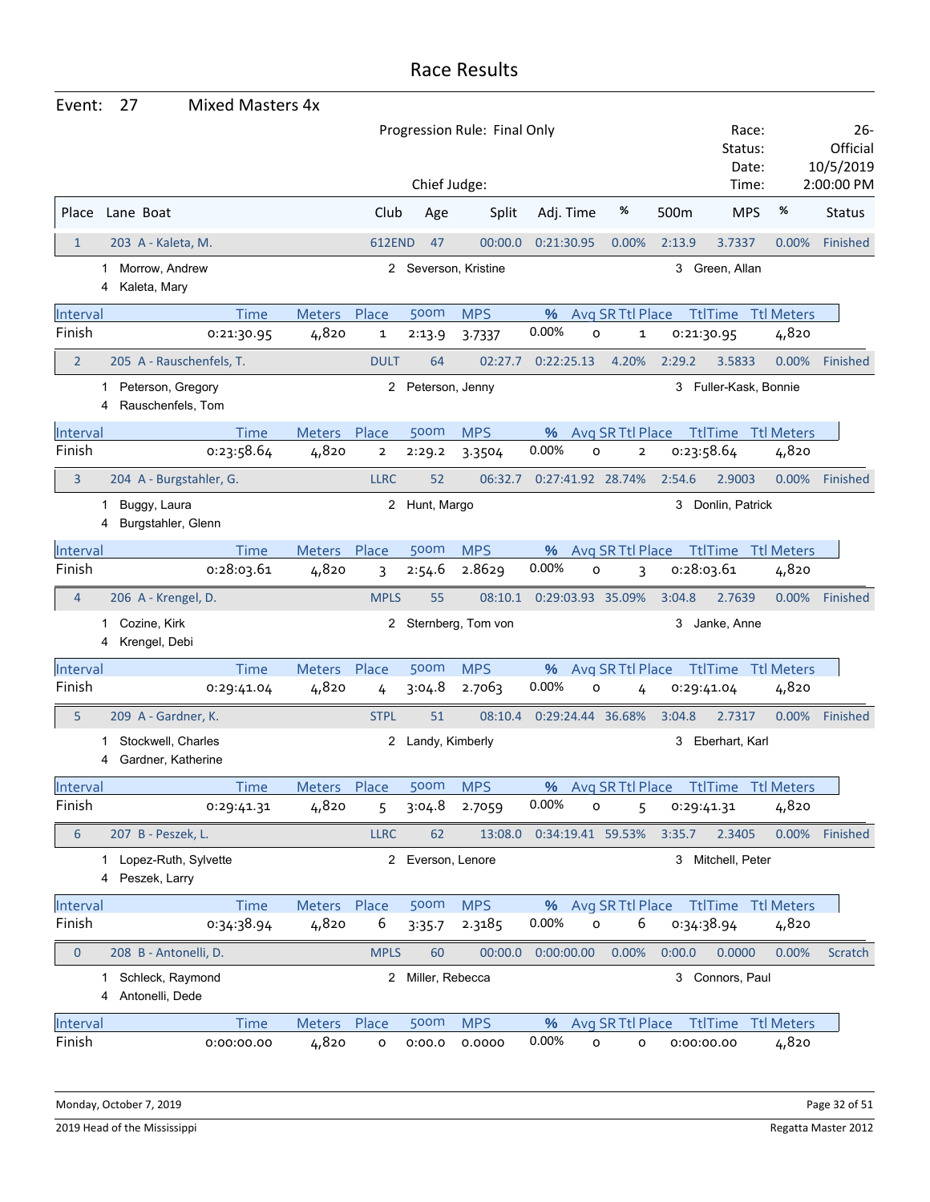# Race Results

**Event:** 27 Mixed Masters 4x

Progression Rule: Final Only

Chief Judge:

Race: 26-
Status: Official
Date: 10/5/2019
Time: 2:00:00 PM

| Place | Lane | Boat | Club | Age | Split | Adj. Time | % | 500m | MPS | % | Status |
|---|---|---|---|---|---|---|---|---|---|---|---|
| 1 | 203 | A - Kaleta, M. | 612END | 47 | 00:00.0 | 0:21:30.95 | 0.00% | 2:13.9 | 3.7337 | 0.00% | Finished |

1 Morrow, Andrew; 2 Severson, Kristine; 3 Green, Allan; 4 Kaleta, Mary

| Interval | Time | Meters | Place | 500m | MPS | % | Avg SR | Ttl Place | TtlTime | Ttl Meters |
|---|---|---|---|---|---|---|---|---|---|---|
| Finish | 0:21:30.95 | 4,820 | 1 | 2:13.9 | 3.7337 | 0.00% | 0 | 1 | 0:21:30.95 | 4,820 |

| Place | Lane | Boat | Club | Age | Split | Adj. Time | % | 500m | MPS | % | Status |
|---|---|---|---|---|---|---|---|---|---|---|---|
| 2 | 205 | A - Rauschenfels, T. | DULT | 64 | 02:27.7 | 0:22:25.13 | 4.20% | 2:29.2 | 3.5833 | 0.00% | Finished |

1 Peterson, Gregory; 2 Peterson, Jenny; 3 Fuller-Kask, Bonnie; 4 Rauschenfels, Tom

| Interval | Time | Meters | Place | 500m | MPS | % | Avg SR | Ttl Place | TtlTime | Ttl Meters |
|---|---|---|---|---|---|---|---|---|---|---|
| Finish | 0:23:58.64 | 4,820 | 2 | 2:29.2 | 3.3504 | 0.00% | 0 | 2 | 0:23:58.64 | 4,820 |

| Place | Lane | Boat | Club | Age | Split | Adj. Time | % | 500m | MPS | % | Status |
|---|---|---|---|---|---|---|---|---|---|---|---|
| 3 | 204 | A - Burgstahler, G. | LLRC | 52 | 06:32.7 | 0:27:41.92 | 28.74% | 2:54.6 | 2.9003 | 0.00% | Finished |

1 Buggy, Laura; 2 Hunt, Margo; 3 Donlin, Patrick; 4 Burgstahler, Glenn

| Interval | Time | Meters | Place | 500m | MPS | % | Avg SR | Ttl Place | TtlTime | Ttl Meters |
|---|---|---|---|---|---|---|---|---|---|---|
| Finish | 0:28:03.61 | 4,820 | 3 | 2:54.6 | 2.8629 | 0.00% | 0 | 3 | 0:28:03.61 | 4,820 |

| Place | Lane | Boat | Club | Age | Split | Adj. Time | % | 500m | MPS | % | Status |
|---|---|---|---|---|---|---|---|---|---|---|---|
| 4 | 206 | A - Krengel, D. | MPLS | 55 | 08:10.1 | 0:29:03.93 | 35.09% | 3:04.8 | 2.7639 | 0.00% | Finished |

1 Cozine, Kirk; 2 Sternberg, Tom von; 3 Janke, Anne; 4 Krengel, Debi

| Interval | Time | Meters | Place | 500m | MPS | % | Avg SR | Ttl Place | TtlTime | Ttl Meters |
|---|---|---|---|---|---|---|---|---|---|---|
| Finish | 0:29:41.04 | 4,820 | 4 | 3:04.8 | 2.7063 | 0.00% | 0 | 4 | 0:29:41.04 | 4,820 |

| Place | Lane | Boat | Club | Age | Split | Adj. Time | % | 500m | MPS | % | Status |
|---|---|---|---|---|---|---|---|---|---|---|---|
| 5 | 209 | A - Gardner, K. | STPL | 51 | 08:10.4 | 0:29:24.44 | 36.68% | 3:04.8 | 2.7317 | 0.00% | Finished |

1 Stockwell, Charles; 2 Landy, Kimberly; 3 Eberhart, Karl; 4 Gardner, Katherine

| Interval | Time | Meters | Place | 500m | MPS | % | Avg SR | Ttl Place | TtlTime | Ttl Meters |
|---|---|---|---|---|---|---|---|---|---|---|
| Finish | 0:29:41.31 | 4,820 | 5 | 3:04.8 | 2.7059 | 0.00% | 0 | 5 | 0:29:41.31 | 4,820 |

| Place | Lane | Boat | Club | Age | Split | Adj. Time | % | 500m | MPS | % | Status |
|---|---|---|---|---|---|---|---|---|---|---|---|
| 6 | 207 | B - Peszek, L. | LLRC | 62 | 13:08.0 | 0:34:19.41 | 59.53% | 3:35.7 | 2.3405 | 0.00% | Finished |

1 Lopez-Ruth, Sylvette; 2 Everson, Lenore; 3 Mitchell, Peter; 4 Peszek, Larry

| Interval | Time | Meters | Place | 500m | MPS | % | Avg SR | Ttl Place | TtlTime | Ttl Meters |
|---|---|---|---|---|---|---|---|---|---|---|
| Finish | 0:34:38.94 | 4,820 | 6 | 3:35.7 | 2.3185 | 0.00% | 0 | 6 | 0:34:38.94 | 4,820 |

| Place | Lane | Boat | Club | Age | Split | Adj. Time | % | 500m | MPS | % | Status |
|---|---|---|---|---|---|---|---|---|---|---|---|
| 0 | 208 | B - Antonelli, D. | MPLS | 60 | 00:00.0 | 0:00:00.00 | 0.00% | 0:00.0 | 0.0000 | 0.00% | Scratch |

1 Schleck, Raymond; 2 Miller, Rebecca; 3 Connors, Paul; 4 Antonelli, Dede

| Interval | Time | Meters | Place | 500m | MPS | % | Avg SR | Ttl Place | TtlTime | Ttl Meters |
|---|---|---|---|---|---|---|---|---|---|---|
| Finish | 0:00:00.00 | 4,820 | 0 | 0:00.0 | 0.0000 | 0.00% | 0 | 0 | 0:00:00.00 | 4,820 |

Monday, October 7, 2019

2019 Head of the Mississippi — Regatta Master 2012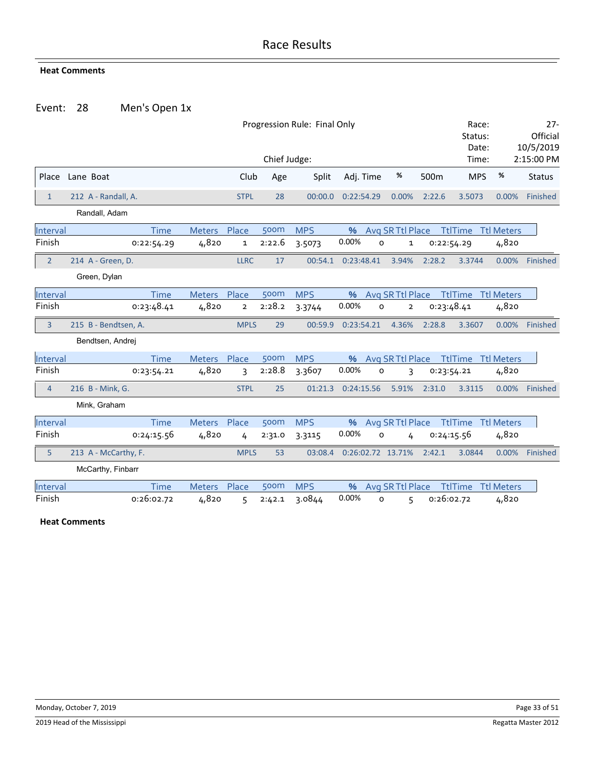# Race Results

**Heat Comments**

## Event: 28 Men's Open 1x

Progression Rule: Final Only

Chief Judge:

Race: 27-
Status: Official
Date: 10/5/2019
Time: 2:15:00 PM

| Place | Lane Boat | Club | Age | Split | Adj. Time | % | 500m | MPS | % | Status |
|---|---|---|---|---|---|---|---|---|---|---|
| 1 | 212 A - Randall, A. | STPL | 28 | 00:00.0 | 0:22:54.29 | 0.00% | 2:22.6 | 3.5073 | 0.00% | Finished |

Randall, Adam

| Interval | Time | Meters | Place | 500m | MPS | % | Avg SR | Ttl Place | TtlTime | Ttl Meters |
|---|---|---|---|---|---|---|---|---|---|---|
| Finish | 0:22:54.29 | 4,820 | 1 | 2:22.6 | 3.5073 | 0.00% | 0 | 1 | 0:22:54.29 | 4,820 |

| Place | Lane Boat | Club | Age | Split | Adj. Time | % | 500m | MPS | % | Status |
|---|---|---|---|---|---|---|---|---|---|---|
| 2 | 214 A - Green, D. | LLRC | 17 | 00:54.1 | 0:23:48.41 | 3.94% | 2:28.2 | 3.3744 | 0.00% | Finished |

Green, Dylan

| Interval | Time | Meters | Place | 500m | MPS | % | Avg SR | Ttl Place | TtlTime | Ttl Meters |
|---|---|---|---|---|---|---|---|---|---|---|
| Finish | 0:23:48.41 | 4,820 | 2 | 2:28.2 | 3.3744 | 0.00% | 0 | 2 | 0:23:48.41 | 4,820 |

| Place | Lane Boat | Club | Age | Split | Adj. Time | % | 500m | MPS | % | Status |
|---|---|---|---|---|---|---|---|---|---|---|
| 3 | 215 B - Bendtsen, A. | MPLS | 29 | 00:59.9 | 0:23:54.21 | 4.36% | 2:28.8 | 3.3607 | 0.00% | Finished |

Bendtsen, Andrej

| Interval | Time | Meters | Place | 500m | MPS | % | Avg SR | Ttl Place | TtlTime | Ttl Meters |
|---|---|---|---|---|---|---|---|---|---|---|
| Finish | 0:23:54.21 | 4,820 | 3 | 2:28.8 | 3.3607 | 0.00% | 0 | 3 | 0:23:54.21 | 4,820 |

| Place | Lane Boat | Club | Age | Split | Adj. Time | % | 500m | MPS | % | Status |
|---|---|---|---|---|---|---|---|---|---|---|
| 4 | 216 B - Mink, G. | STPL | 25 | 01:21.3 | 0:24:15.56 | 5.91% | 2:31.0 | 3.3115 | 0.00% | Finished |

Mink, Graham

| Interval | Time | Meters | Place | 500m | MPS | % | Avg SR | Ttl Place | TtlTime | Ttl Meters |
|---|---|---|---|---|---|---|---|---|---|---|
| Finish | 0:24:15.56 | 4,820 | 4 | 2:31.0 | 3.3115 | 0.00% | 0 | 4 | 0:24:15.56 | 4,820 |

| Place | Lane Boat | Club | Age | Split | Adj. Time | % | 500m | MPS | % | Status |
|---|---|---|---|---|---|---|---|---|---|---|
| 5 | 213 A - McCarthy, F. | MPLS | 53 | 03:08.4 | 0:26:02.72 | 13.71% | 2:42.1 | 3.0844 | 0.00% | Finished |

McCarthy, Finbarr

| Interval | Time | Meters | Place | 500m | MPS | % | Avg SR | Ttl Place | TtlTime | Ttl Meters |
|---|---|---|---|---|---|---|---|---|---|---|
| Finish | 0:26:02.72 | 4,820 | 5 | 2:42.1 | 3.0844 | 0.00% | 0 | 5 | 0:26:02.72 | 4,820 |

**Heat Comments**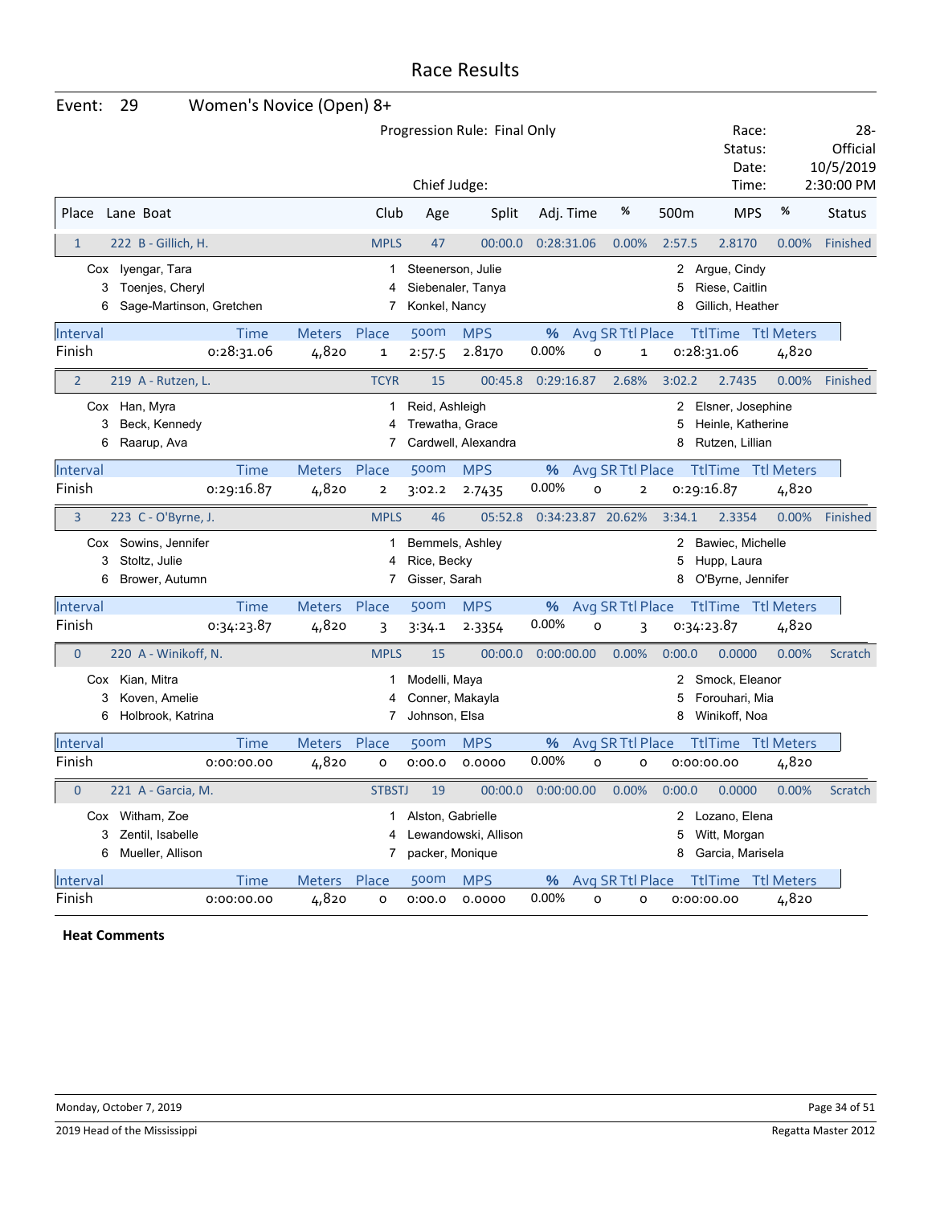# Race Results

**Event: 29 — Women's Novice (Open) 8+**

Progression Rule: Final Only

Chief Judge:

Race: 28-
Status: Official
Date: 10/5/2019
Time: 2:30:00 PM

| Place | Lane | Boat | Club | Age | Split | Adj. Time | % | 500m | MPS | % | Status |
|---|---|---|---|---|---|---|---|---|---|---|---|
| 1 | 222 | B - Gillich, H. | MPLS | 47 | 00:00.0 | 0:28:31.06 | 0.00% | 2:57.5 | 2.8170 | 0.00% | Finished |

Cox Iyengar, Tara; 1 Steenerson, Julie; 2 Argue, Cindy; 3 Toenjes, Cheryl; 4 Siebenaler, Tanya; 5 Riese, Caitlin; 6 Sage-Martinson, Gretchen; 7 Konkel, Nancy; 8 Gillich, Heather

| Interval | Time | Meters | Place | 500m | MPS | % | Avg SR | Ttl Place | TtlTime | Ttl Meters |
|---|---|---|---|---|---|---|---|---|---|---|
| Finish | 0:28:31.06 | 4,820 | 1 | 2:57.5 | 2.8170 | 0.00% | 0 | 1 | 0:28:31.06 | 4,820 |

| Place | Lane | Boat | Club | Age | Split | Adj. Time | % | 500m | MPS | % | Status |
|---|---|---|---|---|---|---|---|---|---|---|---|
| 2 | 219 | A - Rutzen, L. | TCYR | 15 | 00:45.8 | 0:29:16.87 | 2.68% | 3:02.2 | 2.7435 | 0.00% | Finished |

Cox Han, Myra; 1 Reid, Ashleigh; 2 Elsner, Josephine; 3 Beck, Kennedy; 4 Trewatha, Grace; 5 Heinle, Katherine; 6 Raarup, Ava; 7 Cardwell, Alexandra; 8 Rutzen, Lillian

| Interval | Time | Meters | Place | 500m | MPS | % | Avg SR | Ttl Place | TtlTime | Ttl Meters |
|---|---|---|---|---|---|---|---|---|---|---|
| Finish | 0:29:16.87 | 4,820 | 2 | 3:02.2 | 2.7435 | 0.00% | 0 | 2 | 0:29:16.87 | 4,820 |

| Place | Lane | Boat | Club | Age | Split | Adj. Time | % | 500m | MPS | % | Status |
|---|---|---|---|---|---|---|---|---|---|---|---|
| 3 | 223 | C - O'Byrne, J. | MPLS | 46 | 05:52.8 | 0:34:23.87 | 20.62% | 3:34.1 | 2.3354 | 0.00% | Finished |

Cox Sowins, Jennifer; 1 Bemmels, Ashley; 2 Bawiec, Michelle; 3 Stoltz, Julie; 4 Rice, Becky; 5 Hupp, Laura; 6 Brower, Autumn; 7 Gisser, Sarah; 8 O'Byrne, Jennifer

| Interval | Time | Meters | Place | 500m | MPS | % | Avg SR | Ttl Place | TtlTime | Ttl Meters |
|---|---|---|---|---|---|---|---|---|---|---|
| Finish | 0:34:23.87 | 4,820 | 3 | 3:34.1 | 2.3354 | 0.00% | 0 | 3 | 0:34:23.87 | 4,820 |

| Place | Lane | Boat | Club | Age | Split | Adj. Time | % | 500m | MPS | % | Status |
|---|---|---|---|---|---|---|---|---|---|---|---|
| 0 | 220 | A - Winikoff, N. | MPLS | 15 | 00:00.0 | 0:00:00.00 | 0.00% | 0:00.0 | 0.0000 | 0.00% | Scratch |

Cox Kian, Mitra; 1 Modelli, Maya; 2 Smock, Eleanor; 3 Koven, Amelie; 4 Conner, Makayla; 5 Forouhari, Mia; 6 Holbrook, Katrina; 7 Johnson, Elsa; 8 Winikoff, Noa

| Interval | Time | Meters | Place | 500m | MPS | % | Avg SR | Ttl Place | TtlTime | Ttl Meters |
|---|---|---|---|---|---|---|---|---|---|---|
| Finish | 0:00:00.00 | 4,820 | 0 | 0:00.0 | 0.0000 | 0.00% | 0 | 0 | 0:00:00.00 | 4,820 |

| Place | Lane | Boat | Club | Age | Split | Adj. Time | % | 500m | MPS | % | Status |
|---|---|---|---|---|---|---|---|---|---|---|---|
| 0 | 221 | A - Garcia, M. | STBSTJ | 19 | 00:00.0 | 0:00:00.00 | 0.00% | 0:00.0 | 0.0000 | 0.00% | Scratch |

Cox Witham, Zoe; 1 Alston, Gabrielle; 2 Lozano, Elena; 3 Zentil, Isabelle; 4 Lewandowski, Allison; 5 Witt, Morgan; 6 Mueller, Allison; 7 packer, Monique; 8 Garcia, Marisela

| Interval | Time | Meters | Place | 500m | MPS | % | Avg SR | Ttl Place | TtlTime | Ttl Meters |
|---|---|---|---|---|---|---|---|---|---|---|
| Finish | 0:00:00.00 | 4,820 | 0 | 0:00.0 | 0.0000 | 0.00% | 0 | 0 | 0:00:00.00 | 4,820 |

**Heat Comments**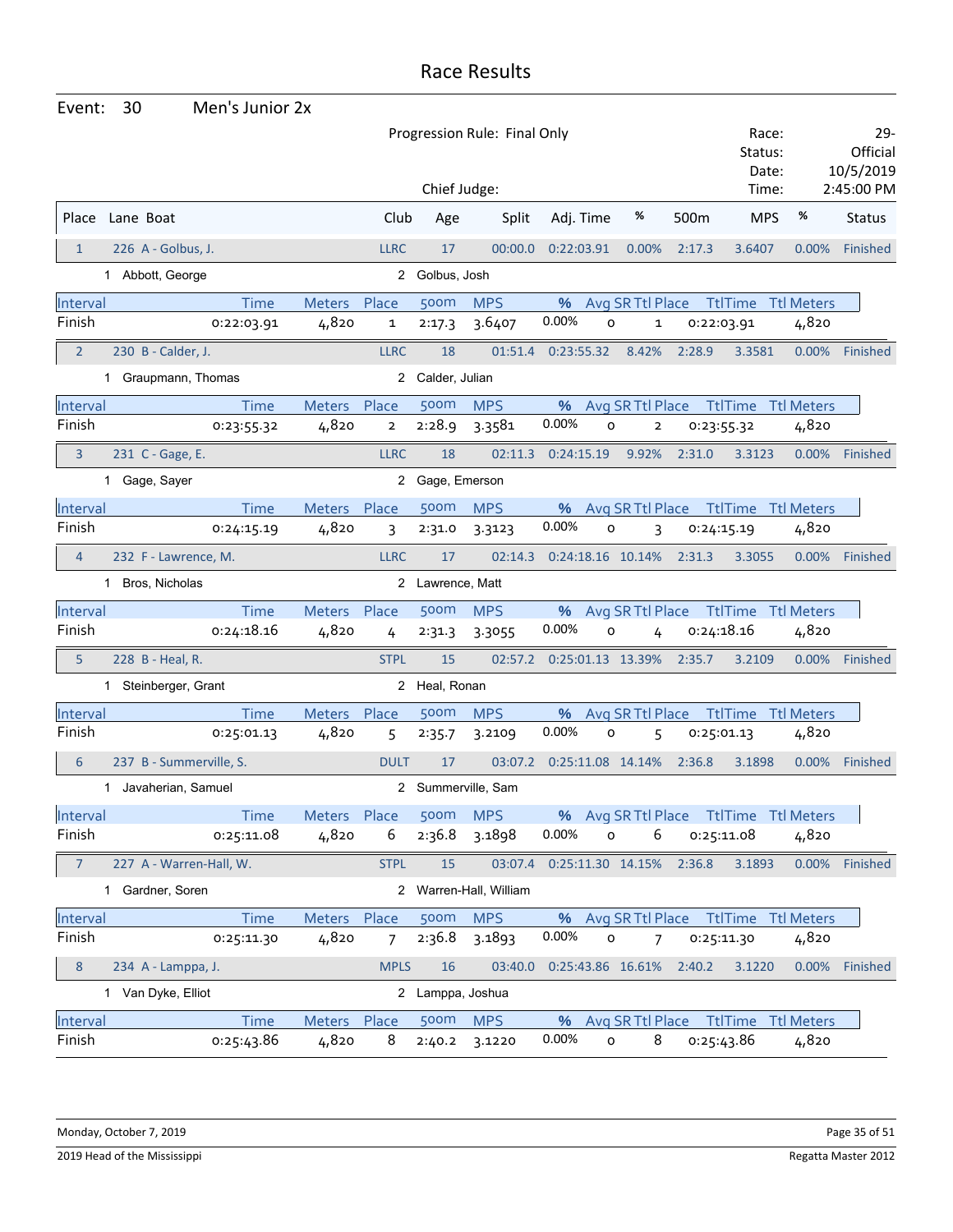# Race Results

**Event:** 30 Men's Junior 2x

Progression Rule: Final Only

Chief Judge:

Race: 29-
Status: Official
Date: 10/5/2019
Time: 2:45:00 PM

| Place | Lane | Boat | Club | Age | Split | Adj. Time | % | 500m | MPS | % | Status |
|---|---|---|---|---|---|---|---|---|---|---|---|
| 1 | 226 | A - Golbus, J. | LLRC | 17 | 00:00.0 | 0:22:03.91 | 0.00% | 2:17.3 | 3.6407 | 0.00% | Finished |

1 Abbott, George &nbsp;&nbsp; 2 Golbus, Josh

| Interval | Time | Meters | Place | 500m | MPS | % | Avg SR | Ttl Place | TtlTime | Ttl Meters |
|---|---|---|---|---|---|---|---|---|---|---|
| Finish | 0:22:03.91 | 4,820 | 1 | 2:17.3 | 3.6407 | 0.00% | 0 | 1 | 0:22:03.91 | 4,820 |

| Place | Lane | Boat | Club | Age | Split | Adj. Time | % | 500m | MPS | % | Status |
|---|---|---|---|---|---|---|---|---|---|---|---|
| 2 | 230 | B - Calder, J. | LLRC | 18 | 01:51.4 | 0:23:55.32 | 8.42% | 2:28.9 | 3.3581 | 0.00% | Finished |

1 Graupmann, Thomas &nbsp;&nbsp; 2 Calder, Julian

| Interval | Time | Meters | Place | 500m | MPS | % | Avg SR | Ttl Place | TtlTime | Ttl Meters |
|---|---|---|---|---|---|---|---|---|---|---|
| Finish | 0:23:55.32 | 4,820 | 2 | 2:28.9 | 3.3581 | 0.00% | 0 | 2 | 0:23:55.32 | 4,820 |

| Place | Lane | Boat | Club | Age | Split | Adj. Time | % | 500m | MPS | % | Status |
|---|---|---|---|---|---|---|---|---|---|---|---|
| 3 | 231 | C - Gage, E. | LLRC | 18 | 02:11.3 | 0:24:15.19 | 9.92% | 2:31.0 | 3.3123 | 0.00% | Finished |

1 Gage, Sayer &nbsp;&nbsp; 2 Gage, Emerson

| Interval | Time | Meters | Place | 500m | MPS | % | Avg SR | Ttl Place | TtlTime | Ttl Meters |
|---|---|---|---|---|---|---|---|---|---|---|
| Finish | 0:24:15.19 | 4,820 | 3 | 2:31.0 | 3.3123 | 0.00% | 0 | 3 | 0:24:15.19 | 4,820 |

| Place | Lane | Boat | Club | Age | Split | Adj. Time | % | 500m | MPS | % | Status |
|---|---|---|---|---|---|---|---|---|---|---|---|
| 4 | 232 | F - Lawrence, M. | LLRC | 17 | 02:14.3 | 0:24:18.16 | 10.14% | 2:31.3 | 3.3055 | 0.00% | Finished |

1 Bros, Nicholas &nbsp;&nbsp; 2 Lawrence, Matt

| Interval | Time | Meters | Place | 500m | MPS | % | Avg SR | Ttl Place | TtlTime | Ttl Meters |
|---|---|---|---|---|---|---|---|---|---|---|
| Finish | 0:24:18.16 | 4,820 | 4 | 2:31.3 | 3.3055 | 0.00% | 0 | 4 | 0:24:18.16 | 4,820 |

| Place | Lane | Boat | Club | Age | Split | Adj. Time | % | 500m | MPS | % | Status |
|---|---|---|---|---|---|---|---|---|---|---|---|
| 5 | 228 | B - Heal, R. | STPL | 15 | 02:57.2 | 0:25:01.13 | 13.39% | 2:35.7 | 3.2109 | 0.00% | Finished |

1 Steinberger, Grant &nbsp;&nbsp; 2 Heal, Ronan

| Interval | Time | Meters | Place | 500m | MPS | % | Avg SR | Ttl Place | TtlTime | Ttl Meters |
|---|---|---|---|---|---|---|---|---|---|---|
| Finish | 0:25:01.13 | 4,820 | 5 | 2:35.7 | 3.2109 | 0.00% | 0 | 5 | 0:25:01.13 | 4,820 |

| Place | Lane | Boat | Club | Age | Split | Adj. Time | % | 500m | MPS | % | Status |
|---|---|---|---|---|---|---|---|---|---|---|---|
| 6 | 237 | B - Summerville, S. | DULT | 17 | 03:07.2 | 0:25:11.08 | 14.14% | 2:36.8 | 3.1898 | 0.00% | Finished |

1 Javaherian, Samuel &nbsp;&nbsp; 2 Summerville, Sam

| Interval | Time | Meters | Place | 500m | MPS | % | Avg SR | Ttl Place | TtlTime | Ttl Meters |
|---|---|---|---|---|---|---|---|---|---|---|
| Finish | 0:25:11.08 | 4,820 | 6 | 2:36.8 | 3.1898 | 0.00% | 0 | 6 | 0:25:11.08 | 4,820 |

| Place | Lane | Boat | Club | Age | Split | Adj. Time | % | 500m | MPS | % | Status |
|---|---|---|---|---|---|---|---|---|---|---|---|
| 7 | 227 | A - Warren-Hall, W. | STPL | 15 | 03:07.4 | 0:25:11.30 | 14.15% | 2:36.8 | 3.1893 | 0.00% | Finished |

1 Gardner, Soren &nbsp;&nbsp; 2 Warren-Hall, William

| Interval | Time | Meters | Place | 500m | MPS | % | Avg SR | Ttl Place | TtlTime | Ttl Meters |
|---|---|---|---|---|---|---|---|---|---|---|
| Finish | 0:25:11.30 | 4,820 | 7 | 2:36.8 | 3.1893 | 0.00% | 0 | 7 | 0:25:11.30 | 4,820 |

| Place | Lane | Boat | Club | Age | Split | Adj. Time | % | 500m | MPS | % | Status |
|---|---|---|---|---|---|---|---|---|---|---|---|
| 8 | 234 | A - Lamppa, J. | MPLS | 16 | 03:40.0 | 0:25:43.86 | 16.61% | 2:40.2 | 3.1220 | 0.00% | Finished |

1 Van Dyke, Elliot &nbsp;&nbsp; 2 Lamppa, Joshua

| Interval | Time | Meters | Place | 500m | MPS | % | Avg SR | Ttl Place | TtlTime | Ttl Meters |
|---|---|---|---|---|---|---|---|---|---|---|
| Finish | 0:25:43.86 | 4,820 | 8 | 2:40.2 | 3.1220 | 0.00% | 0 | 8 | 0:25:43.86 | 4,820 |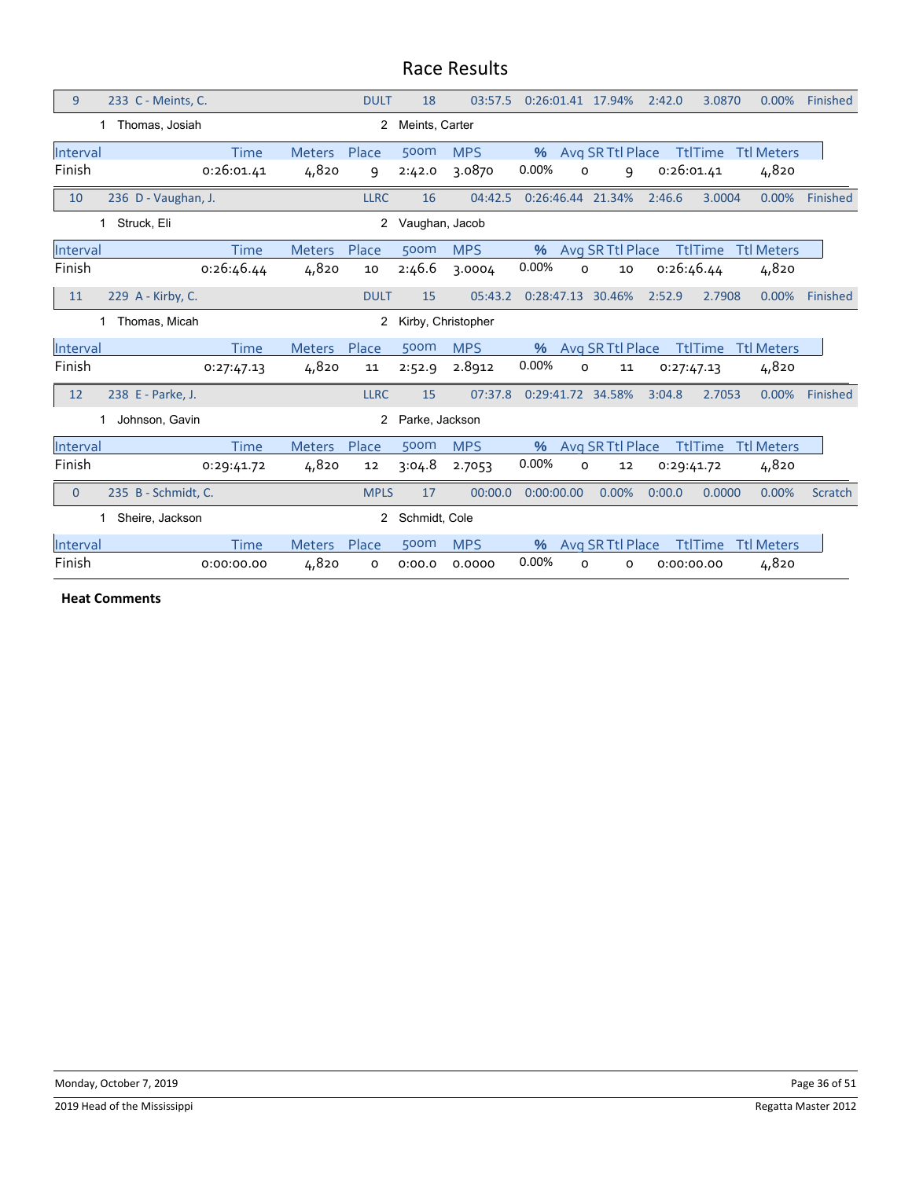# Race Results

| 9 | 233 C - Meints, C. | | DULT | 18 | 03:57.5 | 0:26:01.41 | 17.94% | 2:42.0 | 3.0870 | 0.00% | Finished |
|---|---|---|---|---|---|---|---|---|---|---|---|
| | 1 Thomas, Josiah | | 2 Meints, Carter | | | | | | | | |

| Interval | Time | Meters | Place | 500m | MPS | % | Avg SR | Ttl Place | TtlTime | Ttl Meters |
|---|---|---|---|---|---|---|---|---|---|---|
| Finish | 0:26:01.41 | 4,820 | 9 | 2:42.0 | 3.0870 | 0.00% | 0 | 9 | 0:26:01.41 | 4,820 |

| 10 | 236 D - Vaughan, J. | | LLRC | 16 | 04:42.5 | 0:26:46.44 | 21.34% | 2:46.6 | 3.0004 | 0.00% | Finished |
|---|---|---|---|---|---|---|---|---|---|---|---|
| | 1 Struck, Eli | | 2 Vaughan, Jacob | | | | | | | | |

| Interval | Time | Meters | Place | 500m | MPS | % | Avg SR | Ttl Place | TtlTime | Ttl Meters |
|---|---|---|---|---|---|---|---|---|---|---|
| Finish | 0:26:46.44 | 4,820 | 10 | 2:46.6 | 3.0004 | 0.00% | 0 | 10 | 0:26:46.44 | 4,820 |

| 11 | 229 A - Kirby, C. | | DULT | 15 | 05:43.2 | 0:28:47.13 | 30.46% | 2:52.9 | 2.7908 | 0.00% | Finished |
|---|---|---|---|---|---|---|---|---|---|---|---|
| | 1 Thomas, Micah | | 2 Kirby, Christopher | | | | | | | | |

| Interval | Time | Meters | Place | 500m | MPS | % | Avg SR | Ttl Place | TtlTime | Ttl Meters |
|---|---|---|---|---|---|---|---|---|---|---|
| Finish | 0:27:47.13 | 4,820 | 11 | 2:52.9 | 2.8912 | 0.00% | 0 | 11 | 0:27:47.13 | 4,820 |

| 12 | 238 E - Parke, J. | | LLRC | 15 | 07:37.8 | 0:29:41.72 | 34.58% | 3:04.8 | 2.7053 | 0.00% | Finished |
|---|---|---|---|---|---|---|---|---|---|---|---|
| | 1 Johnson, Gavin | | 2 Parke, Jackson | | | | | | | | |

| Interval | Time | Meters | Place | 500m | MPS | % | Avg SR | Ttl Place | TtlTime | Ttl Meters |
|---|---|---|---|---|---|---|---|---|---|---|
| Finish | 0:29:41.72 | 4,820 | 12 | 3:04.8 | 2.7053 | 0.00% | 0 | 12 | 0:29:41.72 | 4,820 |

| 0 | 235 B - Schmidt, C. | | MPLS | 17 | 00:00.0 | 0:00:00.00 | 0.00% | 0:00.0 | 0.0000 | 0.00% | Scratch |
|---|---|---|---|---|---|---|---|---|---|---|---|
| | 1 Sheire, Jackson | | 2 Schmidt, Cole | | | | | | | | |

| Interval | Time | Meters | Place | 500m | MPS | % | Avg SR | Ttl Place | TtlTime | Ttl Meters |
|---|---|---|---|---|---|---|---|---|---|---|
| Finish | 0:00:00.00 | 4,820 | 0 | 0:00.0 | 0.0000 | 0.00% | 0 | 0 | 0:00:00.00 | 4,820 |

**Heat Comments**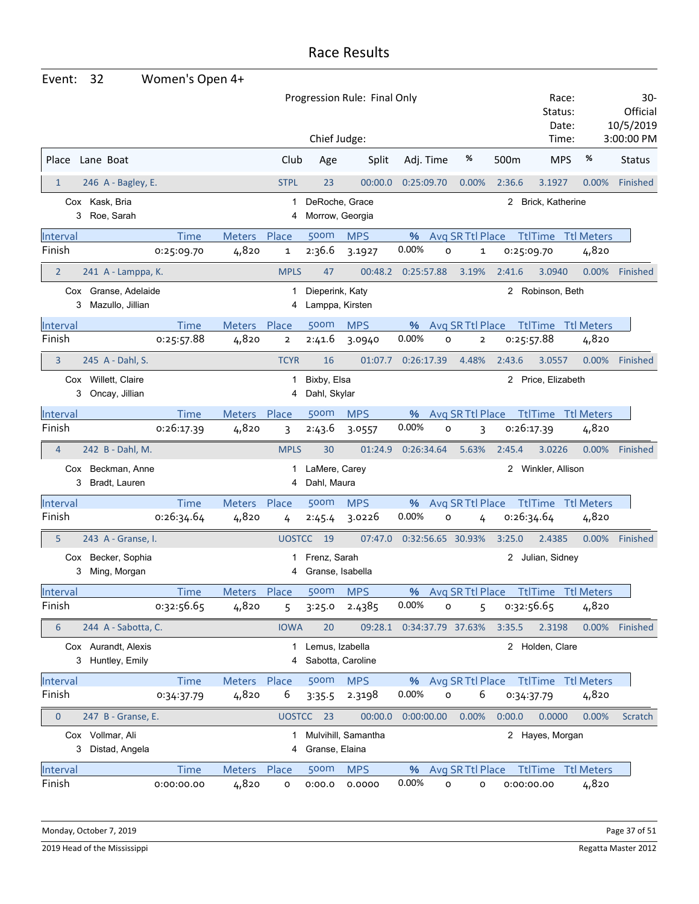# Race Results

**Event: 32 — Women's Open 4+**

Progression Rule: Final Only

Chief Judge:

Race: 30-
Status: Official
Date: 10/5/2019
Time: 3:00:00 PM

| Place | Lane | Boat | Club | Age | Split | Adj. Time | % | 500m | MPS | % | Status |
|---|---|---|---|---|---|---|---|---|---|---|---|
| 1 | 246 | A - Bagley, E. | STPL | 23 | 00:00.0 | 0:25:09.70 | 0.00% | 2:36.6 | 3.1927 | 0.00% | Finished |

Cox Kask, Bria — 1 DeRoche, Grace — 2 Brick, Katherine — 3 Roe, Sarah — 4 Morrow, Georgia

| Interval | Time | Meters | Place | 500m | MPS | % | Avg SR | Ttl Place | TtlTime | Ttl Meters |
|---|---|---|---|---|---|---|---|---|---|---|
| Finish | 0:25:09.70 | 4,820 | 1 | 2:36.6 | 3.1927 | 0.00% | 0 | 1 | 0:25:09.70 | 4,820 |

| Place | Lane | Boat | Club | Age | Split | Adj. Time | % | 500m | MPS | % | Status |
|---|---|---|---|---|---|---|---|---|---|---|---|
| 2 | 241 | A - Lamppa, K. | MPLS | 47 | 00:48.2 | 0:25:57.88 | 3.19% | 2:41.6 | 3.0940 | 0.00% | Finished |

Cox Granse, Adelaide — 1 Dieperink, Katy — 2 Robinson, Beth — 3 Mazullo, Jillian — 4 Lamppa, Kirsten

| Interval | Time | Meters | Place | 500m | MPS | % | Avg SR | Ttl Place | TtlTime | Ttl Meters |
|---|---|---|---|---|---|---|---|---|---|---|
| Finish | 0:25:57.88 | 4,820 | 2 | 2:41.6 | 3.0940 | 0.00% | 0 | 2 | 0:25:57.88 | 4,820 |

| Place | Lane | Boat | Club | Age | Split | Adj. Time | % | 500m | MPS | % | Status |
|---|---|---|---|---|---|---|---|---|---|---|---|
| 3 | 245 | A - Dahl, S. | TCYR | 16 | 01:07.7 | 0:26:17.39 | 4.48% | 2:43.6 | 3.0557 | 0.00% | Finished |

Cox Willett, Claire — 1 Bixby, Elsa — 2 Price, Elizabeth — 3 Oncay, Jillian — 4 Dahl, Skylar

| Interval | Time | Meters | Place | 500m | MPS | % | Avg SR | Ttl Place | TtlTime | Ttl Meters |
|---|---|---|---|---|---|---|---|---|---|---|
| Finish | 0:26:17.39 | 4,820 | 3 | 2:43.6 | 3.0557 | 0.00% | 0 | 3 | 0:26:17.39 | 4,820 |

| Place | Lane | Boat | Club | Age | Split | Adj. Time | % | 500m | MPS | % | Status |
|---|---|---|---|---|---|---|---|---|---|---|---|
| 4 | 242 | B - Dahl, M. | MPLS | 30 | 01:24.9 | 0:26:34.64 | 5.63% | 2:45.4 | 3.0226 | 0.00% | Finished |

Cox Beckman, Anne — 1 LaMere, Carey — 2 Winkler, Allison — 3 Bradt, Lauren — 4 Dahl, Maura

| Interval | Time | Meters | Place | 500m | MPS | % | Avg SR | Ttl Place | TtlTime | Ttl Meters |
|---|---|---|---|---|---|---|---|---|---|---|
| Finish | 0:26:34.64 | 4,820 | 4 | 2:45.4 | 3.0226 | 0.00% | 0 | 4 | 0:26:34.64 | 4,820 |

| Place | Lane | Boat | Club | Age | Split | Adj. Time | % | 500m | MPS | % | Status |
|---|---|---|---|---|---|---|---|---|---|---|---|
| 5 | 243 | A - Granse, I. | UOSTCC | 19 | 07:47.0 | 0:32:56.65 | 30.93% | 3:25.0 | 2.4385 | 0.00% | Finished |

Cox Becker, Sophia — 1 Frenz, Sarah — 2 Julian, Sidney — 3 Ming, Morgan — 4 Granse, Isabella

| Interval | Time | Meters | Place | 500m | MPS | % | Avg SR | Ttl Place | TtlTime | Ttl Meters |
|---|---|---|---|---|---|---|---|---|---|---|
| Finish | 0:32:56.65 | 4,820 | 5 | 3:25.0 | 2.4385 | 0.00% | 0 | 5 | 0:32:56.65 | 4,820 |

| Place | Lane | Boat | Club | Age | Split | Adj. Time | % | 500m | MPS | % | Status |
|---|---|---|---|---|---|---|---|---|---|---|---|
| 6 | 244 | A - Sabotta, C. | IOWA | 20 | 09:28.1 | 0:34:37.79 | 37.63% | 3:35.5 | 2.3198 | 0.00% | Finished |

Cox Aurandt, Alexis — 1 Lemus, Izabella — 2 Holden, Clare — 3 Huntley, Emily — 4 Sabotta, Caroline

| Interval | Time | Meters | Place | 500m | MPS | % | Avg SR | Ttl Place | TtlTime | Ttl Meters |
|---|---|---|---|---|---|---|---|---|---|---|
| Finish | 0:34:37.79 | 4,820 | 6 | 3:35.5 | 2.3198 | 0.00% | 0 | 6 | 0:34:37.79 | 4,820 |

| Place | Lane | Boat | Club | Age | Split | Adj. Time | % | 500m | MPS | % | Status |
|---|---|---|---|---|---|---|---|---|---|---|---|
| 0 | 247 | B - Granse, E. | UOSTCC | 23 | 00:00.0 | 0:00:00.00 | 0.00% | 0:00.0 | 0.0000 | 0.00% | Scratch |

Cox Vollmar, Ali — 1 Mulvihill, Samantha — 2 Hayes, Morgan — 3 Distad, Angela — 4 Granse, Elaina

| Interval | Time | Meters | Place | 500m | MPS | % | Avg SR | Ttl Place | TtlTime | Ttl Meters |
|---|---|---|---|---|---|---|---|---|---|---|
| Finish | 0:00:00.00 | 4,820 | 0 | 0:00.0 | 0.0000 | 0.00% | 0 | 0 | 0:00:00.00 | 4,820 |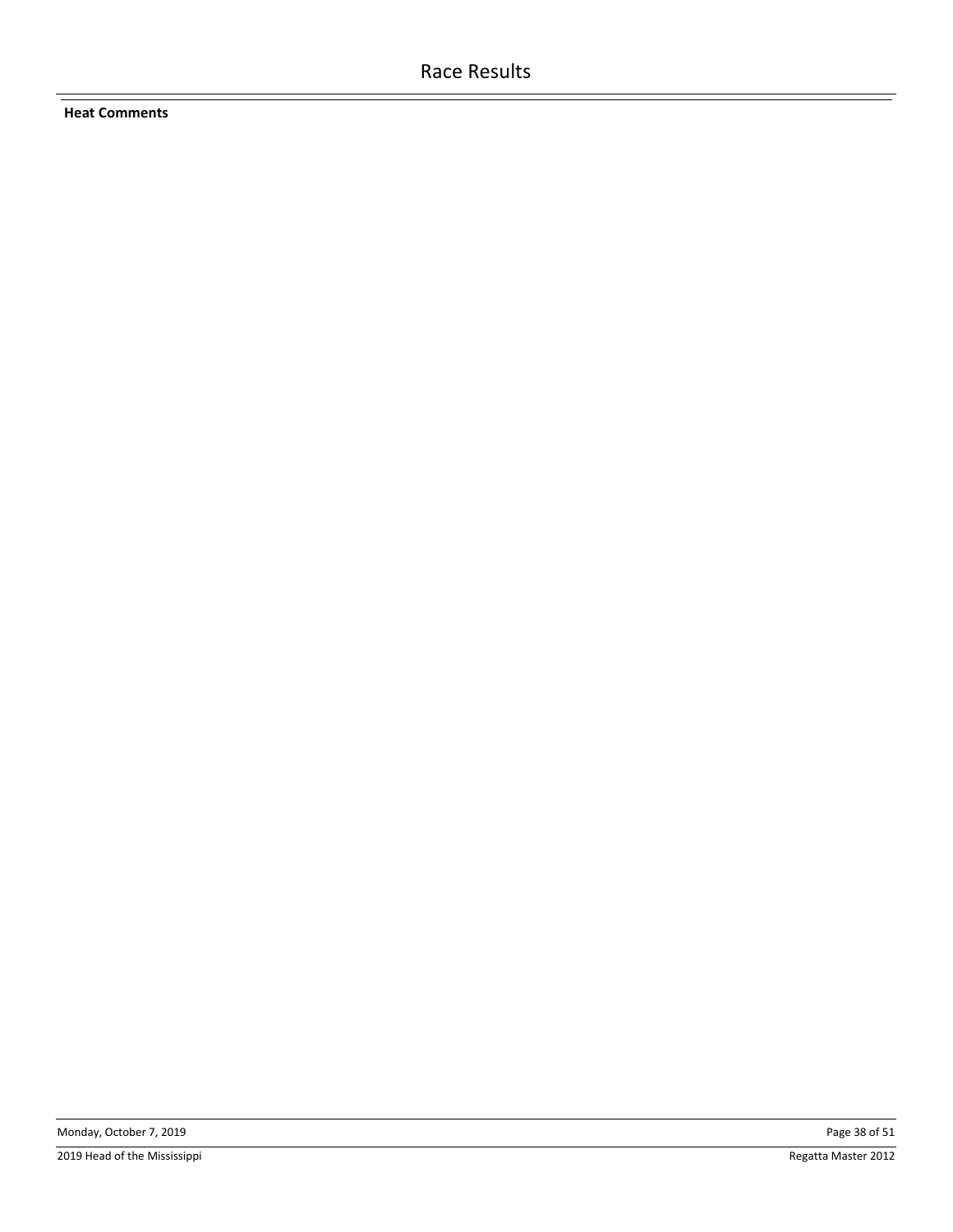# Race Results

**Heat Comments**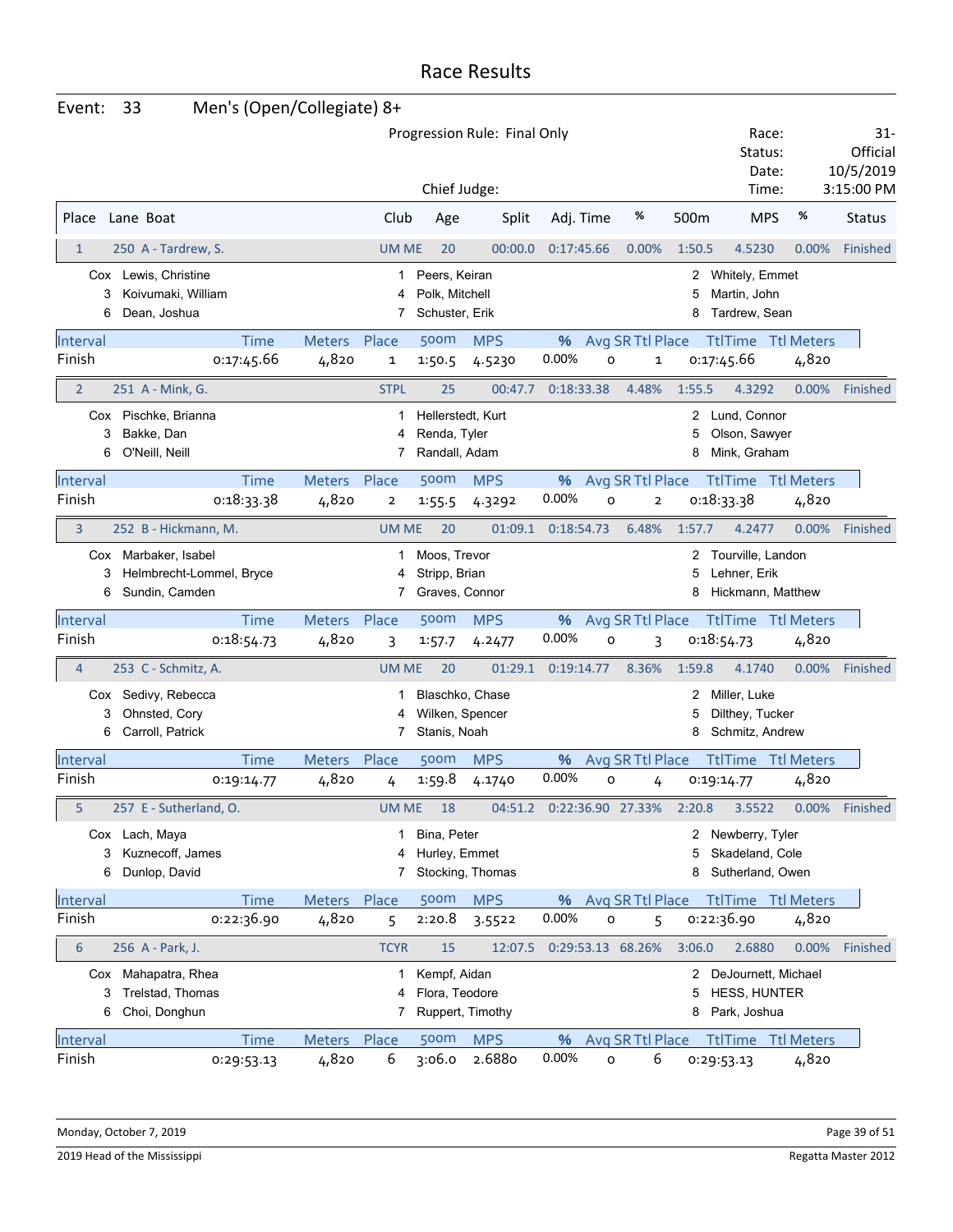# Race Results

**Event: 33 — Men's (Open/Collegiate) 8+**

Progression Rule: Final Only

Chief Judge:

Race: 31-
Status: Official
Date: 10/5/2019
Time: 3:15:00 PM

| Place | Lane | Boat | Club | Age | Split | Adj. Time | % | 500m | MPS | % | Status |
|---|---|---|---|---|---|---|---|---|---|---|---|
| 1 | 250 | A - Tardrew, S. | UM ME | 20 | 00:00.0 | 0:17:45.66 | 0.00% | 1:50.5 | 4.5230 | 0.00% | Finished |

Cox Lewis, Christine; 1 Peers, Keiran; 2 Whitely, Emmet; 3 Koivumaki, William; 4 Polk, Mitchell; 5 Martin, John; 6 Dean, Joshua; 7 Schuster, Erik; 8 Tardrew, Sean

| Interval | Time | Meters | Place | 500m | MPS | % | Avg SR | Ttl Place | TtlTime | Ttl Meters |
|---|---|---|---|---|---|---|---|---|---|---|
| Finish | 0:17:45.66 | 4,820 | 1 | 1:50.5 | 4.5230 | 0.00% | 0 | 1 | 0:17:45.66 | 4,820 |

| Place | Lane | Boat | Club | Age | Split | Adj. Time | % | 500m | MPS | % | Status |
|---|---|---|---|---|---|---|---|---|---|---|---|
| 2 | 251 | A - Mink, G. | STPL | 25 | 00:47.7 | 0:18:33.38 | 4.48% | 1:55.5 | 4.3292 | 0.00% | Finished |

Cox Pischke, Brianna; 1 Hellerstedt, Kurt; 2 Lund, Connor; 3 Bakke, Dan; 4 Renda, Tyler; 5 Olson, Sawyer; 6 O'Neill, Neill; 7 Randall, Adam; 8 Mink, Graham

| Interval | Time | Meters | Place | 500m | MPS | % | Avg SR | Ttl Place | TtlTime | Ttl Meters |
|---|---|---|---|---|---|---|---|---|---|---|
| Finish | 0:18:33.38 | 4,820 | 2 | 1:55.5 | 4.3292 | 0.00% | 0 | 2 | 0:18:33.38 | 4,820 |

| Place | Lane | Boat | Club | Age | Split | Adj. Time | % | 500m | MPS | % | Status |
|---|---|---|---|---|---|---|---|---|---|---|---|
| 3 | 252 | B - Hickmann, M. | UM ME | 20 | 01:09.1 | 0:18:54.73 | 6.48% | 1:57.7 | 4.2477 | 0.00% | Finished |

Cox Marbaker, Isabel; 1 Moos, Trevor; 2 Tourville, Landon; 3 Helmbrecht-Lommel, Bryce; 4 Stripp, Brian; 5 Lehner, Erik; 6 Sundin, Camden; 7 Graves, Connor; 8 Hickmann, Matthew

| Interval | Time | Meters | Place | 500m | MPS | % | Avg SR | Ttl Place | TtlTime | Ttl Meters |
|---|---|---|---|---|---|---|---|---|---|---|
| Finish | 0:18:54.73 | 4,820 | 3 | 1:57.7 | 4.2477 | 0.00% | 0 | 3 | 0:18:54.73 | 4,820 |

| Place | Lane | Boat | Club | Age | Split | Adj. Time | % | 500m | MPS | % | Status |
|---|---|---|---|---|---|---|---|---|---|---|---|
| 4 | 253 | C - Schmitz, A. | UM ME | 20 | 01:29.1 | 0:19:14.77 | 8.36% | 1:59.8 | 4.1740 | 0.00% | Finished |

Cox Sedivy, Rebecca; 1 Blaschko, Chase; 2 Miller, Luke; 3 Ohnsted, Cory; 4 Wilken, Spencer; 5 Dilthey, Tucker; 6 Carroll, Patrick; 7 Stanis, Noah; 8 Schmitz, Andrew

| Interval | Time | Meters | Place | 500m | MPS | % | Avg SR | Ttl Place | TtlTime | Ttl Meters |
|---|---|---|---|---|---|---|---|---|---|---|
| Finish | 0:19:14.77 | 4,820 | 4 | 1:59.8 | 4.1740 | 0.00% | 0 | 4 | 0:19:14.77 | 4,820 |

| Place | Lane | Boat | Club | Age | Split | Adj. Time | % | 500m | MPS | % | Status |
|---|---|---|---|---|---|---|---|---|---|---|---|
| 5 | 257 | E - Sutherland, O. | UM ME | 18 | 04:51.2 | 0:22:36.90 | 27.33% | 2:20.8 | 3.5522 | 0.00% | Finished |

Cox Lach, Maya; 1 Bina, Peter; 2 Newberry, Tyler; 3 Kuznecoff, James; 4 Hurley, Emmet; 5 Skadeland, Cole; 6 Dunlop, David; 7 Stocking, Thomas; 8 Sutherland, Owen

| Interval | Time | Meters | Place | 500m | MPS | % | Avg SR | Ttl Place | TtlTime | Ttl Meters |
|---|---|---|---|---|---|---|---|---|---|---|
| Finish | 0:22:36.90 | 4,820 | 5 | 2:20.8 | 3.5522 | 0.00% | 0 | 5 | 0:22:36.90 | 4,820 |

| Place | Lane | Boat | Club | Age | Split | Adj. Time | % | 500m | MPS | % | Status |
|---|---|---|---|---|---|---|---|---|---|---|---|
| 6 | 256 | A - Park, J. | TCYR | 15 | 12:07.5 | 0:29:53.13 | 68.26% | 3:06.0 | 2.6880 | 0.00% | Finished |

Cox Mahapatra, Rhea; 1 Kempf, Aidan; 2 DeJournett, Michael; 3 Trelstad, Thomas; 4 Flora, Teodore; 5 HESS, HUNTER; 6 Choi, Donghun; 7 Ruppert, Timothy; 8 Park, Joshua

| Interval | Time | Meters | Place | 500m | MPS | % | Avg SR | Ttl Place | TtlTime | Ttl Meters |
|---|---|---|---|---|---|---|---|---|---|---|
| Finish | 0:29:53.13 | 4,820 | 6 | 3:06.0 | 2.6880 | 0.00% | 0 | 6 | 0:29:53.13 | 4,820 |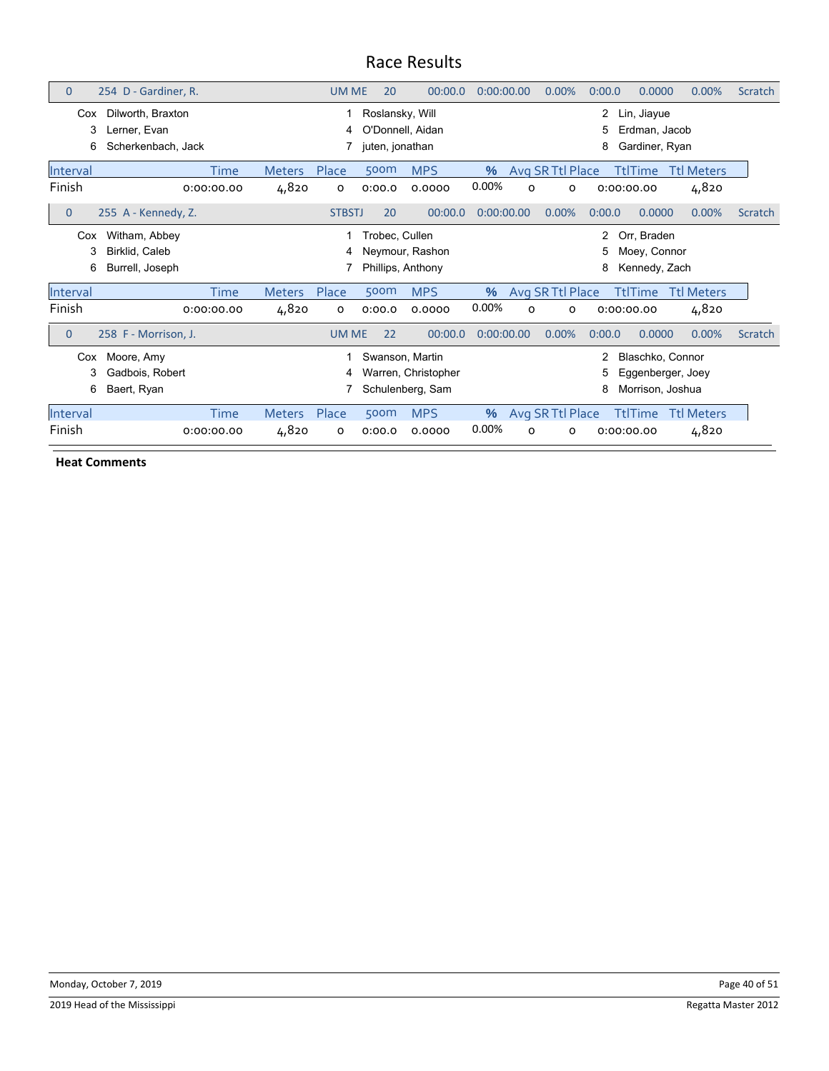# Race Results

| 0 | 254 D - Gardiner, R. | UM ME | 20 | 00:00.0 | 0:00:00.00 | 0.00% | 0:00.0 | 0.0000 | 0.00% | Scratch |
|---|---|---|---|---|---|---|---|---|---|---|

| | | | | | |
|---|---|---|---|---|---|
| Cox | Dilworth, Braxton | 1 | Roslansky, Will | 2 | Lin, Jiayue |
| 3 | Lerner, Evan | 4 | O'Donnell, Aidan | 5 | Erdman, Jacob |
| 6 | Scherkenbach, Jack | 7 | juten, jonathan | 8 | Gardiner, Ryan |

| Interval | Time | Meters | Place | 500m | MPS | % | Avg SR | Ttl Place | TtlTime | Ttl Meters |
|---|---|---|---|---|---|---|---|---|---|---|
| Finish | 0:00:00.00 | 4,820 | 0 | 0:00.0 | 0.0000 | 0.00% | 0 | 0 | 0:00:00.00 | 4,820 |

| 0 | 255 A - Kennedy, Z. | STBSTJ | 20 | 00:00.0 | 0:00:00.00 | 0.00% | 0:00.0 | 0.0000 | 0.00% | Scratch |
|---|---|---|---|---|---|---|---|---|---|---|

| | | | | | |
|---|---|---|---|---|---|
| Cox | Witham, Abbey | 1 | Trobec, Cullen | 2 | Orr, Braden |
| 3 | Birklid, Caleb | 4 | Neymour, Rashon | 5 | Moey, Connor |
| 6 | Burrell, Joseph | 7 | Phillips, Anthony | 8 | Kennedy, Zach |

| Interval | Time | Meters | Place | 500m | MPS | % | Avg SR | Ttl Place | TtlTime | Ttl Meters |
|---|---|---|---|---|---|---|---|---|---|---|
| Finish | 0:00:00.00 | 4,820 | 0 | 0:00.0 | 0.0000 | 0.00% | 0 | 0 | 0:00:00.00 | 4,820 |

| 0 | 258 F - Morrison, J. | UM ME | 22 | 00:00.0 | 0:00:00.00 | 0.00% | 0:00.0 | 0.0000 | 0.00% | Scratch |
|---|---|---|---|---|---|---|---|---|---|---|

| | | | | | |
|---|---|---|---|---|---|
| Cox | Moore, Amy | 1 | Swanson, Martin | 2 | Blaschko, Connor |
| 3 | Gadbois, Robert | 4 | Warren, Christopher | 5 | Eggenberger, Joey |
| 6 | Baert, Ryan | 7 | Schulenberg, Sam | 8 | Morrison, Joshua |

| Interval | Time | Meters | Place | 500m | MPS | % | Avg SR | Ttl Place | TtlTime | Ttl Meters |
|---|---|---|---|---|---|---|---|---|---|---|
| Finish | 0:00:00.00 | 4,820 | 0 | 0:00.0 | 0.0000 | 0.00% | 0 | 0 | 0:00:00.00 | 4,820 |

**Heat Comments**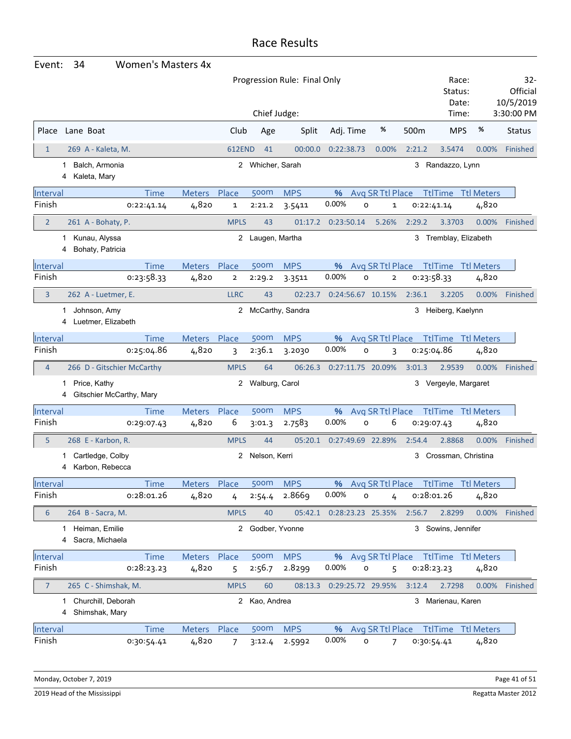# Race Results

**Event: 34 Women's Masters 4x**

Progression Rule: Final Only

Chief Judge:

Race: 32-
Status: Official
Date: 10/5/2019
Time: 3:30:00 PM

| Place | Lane Boat | Club | Age | Split | Adj. Time | % | 500m | MPS | % | Status |
|---|---|---|---|---|---|---|---|---|---|---|
| 1 | 269 A - Kaleta, M. | 612END | 41 | 00:00.0 | 0:22:38.73 | 0.00% | 2:21.2 | 3.5474 | 0.00% | Finished |

1 Balch, Armonia — 2 Whicher, Sarah — 3 Randazzo, Lynn — 4 Kaleta, Mary

| Interval | Time | Meters | Place | 500m | MPS | % | Avg SR | Ttl Place | TtlTime | Ttl Meters |
|---|---|---|---|---|---|---|---|---|---|---|
| Finish | 0:22:41.14 | 4,820 | 1 | 2:21.2 | 3.5411 | 0.00% | 0 | 1 | 0:22:41.14 | 4,820 |

| Place | Lane Boat | Club | Age | Split | Adj. Time | % | 500m | MPS | % | Status |
|---|---|---|---|---|---|---|---|---|---|---|
| 2 | 261 A - Bohaty, P. | MPLS | 43 | 01:17.2 | 0:23:50.14 | 5.26% | 2:29.2 | 3.3703 | 0.00% | Finished |

1 Kunau, Alyssa — 2 Laugen, Martha — 3 Tremblay, Elizabeth — 4 Bohaty, Patricia

| Interval | Time | Meters | Place | 500m | MPS | % | Avg SR | Ttl Place | TtlTime | Ttl Meters |
|---|---|---|---|---|---|---|---|---|---|---|
| Finish | 0:23:58.33 | 4,820 | 2 | 2:29.2 | 3.3511 | 0.00% | 0 | 2 | 0:23:58.33 | 4,820 |

| Place | Lane Boat | Club | Age | Split | Adj. Time | % | 500m | MPS | % | Status |
|---|---|---|---|---|---|---|---|---|---|---|
| 3 | 262 A - Luetmer, E. | LLRC | 43 | 02:23.7 | 0:24:56.67 | 10.15% | 2:36.1 | 3.2205 | 0.00% | Finished |

1 Johnson, Amy — 2 McCarthy, Sandra — 3 Heiberg, Kaelynn — 4 Luetmer, Elizabeth

| Interval | Time | Meters | Place | 500m | MPS | % | Avg SR | Ttl Place | TtlTime | Ttl Meters |
|---|---|---|---|---|---|---|---|---|---|---|
| Finish | 0:25:04.86 | 4,820 | 3 | 2:36.1 | 3.2030 | 0.00% | 0 | 3 | 0:25:04.86 | 4,820 |

| Place | Lane Boat | Club | Age | Split | Adj. Time | % | 500m | MPS | % | Status |
|---|---|---|---|---|---|---|---|---|---|---|
| 4 | 266 D - Gitschier McCarthy | MPLS | 64 | 06:26.3 | 0:27:11.75 | 20.09% | 3:01.3 | 2.9539 | 0.00% | Finished |

1 Price, Kathy — 2 Walburg, Carol — 3 Vergeyle, Margaret — 4 Gitschier McCarthy, Mary

| Interval | Time | Meters | Place | 500m | MPS | % | Avg SR | Ttl Place | TtlTime | Ttl Meters |
|---|---|---|---|---|---|---|---|---|---|---|
| Finish | 0:29:07.43 | 4,820 | 6 | 3:01.3 | 2.7583 | 0.00% | 0 | 6 | 0:29:07.43 | 4,820 |

| Place | Lane Boat | Club | Age | Split | Adj. Time | % | 500m | MPS | % | Status |
|---|---|---|---|---|---|---|---|---|---|---|
| 5 | 268 E - Karbon, R. | MPLS | 44 | 05:20.1 | 0:27:49.69 | 22.89% | 2:54.4 | 2.8868 | 0.00% | Finished |

1 Cartledge, Colby — 2 Nelson, Kerri — 3 Crossman, Christina — 4 Karbon, Rebecca

| Interval | Time | Meters | Place | 500m | MPS | % | Avg SR | Ttl Place | TtlTime | Ttl Meters |
|---|---|---|---|---|---|---|---|---|---|---|
| Finish | 0:28:01.26 | 4,820 | 4 | 2:54.4 | 2.8669 | 0.00% | 0 | 4 | 0:28:01.26 | 4,820 |

| Place | Lane Boat | Club | Age | Split | Adj. Time | % | 500m | MPS | % | Status |
|---|---|---|---|---|---|---|---|---|---|---|
| 6 | 264 B - Sacra, M. | MPLS | 40 | 05:42.1 | 0:28:23.23 | 25.35% | 2:56.7 | 2.8299 | 0.00% | Finished |

1 Heiman, Emilie — 2 Godber, Yvonne — 3 Sowins, Jennifer — 4 Sacra, Michaela

| Interval | Time | Meters | Place | 500m | MPS | % | Avg SR | Ttl Place | TtlTime | Ttl Meters |
|---|---|---|---|---|---|---|---|---|---|---|
| Finish | 0:28:23.23 | 4,820 | 5 | 2:56.7 | 2.8299 | 0.00% | 0 | 5 | 0:28:23.23 | 4,820 |

| Place | Lane Boat | Club | Age | Split | Adj. Time | % | 500m | MPS | % | Status |
|---|---|---|---|---|---|---|---|---|---|---|
| 7 | 265 C - Shimshak, M. | MPLS | 60 | 08:13.3 | 0:29:25.72 | 29.95% | 3:12.4 | 2.7298 | 0.00% | Finished |

1 Churchill, Deborah — 2 Kao, Andrea — 3 Marienau, Karen — 4 Shimshak, Mary

| Interval | Time | Meters | Place | 500m | MPS | % | Avg SR | Ttl Place | TtlTime | Ttl Meters |
|---|---|---|---|---|---|---|---|---|---|---|
| Finish | 0:30:54.41 | 4,820 | 7 | 3:12.4 | 2.5992 | 0.00% | 0 | 7 | 0:30:54.41 | 4,820 |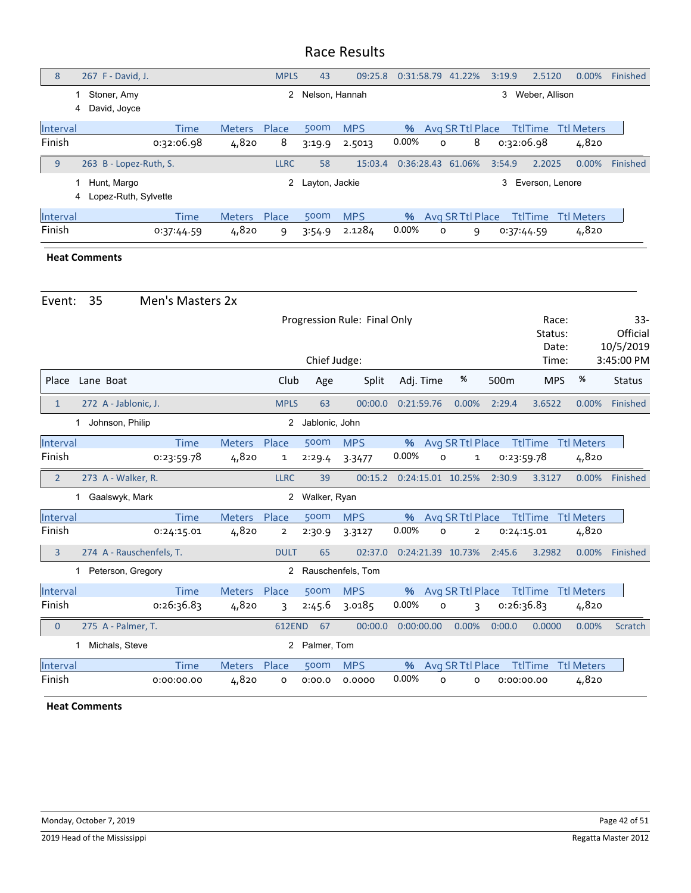# Race Results

| Place | Lane Boat | Club | Age | Split | Adj. Time | % | 500m | MPS | % | Status |
|---|---|---|---|---|---|---|---|---|---|---|
| 8 | 267 F - David, J. | MPLS | 43 | 09:25.8 | 0:31:58.79 | 41.22% | 3:19.9 | 2.5120 | 0.00% | Finished |

1 Stoner, Amy  2 Nelson, Hannah  3 Weber, Allison  
4 David, Joyce

| Interval | Time | Meters | Place | 500m | MPS | % | Avg SR | Ttl Place | TtlTime | Ttl Meters |
|---|---|---|---|---|---|---|---|---|---|---|
| Finish | 0:32:06.98 | 4,820 | 8 | 3:19.9 | 2.5013 | 0.00% | 0 | 8 | 0:32:06.98 | 4,820 |

| Place | Lane Boat | Club | Age | Split | Adj. Time | % | 500m | MPS | % | Status |
|---|---|---|---|---|---|---|---|---|---|---|
| 9 | 263 B - Lopez-Ruth, S. | LLRC | 58 | 15:03.4 | 0:36:28.43 | 61.06% | 3:54.9 | 2.2025 | 0.00% | Finished |

1 Hunt, Margo  2 Layton, Jackie  3 Everson, Lenore  
4 Lopez-Ruth, Sylvette

| Interval | Time | Meters | Place | 500m | MPS | % | Avg SR | Ttl Place | TtlTime | Ttl Meters |
|---|---|---|---|---|---|---|---|---|---|---|
| Finish | 0:37:44.59 | 4,820 | 9 | 3:54.9 | 2.1284 | 0.00% | 0 | 9 | 0:37:44.59 | 4,820 |

**Heat Comments**

## Event: 35 Men's Masters 2x

Progression Rule: Final Only

Chief Judge:

Race: 33-  
Status: Official  
Date: 10/5/2019  
Time: 3:45:00 PM

| Place | Lane Boat | Club | Age | Split | Adj. Time | % | 500m | MPS | % | Status |
|---|---|---|---|---|---|---|---|---|---|---|
| 1 | 272 A - Jablonic, J. | MPLS | 63 | 00:00.0 | 0:21:59.76 | 0.00% | 2:29.4 | 3.6522 | 0.00% | Finished |

1 Johnson, Philip  2 Jablonic, John

| Interval | Time | Meters | Place | 500m | MPS | % | Avg SR | Ttl Place | TtlTime | Ttl Meters |
|---|---|---|---|---|---|---|---|---|---|---|
| Finish | 0:23:59.78 | 4,820 | 1 | 2:29.4 | 3.3477 | 0.00% | 0 | 1 | 0:23:59.78 | 4,820 |

| Place | Lane Boat | Club | Age | Split | Adj. Time | % | 500m | MPS | % | Status |
|---|---|---|---|---|---|---|---|---|---|---|
| 2 | 273 A - Walker, R. | LLRC | 39 | 00:15.2 | 0:24:15.01 | 10.25% | 2:30.9 | 3.3127 | 0.00% | Finished |

1 Gaalswyk, Mark  2 Walker, Ryan

| Interval | Time | Meters | Place | 500m | MPS | % | Avg SR | Ttl Place | TtlTime | Ttl Meters |
|---|---|---|---|---|---|---|---|---|---|---|
| Finish | 0:24:15.01 | 4,820 | 2 | 2:30.9 | 3.3127 | 0.00% | 0 | 2 | 0:24:15.01 | 4,820 |

| Place | Lane Boat | Club | Age | Split | Adj. Time | % | 500m | MPS | % | Status |
|---|---|---|---|---|---|---|---|---|---|---|
| 3 | 274 A - Rauschenfels, T. | DULT | 65 | 02:37.0 | 0:24:21.39 | 10.73% | 2:45.6 | 3.2982 | 0.00% | Finished |

1 Peterson, Gregory  2 Rauschenfels, Tom

| Interval | Time | Meters | Place | 500m | MPS | % | Avg SR | Ttl Place | TtlTime | Ttl Meters |
|---|---|---|---|---|---|---|---|---|---|---|
| Finish | 0:26:36.83 | 4,820 | 3 | 2:45.6 | 3.0185 | 0.00% | 0 | 3 | 0:26:36.83 | 4,820 |

| Place | Lane Boat | Club | Age | Split | Adj. Time | % | 500m | MPS | % | Status |
|---|---|---|---|---|---|---|---|---|---|---|
| 0 | 275 A - Palmer, T. | 612END | 67 | 00:00.0 | 0:00:00.00 | 0.00% | 0:00.0 | 0.0000 | 0.00% | Scratch |

1 Michals, Steve  2 Palmer, Tom

| Interval | Time | Meters | Place | 500m | MPS | % | Avg SR | Ttl Place | TtlTime | Ttl Meters |
|---|---|---|---|---|---|---|---|---|---|---|
| Finish | 0:00:00.00 | 4,820 | 0 | 0:00.0 | 0.0000 | 0.00% | 0 | 0 | 0:00:00.00 | 4,820 |

**Heat Comments**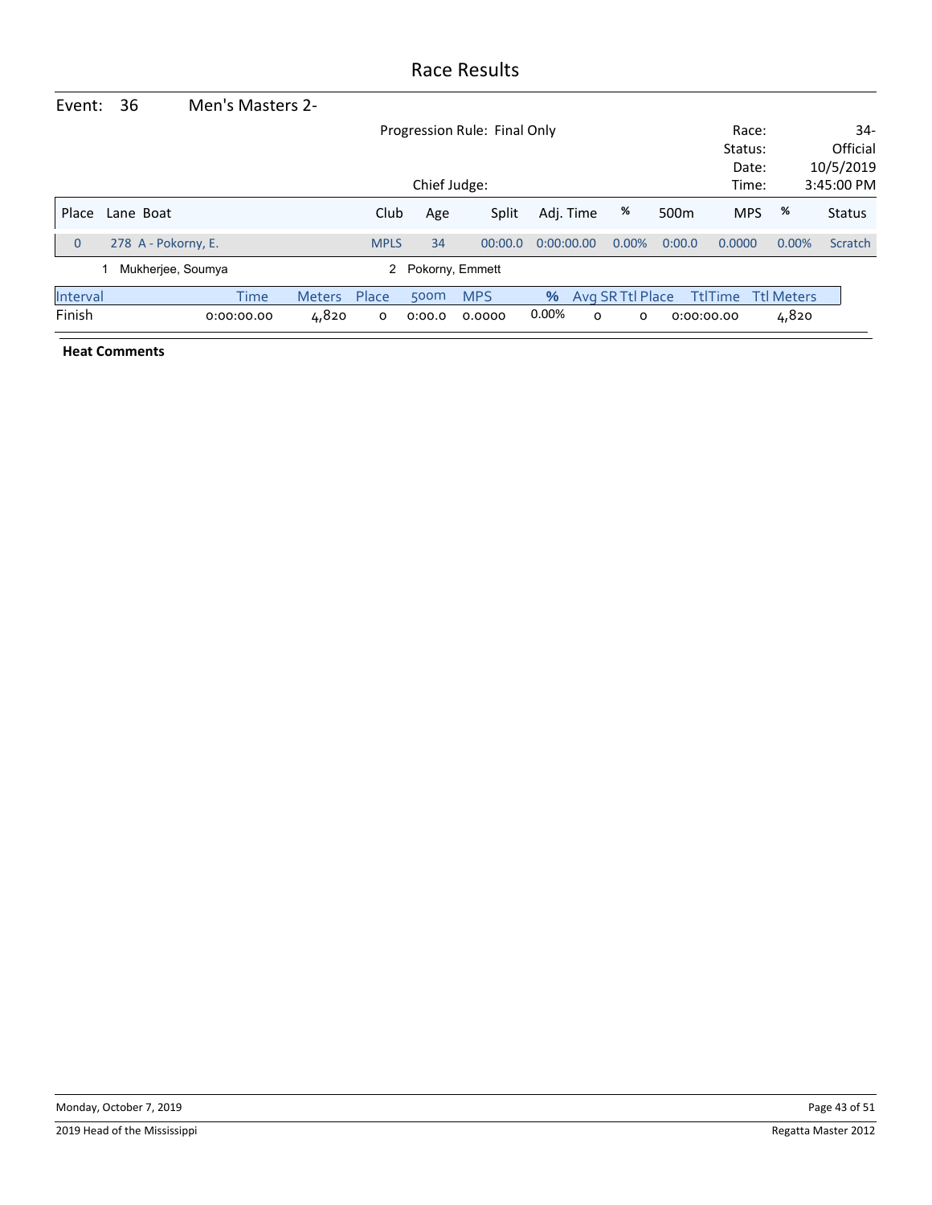# Race Results

**Event: 36 Men's Masters 2-**

Progression Rule: Final Only

Chief Judge:

Race: 34-
Status: Official
Date: 10/5/2019
Time: 3:45:00 PM

| Place | Lane | Boat | Club | Age | Split | Adj. Time | % | 500m | MPS | % | Status |
|---|---|---|---|---|---|---|---|---|---|---|---|
| 0 | 278 | A - Pokorny, E. | MPLS | 34 | 00:00.0 | 0:00:00.00 | 0.00% | 0:00.0 | 0.0000 | 0.00% | Scratch |

1 Mukherjee, Soumya  2 Pokorny, Emmett

| Interval | Time | Meters | Place | 500m | MPS | % | Avg SR | Ttl Place | TtlTime | Ttl Meters |
|---|---|---|---|---|---|---|---|---|---|---|
| Finish | 0:00:00.00 | 4,820 | 0 | 0:00.0 | 0.0000 | 0.00% | 0 | 0 | 0:00:00.00 | 4,820 |

**Heat Comments**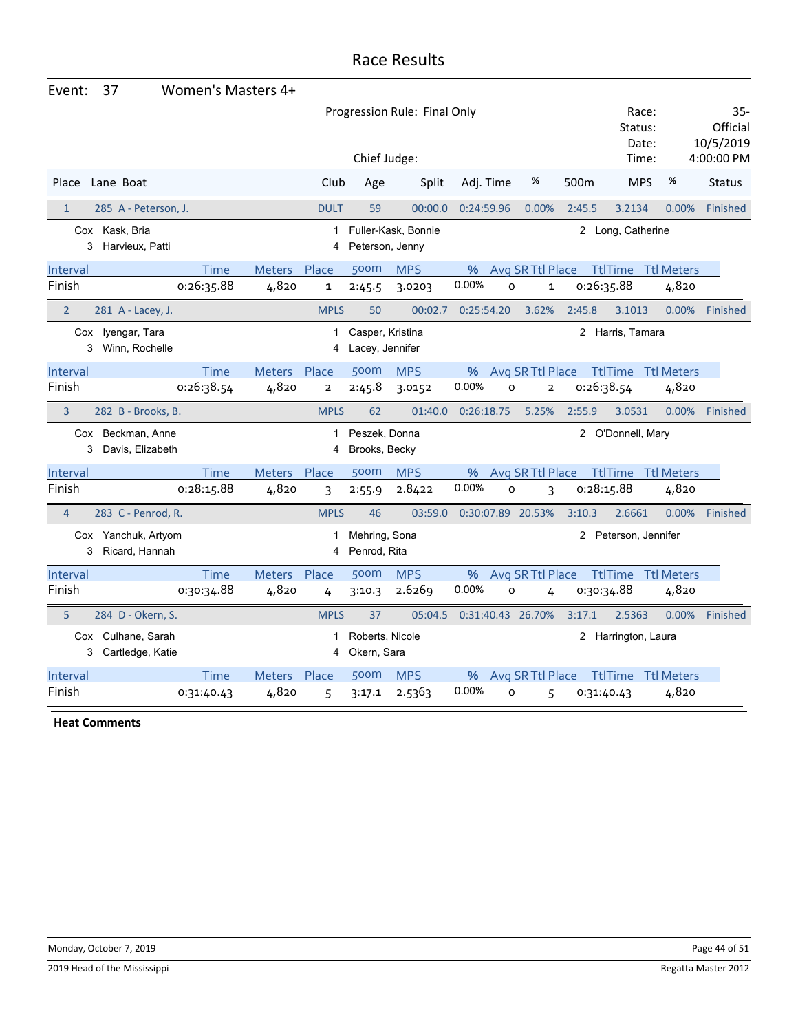# Race Results

**Event: 37 Women's Masters 4+**

Progression Rule: Final Only

Chief Judge:

Race: 35-
Status: Official
Date: 10/5/2019
Time: 4:00:00 PM

| Place | Lane | Boat | Club | Age | Split | Adj. Time | % | 500m | MPS | % | Status |
|---|---|---|---|---|---|---|---|---|---|---|---|
| 1 | 285 | A - Peterson, J. | DULT | 59 | 00:00.0 | 0:24:59.96 | 0.00% | 2:45.5 | 3.2134 | 0.00% | Finished |

Cox Kask, Bria; 1 Fuller-Kask, Bonnie; 2 Long, Catherine; 3 Harvieux, Patti; 4 Peterson, Jenny

| Interval | Time | Meters | Place | 500m | MPS | % | Avg SR | Ttl Place | TtlTime | Ttl Meters |
|---|---|---|---|---|---|---|---|---|---|---|
| Finish | 0:26:35.88 | 4,820 | 1 | 2:45.5 | 3.0203 | 0.00% | 0 | 1 | 0:26:35.88 | 4,820 |

| Place | Lane | Boat | Club | Age | Split | Adj. Time | % | 500m | MPS | % | Status |
|---|---|---|---|---|---|---|---|---|---|---|---|
| 2 | 281 | A - Lacey, J. | MPLS | 50 | 00:02.7 | 0:25:54.20 | 3.62% | 2:45.8 | 3.1013 | 0.00% | Finished |

Cox Iyengar, Tara; 1 Casper, Kristina; 2 Harris, Tamara; 3 Winn, Rochelle; 4 Lacey, Jennifer

| Interval | Time | Meters | Place | 500m | MPS | % | Avg SR | Ttl Place | TtlTime | Ttl Meters |
|---|---|---|---|---|---|---|---|---|---|---|
| Finish | 0:26:38.54 | 4,820 | 2 | 2:45.8 | 3.0152 | 0.00% | 0 | 2 | 0:26:38.54 | 4,820 |

| Place | Lane | Boat | Club | Age | Split | Adj. Time | % | 500m | MPS | % | Status |
|---|---|---|---|---|---|---|---|---|---|---|---|
| 3 | 282 | B - Brooks, B. | MPLS | 62 | 01:40.0 | 0:26:18.75 | 5.25% | 2:55.9 | 3.0531 | 0.00% | Finished |

Cox Beckman, Anne; 1 Peszek, Donna; 2 O'Donnell, Mary; 3 Davis, Elizabeth; 4 Brooks, Becky

| Interval | Time | Meters | Place | 500m | MPS | % | Avg SR | Ttl Place | TtlTime | Ttl Meters |
|---|---|---|---|---|---|---|---|---|---|---|
| Finish | 0:28:15.88 | 4,820 | 3 | 2:55.9 | 2.8422 | 0.00% | 0 | 3 | 0:28:15.88 | 4,820 |

| Place | Lane | Boat | Club | Age | Split | Adj. Time | % | 500m | MPS | % | Status |
|---|---|---|---|---|---|---|---|---|---|---|---|
| 4 | 283 | C - Penrod, R. | MPLS | 46 | 03:59.0 | 0:30:07.89 | 20.53% | 3:10.3 | 2.6661 | 0.00% | Finished |

Cox Yanchuk, Artyom; 1 Mehring, Sona; 2 Peterson, Jennifer; 3 Ricard, Hannah; 4 Penrod, Rita

| Interval | Time | Meters | Place | 500m | MPS | % | Avg SR | Ttl Place | TtlTime | Ttl Meters |
|---|---|---|---|---|---|---|---|---|---|---|
| Finish | 0:30:34.88 | 4,820 | 4 | 3:10.3 | 2.6269 | 0.00% | 0 | 4 | 0:30:34.88 | 4,820 |

| Place | Lane | Boat | Club | Age | Split | Adj. Time | % | 500m | MPS | % | Status |
|---|---|---|---|---|---|---|---|---|---|---|---|
| 5 | 284 | D - Okern, S. | MPLS | 37 | 05:04.5 | 0:31:40.43 | 26.70% | 3:17.1 | 2.5363 | 0.00% | Finished |

Cox Culhane, Sarah; 1 Roberts, Nicole; 2 Harrington, Laura; 3 Cartledge, Katie; 4 Okern, Sara

| Interval | Time | Meters | Place | 500m | MPS | % | Avg SR | Ttl Place | TtlTime | Ttl Meters |
|---|---|---|---|---|---|---|---|---|---|---|
| Finish | 0:31:40.43 | 4,820 | 5 | 3:17.1 | 2.5363 | 0.00% | 0 | 5 | 0:31:40.43 | 4,820 |

**Heat Comments**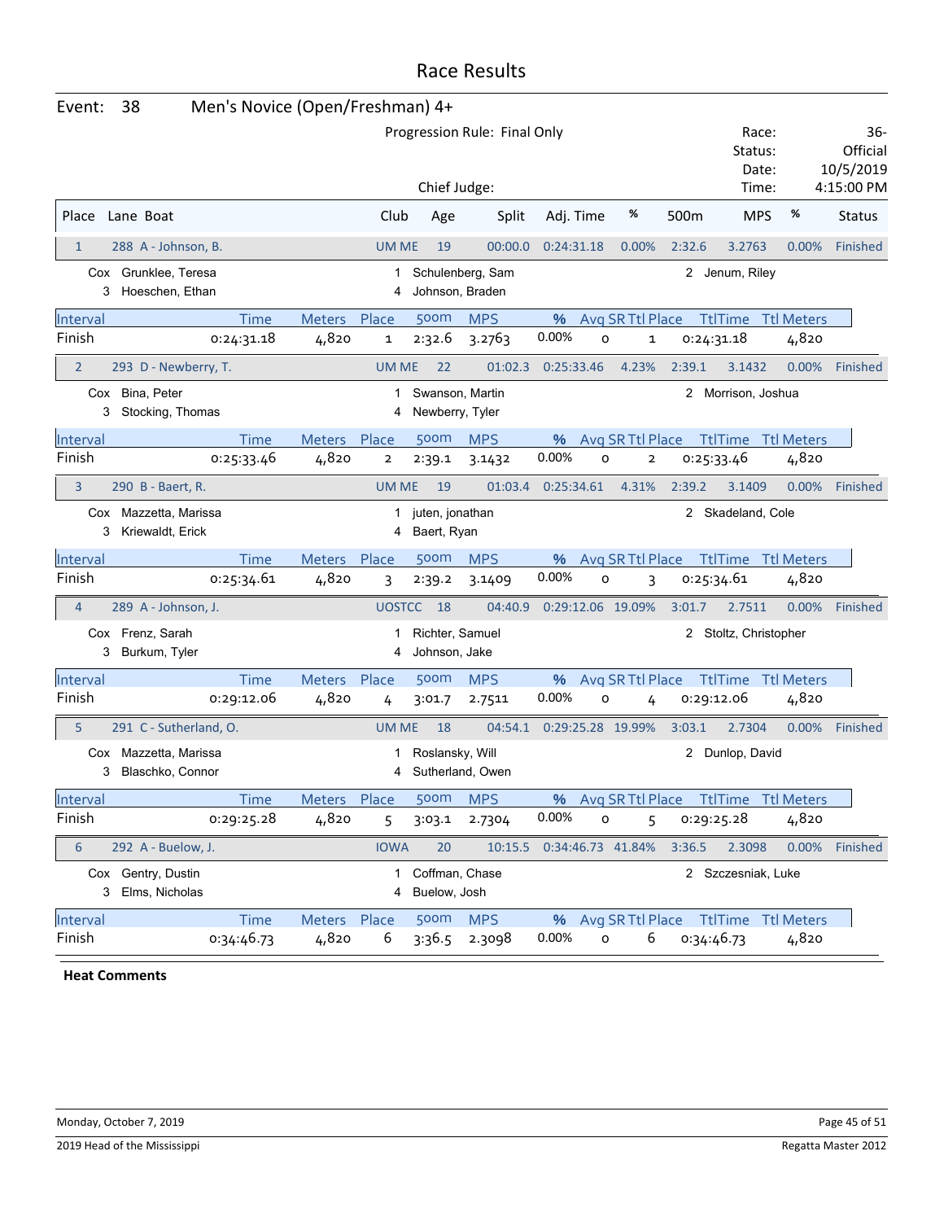# Race Results

**Event: 38 Men's Novice (Open/Freshman) 4+**

Progression Rule: Final Only

Chief Judge:

Race: 36-
Status: Official
Date: 10/5/2019
Time: 4:15:00 PM

| Place | Lane Boat | Club | Age | Split | Adj. Time | % | 500m | MPS | % | Status |
|---|---|---|---|---|---|---|---|---|---|---|
| 1 | 288 A - Johnson, B. | UM ME | 19 | 00:00.0 | 0:24:31.18 | 0.00% | 2:32.6 | 3.2763 | 0.00% | Finished |

Cox Grunklee, Teresa — 1 Schulenberg, Sam — 2 Jenum, Riley
3 Hoeschen, Ethan — 4 Johnson, Braden

| Interval | Time | Meters | Place | 500m | MPS | % | Avg SR | Ttl Place | TtlTime | Ttl Meters |
|---|---|---|---|---|---|---|---|---|---|---|
| Finish | 0:24:31.18 | 4,820 | 1 | 2:32.6 | 3.2763 | 0.00% | 0 | 1 | 0:24:31.18 | 4,820 |

| Place | Lane Boat | Club | Age | Split | Adj. Time | % | 500m | MPS | % | Status |
|---|---|---|---|---|---|---|---|---|---|---|
| 2 | 293 D - Newberry, T. | UM ME | 22 | 01:02.3 | 0:25:33.46 | 4.23% | 2:39.1 | 3.1432 | 0.00% | Finished |

Cox Bina, Peter — 1 Swanson, Martin — 2 Morrison, Joshua
3 Stocking, Thomas — 4 Newberry, Tyler

| Interval | Time | Meters | Place | 500m | MPS | % | Avg SR | Ttl Place | TtlTime | Ttl Meters |
|---|---|---|---|---|---|---|---|---|---|---|
| Finish | 0:25:33.46 | 4,820 | 2 | 2:39.1 | 3.1432 | 0.00% | 0 | 2 | 0:25:33.46 | 4,820 |

| Place | Lane Boat | Club | Age | Split | Adj. Time | % | 500m | MPS | % | Status |
|---|---|---|---|---|---|---|---|---|---|---|
| 3 | 290 B - Baert, R. | UM ME | 19 | 01:03.4 | 0:25:34.61 | 4.31% | 2:39.2 | 3.1409 | 0.00% | Finished |

Cox Mazzetta, Marissa — 1 juten, jonathan — 2 Skadeland, Cole
3 Kriewaldt, Erick — 4 Baert, Ryan

| Interval | Time | Meters | Place | 500m | MPS | % | Avg SR | Ttl Place | TtlTime | Ttl Meters |
|---|---|---|---|---|---|---|---|---|---|---|
| Finish | 0:25:34.61 | 4,820 | 3 | 2:39.2 | 3.1409 | 0.00% | 0 | 3 | 0:25:34.61 | 4,820 |

| Place | Lane Boat | Club | Age | Split | Adj. Time | % | 500m | MPS | % | Status |
|---|---|---|---|---|---|---|---|---|---|---|
| 4 | 289 A - Johnson, J. | UOSTCC | 18 | 04:40.9 | 0:29:12.06 | 19.09% | 3:01.7 | 2.7511 | 0.00% | Finished |

Cox Frenz, Sarah — 1 Richter, Samuel — 2 Stoltz, Christopher
3 Burkum, Tyler — 4 Johnson, Jake

| Interval | Time | Meters | Place | 500m | MPS | % | Avg SR | Ttl Place | TtlTime | Ttl Meters |
|---|---|---|---|---|---|---|---|---|---|---|
| Finish | 0:29:12.06 | 4,820 | 4 | 3:01.7 | 2.7511 | 0.00% | 0 | 4 | 0:29:12.06 | 4,820 |

| Place | Lane Boat | Club | Age | Split | Adj. Time | % | 500m | MPS | % | Status |
|---|---|---|---|---|---|---|---|---|---|---|
| 5 | 291 C - Sutherland, O. | UM ME | 18 | 04:54.1 | 0:29:25.28 | 19.99% | 3:03.1 | 2.7304 | 0.00% | Finished |

Cox Mazzetta, Marissa — 1 Roslansky, Will — 2 Dunlop, David
3 Blaschko, Connor — 4 Sutherland, Owen

| Interval | Time | Meters | Place | 500m | MPS | % | Avg SR | Ttl Place | TtlTime | Ttl Meters |
|---|---|---|---|---|---|---|---|---|---|---|
| Finish | 0:29:25.28 | 4,820 | 5 | 3:03.1 | 2.7304 | 0.00% | 0 | 5 | 0:29:25.28 | 4,820 |

| Place | Lane Boat | Club | Age | Split | Adj. Time | % | 500m | MPS | % | Status |
|---|---|---|---|---|---|---|---|---|---|---|
| 6 | 292 A - Buelow, J. | IOWA | 20 | 10:15.5 | 0:34:46.73 | 41.84% | 3:36.5 | 2.3098 | 0.00% | Finished |

Cox Gentry, Dustin — 1 Coffman, Chase — 2 Szczesniak, Luke
3 Elms, Nicholas — 4 Buelow, Josh

| Interval | Time | Meters | Place | 500m | MPS | % | Avg SR | Ttl Place | TtlTime | Ttl Meters |
|---|---|---|---|---|---|---|---|---|---|---|
| Finish | 0:34:46.73 | 4,820 | 6 | 3:36.5 | 2.3098 | 0.00% | 0 | 6 | 0:34:46.73 | 4,820 |

**Heat Comments**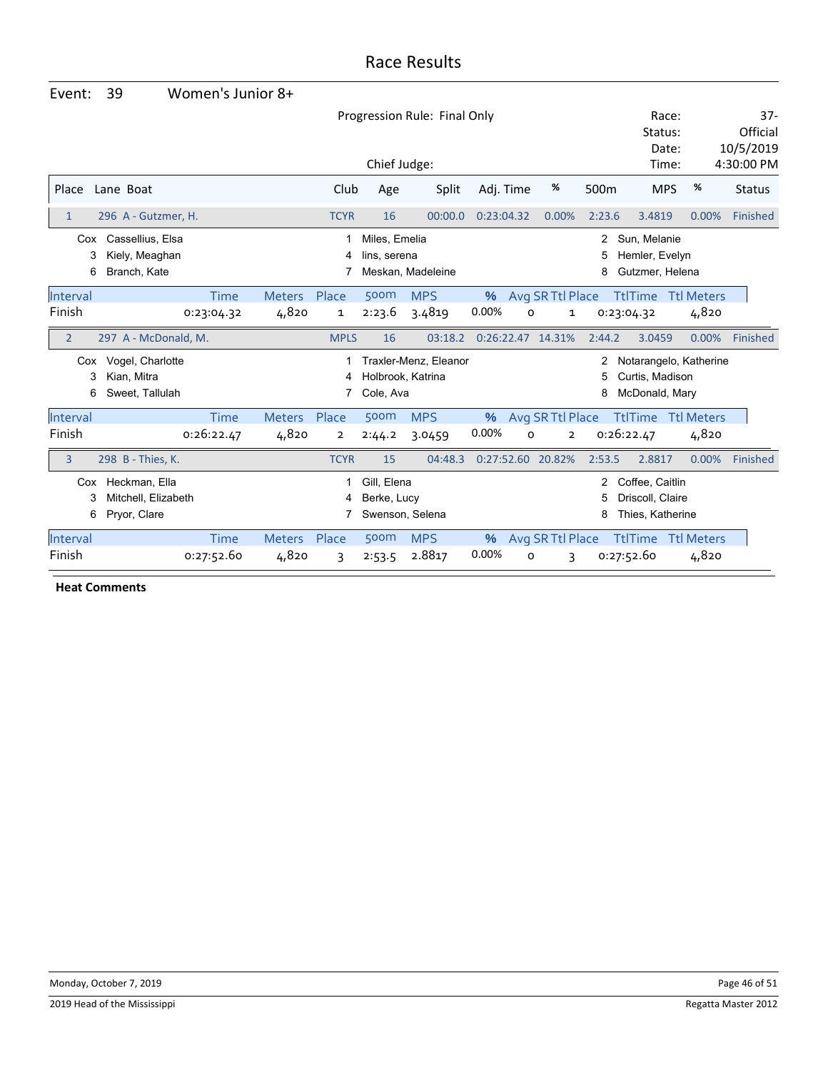# Race Results

**Event:** 39 Women's Junior 8+

Progression Rule: Final Only

Chief Judge:

Race: 37-
Status: Official
Date: 10/5/2019
Time: 4:30:00 PM

| Place | Lane | Boat | Club | Age | Split | Adj. Time | % | 500m | MPS | % | Status |
|---|---|---|---|---|---|---|---|---|---|---|---|
| 1 | 296 | A - Gutzmer, H. | TCYR | 16 | 00:00.0 | 0:23:04.32 | 0.00% | 2:23.6 | 3.4819 | 0.00% | Finished |

Cox Cassellius, Elsa; 1 Miles, Emelia; 2 Sun, Melanie; 3 Kiely, Meaghan; 4 lins, serena; 5 Hemler, Evelyn; 6 Branch, Kate; 7 Meskan, Madeleine; 8 Gutzmer, Helena

| Interval | Time | Meters | Place | 500m | MPS | % | Avg SR | Ttl Place | TtlTime | Ttl Meters |
|---|---|---|---|---|---|---|---|---|---|---|
| Finish | 0:23:04.32 | 4,820 | 1 | 2:23.6 | 3.4819 | 0.00% | 0 | 1 | 0:23:04.32 | 4,820 |

| Place | Lane | Boat | Club | Age | Split | Adj. Time | % | 500m | MPS | % | Status |
|---|---|---|---|---|---|---|---|---|---|---|---|
| 2 | 297 | A - McDonald, M. | MPLS | 16 | 03:18.2 | 0:26:22.47 | 14.31% | 2:44.2 | 3.0459 | 0.00% | Finished |

Cox Vogel, Charlotte; 1 Traxler-Menz, Eleanor; 2 Notarangelo, Katherine; 3 Kian, Mitra; 4 Holbrook, Katrina; 5 Curtis, Madison; 6 Sweet, Tallulah; 7 Cole, Ava; 8 McDonald, Mary

| Interval | Time | Meters | Place | 500m | MPS | % | Avg SR | Ttl Place | TtlTime | Ttl Meters |
|---|---|---|---|---|---|---|---|---|---|---|
| Finish | 0:26:22.47 | 4,820 | 2 | 2:44.2 | 3.0459 | 0.00% | 0 | 2 | 0:26:22.47 | 4,820 |

| Place | Lane | Boat | Club | Age | Split | Adj. Time | % | 500m | MPS | % | Status |
|---|---|---|---|---|---|---|---|---|---|---|---|
| 3 | 298 | B - Thies, K. | TCYR | 15 | 04:48.3 | 0:27:52.60 | 20.82% | 2:53.5 | 2.8817 | 0.00% | Finished |

Cox Heckman, Ella; 1 Gill, Elena; 2 Coffee, Caitlin; 3 Mitchell, Elizabeth; 4 Berke, Lucy; 5 Driscoll, Claire; 6 Pryor, Clare; 7 Swenson, Selena; 8 Thies, Katherine

| Interval | Time | Meters | Place | 500m | MPS | % | Avg SR | Ttl Place | TtlTime | Ttl Meters |
|---|---|---|---|---|---|---|---|---|---|---|
| Finish | 0:27:52.60 | 4,820 | 3 | 2:53.5 | 2.8817 | 0.00% | 0 | 3 | 0:27:52.60 | 4,820 |

**Heat Comments**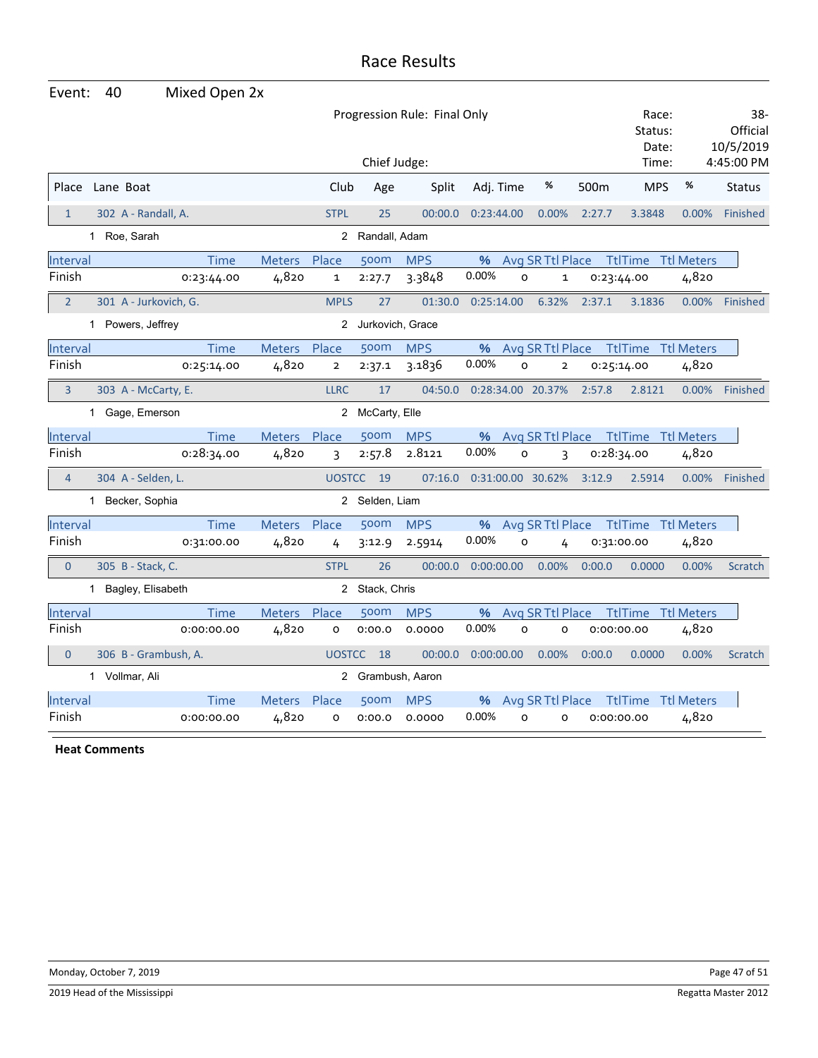# Race Results

**Event:** 40 Mixed Open 2x

Progression Rule: Final Only

Chief Judge:

Race: 38-
Status: Official
Date: 10/5/2019
Time: 4:45:00 PM

| Place | Lane | Boat | Club | Age | Split | Adj. Time | % | 500m | MPS | % | Status |
|---|---|---|---|---|---|---|---|---|---|---|---|
| 1 | 302 | A - Randall, A. | STPL | 25 | 00:00.0 | 0:23:44.00 | 0.00% | 2:27.7 | 3.3848 | 0.00% | Finished |

1 Roe, Sarah — 2 Randall, Adam

| Interval | Time | Meters | Place | 500m | MPS | % | Avg SR | Ttl Place | TtlTime | Ttl Meters |
|---|---|---|---|---|---|---|---|---|---|---|
| Finish | 0:23:44.00 | 4,820 | 1 | 2:27.7 | 3.3848 | 0.00% | 0 | 1 | 0:23:44.00 | 4,820 |

| Place | Lane | Boat | Club | Age | Split | Adj. Time | % | 500m | MPS | % | Status |
|---|---|---|---|---|---|---|---|---|---|---|---|
| 2 | 301 | A - Jurkovich, G. | MPLS | 27 | 01:30.0 | 0:25:14.00 | 6.32% | 2:37.1 | 3.1836 | 0.00% | Finished |

1 Powers, Jeffrey — 2 Jurkovich, Grace

| Interval | Time | Meters | Place | 500m | MPS | % | Avg SR | Ttl Place | TtlTime | Ttl Meters |
|---|---|---|---|---|---|---|---|---|---|---|
| Finish | 0:25:14.00 | 4,820 | 2 | 2:37.1 | 3.1836 | 0.00% | 0 | 2 | 0:25:14.00 | 4,820 |

| Place | Lane | Boat | Club | Age | Split | Adj. Time | % | 500m | MPS | % | Status |
|---|---|---|---|---|---|---|---|---|---|---|---|
| 3 | 303 | A - McCarty, E. | LLRC | 17 | 04:50.0 | 0:28:34.00 | 20.37% | 2:57.8 | 2.8121 | 0.00% | Finished |

1 Gage, Emerson — 2 McCarty, Elle

| Interval | Time | Meters | Place | 500m | MPS | % | Avg SR | Ttl Place | TtlTime | Ttl Meters |
|---|---|---|---|---|---|---|---|---|---|---|
| Finish | 0:28:34.00 | 4,820 | 3 | 2:57.8 | 2.8121 | 0.00% | 0 | 3 | 0:28:34.00 | 4,820 |

| Place | Lane | Boat | Club | Age | Split | Adj. Time | % | 500m | MPS | % | Status |
|---|---|---|---|---|---|---|---|---|---|---|---|
| 4 | 304 | A - Selden, L. | UOSTCC | 19 | 07:16.0 | 0:31:00.00 | 30.62% | 3:12.9 | 2.5914 | 0.00% | Finished |

1 Becker, Sophia — 2 Selden, Liam

| Interval | Time | Meters | Place | 500m | MPS | % | Avg SR | Ttl Place | TtlTime | Ttl Meters |
|---|---|---|---|---|---|---|---|---|---|---|
| Finish | 0:31:00.00 | 4,820 | 4 | 3:12.9 | 2.5914 | 0.00% | 0 | 4 | 0:31:00.00 | 4,820 |

| Place | Lane | Boat | Club | Age | Split | Adj. Time | % | 500m | MPS | % | Status |
|---|---|---|---|---|---|---|---|---|---|---|---|
| 0 | 305 | B - Stack, C. | STPL | 26 | 00:00.0 | 0:00:00.00 | 0.00% | 0:00.0 | 0.0000 | 0.00% | Scratch |

1 Bagley, Elisabeth — 2 Stack, Chris

| Interval | Time | Meters | Place | 500m | MPS | % | Avg SR | Ttl Place | TtlTime | Ttl Meters |
|---|---|---|---|---|---|---|---|---|---|---|
| Finish | 0:00:00.00 | 4,820 | 0 | 0:00.0 | 0.0000 | 0.00% | 0 | 0 | 0:00:00.00 | 4,820 |

| Place | Lane | Boat | Club | Age | Split | Adj. Time | % | 500m | MPS | % | Status |
|---|---|---|---|---|---|---|---|---|---|---|---|
| 0 | 306 | B - Grambush, A. | UOSTCC | 18 | 00:00.0 | 0:00:00.00 | 0.00% | 0:00.0 | 0.0000 | 0.00% | Scratch |

1 Vollmar, Ali — 2 Grambush, Aaron

| Interval | Time | Meters | Place | 500m | MPS | % | Avg SR | Ttl Place | TtlTime | Ttl Meters |
|---|---|---|---|---|---|---|---|---|---|---|
| Finish | 0:00:00.00 | 4,820 | 0 | 0:00.0 | 0.0000 | 0.00% | 0 | 0 | 0:00:00.00 | 4,820 |

**Heat Comments**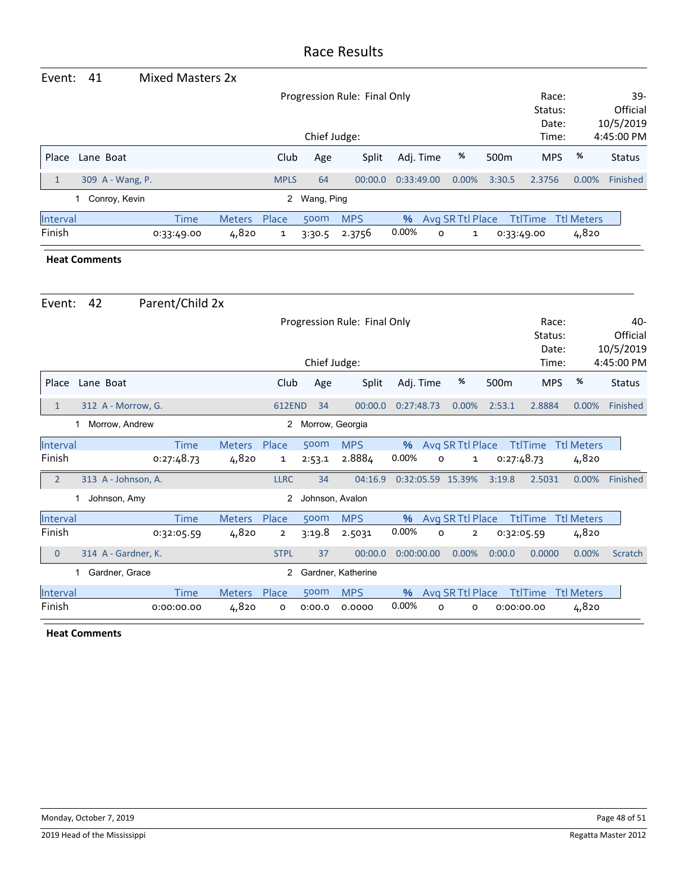# Race Results

## Event: 41 Mixed Masters 2x

Progression Rule: Final Only

Chief Judge:

Race: 39-
Status: Official
Date: 10/5/2019
Time: 4:45:00 PM

| Place | Lane | Boat | Club | Age | Split | Adj. Time | % | 500m | MPS | % | Status |
|---|---|---|---|---|---|---|---|---|---|---|---|
| 1 | 309 | A - Wang, P. | MPLS | 64 | 00:00.0 | 0:33:49.00 | 0.00% | 3:30.5 | 2.3756 | 0.00% | Finished |

1 Conroy, Kevin — 2 Wang, Ping

| Interval | Time | Meters | Place | 500m | MPS | % | Avg SR | Ttl Place | TtlTime | Ttl Meters |
|---|---|---|---|---|---|---|---|---|---|---|
| Finish | 0:33:49.00 | 4,820 | 1 | 3:30.5 | 2.3756 | 0.00% | 0 | 1 | 0:33:49.00 | 4,820 |

**Heat Comments**

## Event: 42 Parent/Child 2x

Progression Rule: Final Only

Chief Judge:

Race: 40-
Status: Official
Date: 10/5/2019
Time: 4:45:00 PM

| Place | Lane | Boat | Club | Age | Split | Adj. Time | % | 500m | MPS | % | Status |
|---|---|---|---|---|---|---|---|---|---|---|---|
| 1 | 312 | A - Morrow, G. | 612END | 34 | 00:00.0 | 0:27:48.73 | 0.00% | 2:53.1 | 2.8884 | 0.00% | Finished |

1 Morrow, Andrew — 2 Morrow, Georgia

| Interval | Time | Meters | Place | 500m | MPS | % | Avg SR | Ttl Place | TtlTime | Ttl Meters |
|---|---|---|---|---|---|---|---|---|---|---|
| Finish | 0:27:48.73 | 4,820 | 1 | 2:53.1 | 2.8884 | 0.00% | 0 | 1 | 0:27:48.73 | 4,820 |

| Place | Lane | Boat | Club | Age | Split | Adj. Time | % | 500m | MPS | % | Status |
|---|---|---|---|---|---|---|---|---|---|---|---|
| 2 | 313 | A - Johnson, A. | LLRC | 34 | 04:16.9 | 0:32:05.59 | 15.39% | 3:19.8 | 2.5031 | 0.00% | Finished |

1 Johnson, Amy — 2 Johnson, Avalon

| Interval | Time | Meters | Place | 500m | MPS | % | Avg SR | Ttl Place | TtlTime | Ttl Meters |
|---|---|---|---|---|---|---|---|---|---|---|
| Finish | 0:32:05.59 | 4,820 | 2 | 3:19.8 | 2.5031 | 0.00% | 0 | 2 | 0:32:05.59 | 4,820 |

| Place | Lane | Boat | Club | Age | Split | Adj. Time | % | 500m | MPS | % | Status |
|---|---|---|---|---|---|---|---|---|---|---|---|
| 0 | 314 | A - Gardner, K. | STPL | 37 | 00:00.0 | 0:00:00.00 | 0.00% | 0:00.0 | 0.0000 | 0.00% | Scratch |

1 Gardner, Grace — 2 Gardner, Katherine

| Interval | Time | Meters | Place | 500m | MPS | % | Avg SR | Ttl Place | TtlTime | Ttl Meters |
|---|---|---|---|---|---|---|---|---|---|---|
| Finish | 0:00:00.00 | 4,820 | 0 | 0:00.0 | 0.0000 | 0.00% | 0 | 0 | 0:00:00.00 | 4,820 |

**Heat Comments**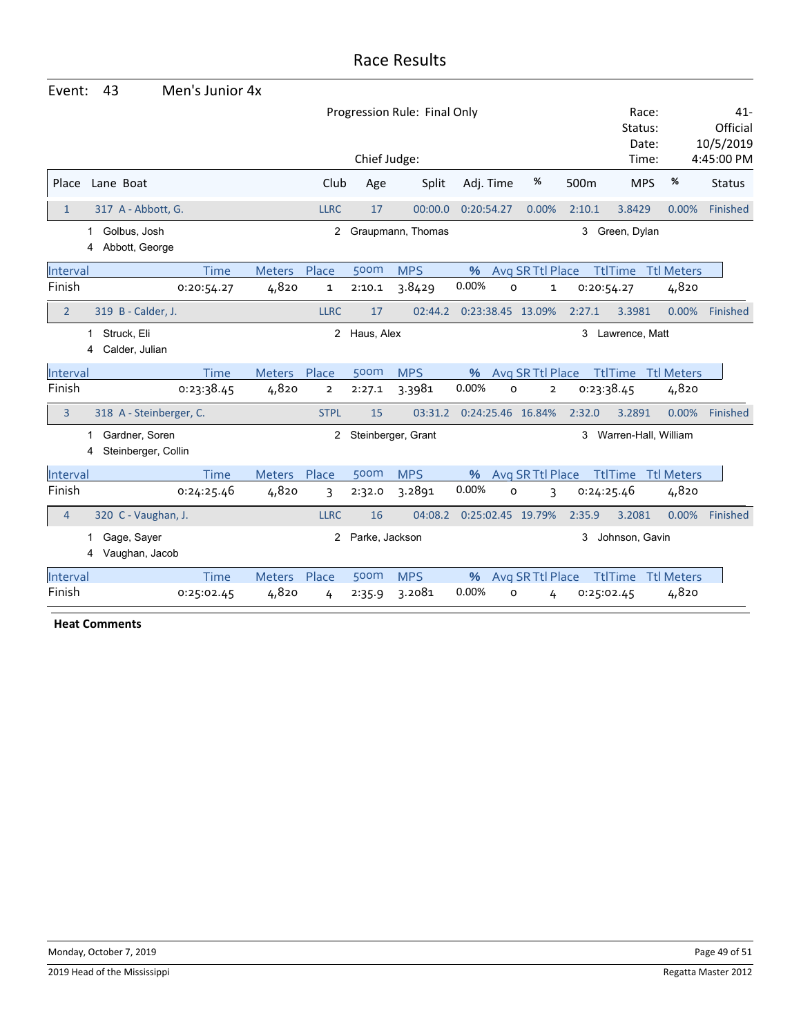# Race Results

**Event:** 43 Men's Junior 4x

Progression Rule: Final Only

Chief Judge:

Race: 41-
Status: Official
Date: 10/5/2019
Time: 4:45:00 PM

| Place | Lane Boat | Club | Age | Split | Adj. Time | % | 500m | MPS | % | Status |
|---|---|---|---|---|---|---|---|---|---|---|
| 1 | 317 A - Abbott, G. | LLRC | 17 | 00:00.0 | 0:20:54.27 | 0.00% | 2:10.1 | 3.8429 | 0.00% | Finished |

1 Golbus, Josh 2 Graupmann, Thomas 3 Green, Dylan
4 Abbott, George

| Interval | Time | Meters | Place | 500m | MPS | % | Avg SR | Ttl Place | TtlTime | Ttl Meters |
|---|---|---|---|---|---|---|---|---|---|---|
| Finish | 0:20:54.27 | 4,820 | 1 | 2:10.1 | 3.8429 | 0.00% | 0 | 1 | 0:20:54.27 | 4,820 |

| Place | Lane Boat | Club | Age | Split | Adj. Time | % | 500m | MPS | % | Status |
|---|---|---|---|---|---|---|---|---|---|---|
| 2 | 319 B - Calder, J. | LLRC | 17 | 02:44.2 | 0:23:38.45 | 13.09% | 2:27.1 | 3.3981 | 0.00% | Finished |

1 Struck, Eli 2 Haus, Alex 3 Lawrence, Matt
4 Calder, Julian

| Interval | Time | Meters | Place | 500m | MPS | % | Avg SR | Ttl Place | TtlTime | Ttl Meters |
|---|---|---|---|---|---|---|---|---|---|---|
| Finish | 0:23:38.45 | 4,820 | 2 | 2:27.1 | 3.3981 | 0.00% | 0 | 2 | 0:23:38.45 | 4,820 |

| Place | Lane Boat | Club | Age | Split | Adj. Time | % | 500m | MPS | % | Status |
|---|---|---|---|---|---|---|---|---|---|---|
| 3 | 318 A - Steinberger, C. | STPL | 15 | 03:31.2 | 0:24:25.46 | 16.84% | 2:32.0 | 3.2891 | 0.00% | Finished |

1 Gardner, Soren 2 Steinberger, Grant 3 Warren-Hall, William
4 Steinberger, Collin

| Interval | Time | Meters | Place | 500m | MPS | % | Avg SR | Ttl Place | TtlTime | Ttl Meters |
|---|---|---|---|---|---|---|---|---|---|---|
| Finish | 0:24:25.46 | 4,820 | 3 | 2:32.0 | 3.2891 | 0.00% | 0 | 3 | 0:24:25.46 | 4,820 |

| Place | Lane Boat | Club | Age | Split | Adj. Time | % | 500m | MPS | % | Status |
|---|---|---|---|---|---|---|---|---|---|---|
| 4 | 320 C - Vaughan, J. | LLRC | 16 | 04:08.2 | 0:25:02.45 | 19.79% | 2:35.9 | 3.2081 | 0.00% | Finished |

1 Gage, Sayer 2 Parke, Jackson 3 Johnson, Gavin
4 Vaughan, Jacob

| Interval | Time | Meters | Place | 500m | MPS | % | Avg SR | Ttl Place | TtlTime | Ttl Meters |
|---|---|---|---|---|---|---|---|---|---|---|
| Finish | 0:25:02.45 | 4,820 | 4 | 2:35.9 | 3.2081 | 0.00% | 0 | 4 | 0:25:02.45 | 4,820 |

**Heat Comments**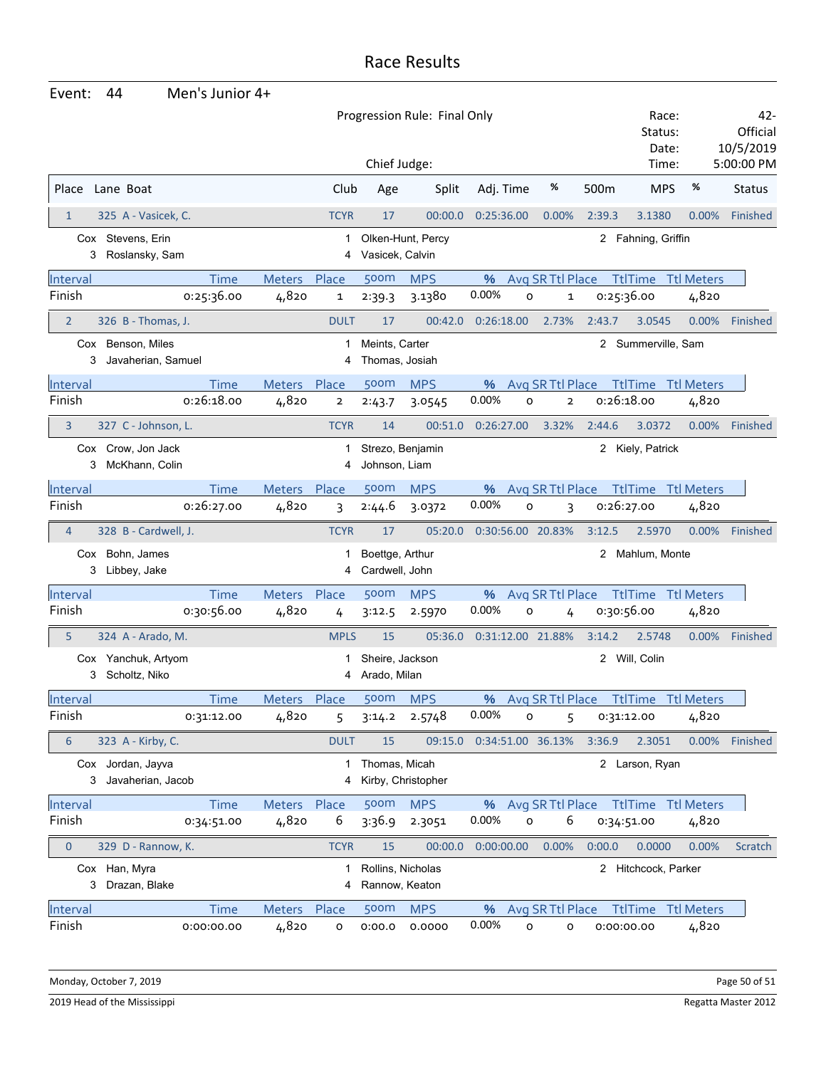# Race Results

**Event: 44 Men's Junior 4+**

Progression Rule: Final Only

Chief Judge:

Race: 42-
Status: Official
Date: 10/5/2019
Time: 5:00:00 PM

| Place | Lane Boat | Club | Age | Split | Adj. Time | % | 500m | MPS | % | Status |
|---|---|---|---|---|---|---|---|---|---|---|
| 1 | 325 A - Vasicek, C. | TCYR | 17 | 00:00.0 | 0:25:36.00 | 0.00% | 2:39.3 | 3.1380 | 0.00% | Finished |

Cox Stevens, Erin — 1 Olken-Hunt, Percy — 2 Fahning, Griffin
3 Roslansky, Sam — 4 Vasicek, Calvin

| Interval | Time | Meters | Place | 500m | MPS | % | Avg SR | Ttl Place | TtlTime | Ttl Meters |
|---|---|---|---|---|---|---|---|---|---|---|
| Finish | 0:25:36.00 | 4,820 | 1 | 2:39.3 | 3.1380 | 0.00% | 0 | 1 | 0:25:36.00 | 4,820 |

| Place | Lane Boat | Club | Age | Split | Adj. Time | % | 500m | MPS | % | Status |
|---|---|---|---|---|---|---|---|---|---|---|
| 2 | 326 B - Thomas, J. | DULT | 17 | 00:42.0 | 0:26:18.00 | 2.73% | 2:43.7 | 3.0545 | 0.00% | Finished |

Cox Benson, Miles — 1 Meints, Carter — 2 Summerville, Sam
3 Javaherian, Samuel — 4 Thomas, Josiah

| Interval | Time | Meters | Place | 500m | MPS | % | Avg SR | Ttl Place | TtlTime | Ttl Meters |
|---|---|---|---|---|---|---|---|---|---|---|
| Finish | 0:26:18.00 | 4,820 | 2 | 2:43.7 | 3.0545 | 0.00% | 0 | 2 | 0:26:18.00 | 4,820 |

| Place | Lane Boat | Club | Age | Split | Adj. Time | % | 500m | MPS | % | Status |
|---|---|---|---|---|---|---|---|---|---|---|
| 3 | 327 C - Johnson, L. | TCYR | 14 | 00:51.0 | 0:26:27.00 | 3.32% | 2:44.6 | 3.0372 | 0.00% | Finished |

Cox Crow, Jon Jack — 1 Strezo, Benjamin — 2 Kiely, Patrick
3 McKhann, Colin — 4 Johnson, Liam

| Interval | Time | Meters | Place | 500m | MPS | % | Avg SR | Ttl Place | TtlTime | Ttl Meters |
|---|---|---|---|---|---|---|---|---|---|---|
| Finish | 0:26:27.00 | 4,820 | 3 | 2:44.6 | 3.0372 | 0.00% | 0 | 3 | 0:26:27.00 | 4,820 |

| Place | Lane Boat | Club | Age | Split | Adj. Time | % | 500m | MPS | % | Status |
|---|---|---|---|---|---|---|---|---|---|---|
| 4 | 328 B - Cardwell, J. | TCYR | 17 | 05:20.0 | 0:30:56.00 | 20.83% | 3:12.5 | 2.5970 | 0.00% | Finished |

Cox Bohn, James — 1 Boettge, Arthur — 2 Mahlum, Monte
3 Libbey, Jake — 4 Cardwell, John

| Interval | Time | Meters | Place | 500m | MPS | % | Avg SR | Ttl Place | TtlTime | Ttl Meters |
|---|---|---|---|---|---|---|---|---|---|---|
| Finish | 0:30:56.00 | 4,820 | 4 | 3:12.5 | 2.5970 | 0.00% | 0 | 4 | 0:30:56.00 | 4,820 |

| Place | Lane Boat | Club | Age | Split | Adj. Time | % | 500m | MPS | % | Status |
|---|---|---|---|---|---|---|---|---|---|---|
| 5 | 324 A - Arado, M. | MPLS | 15 | 05:36.0 | 0:31:12.00 | 21.88% | 3:14.2 | 2.5748 | 0.00% | Finished |

Cox Yanchuk, Artyom — 1 Sheire, Jackson — 2 Will, Colin
3 Scholtz, Niko — 4 Arado, Milan

| Interval | Time | Meters | Place | 500m | MPS | % | Avg SR | Ttl Place | TtlTime | Ttl Meters |
|---|---|---|---|---|---|---|---|---|---|---|
| Finish | 0:31:12.00 | 4,820 | 5 | 3:14.2 | 2.5748 | 0.00% | 0 | 5 | 0:31:12.00 | 4,820 |

| Place | Lane Boat | Club | Age | Split | Adj. Time | % | 500m | MPS | % | Status |
|---|---|---|---|---|---|---|---|---|---|---|
| 6 | 323 A - Kirby, C. | DULT | 15 | 09:15.0 | 0:34:51.00 | 36.13% | 3:36.9 | 2.3051 | 0.00% | Finished |

Cox Jordan, Jayva — 1 Thomas, Micah — 2 Larson, Ryan
3 Javaherian, Jacob — 4 Kirby, Christopher

| Interval | Time | Meters | Place | 500m | MPS | % | Avg SR | Ttl Place | TtlTime | Ttl Meters |
|---|---|---|---|---|---|---|---|---|---|---|
| Finish | 0:34:51.00 | 4,820 | 6 | 3:36.9 | 2.3051 | 0.00% | 0 | 6 | 0:34:51.00 | 4,820 |

| Place | Lane Boat | Club | Age | Split | Adj. Time | % | 500m | MPS | % | Status |
|---|---|---|---|---|---|---|---|---|---|---|
| 0 | 329 D - Rannow, K. | TCYR | 15 | 00:00.0 | 0:00:00.00 | 0.00% | 0:00.0 | 0.0000 | 0.00% | Scratch |

Cox Han, Myra — 1 Rollins, Nicholas — 2 Hitchcock, Parker
3 Drazan, Blake — 4 Rannow, Keaton

| Interval | Time | Meters | Place | 500m | MPS | % | Avg SR | Ttl Place | TtlTime | Ttl Meters |
|---|---|---|---|---|---|---|---|---|---|---|
| Finish | 0:00:00.00 | 4,820 | 0 | 0:00.0 | 0.0000 | 0.00% | 0 | 0 | 0:00:00.00 | 4,820 |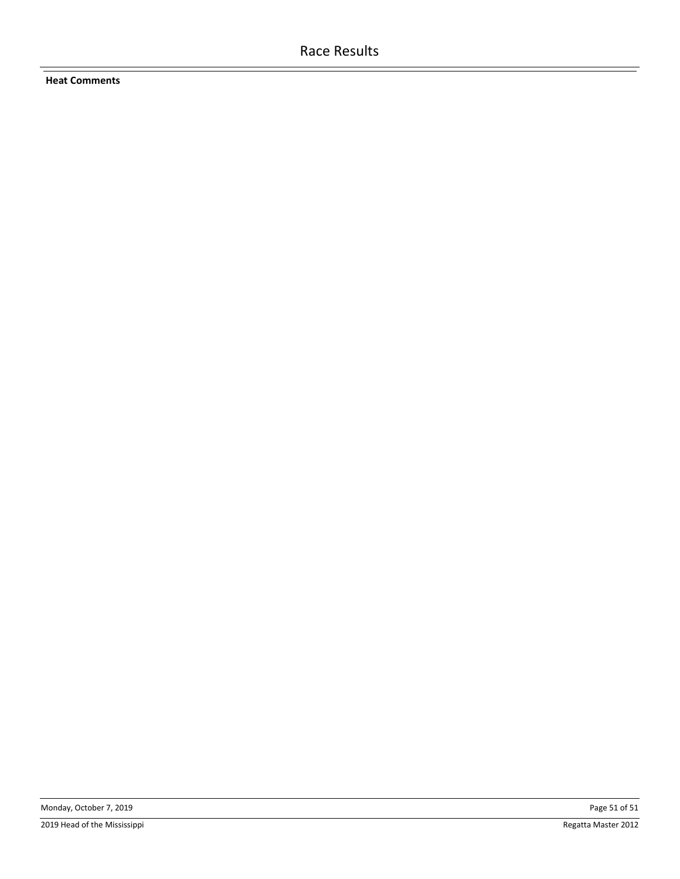# Race Results

**Heat Comments**